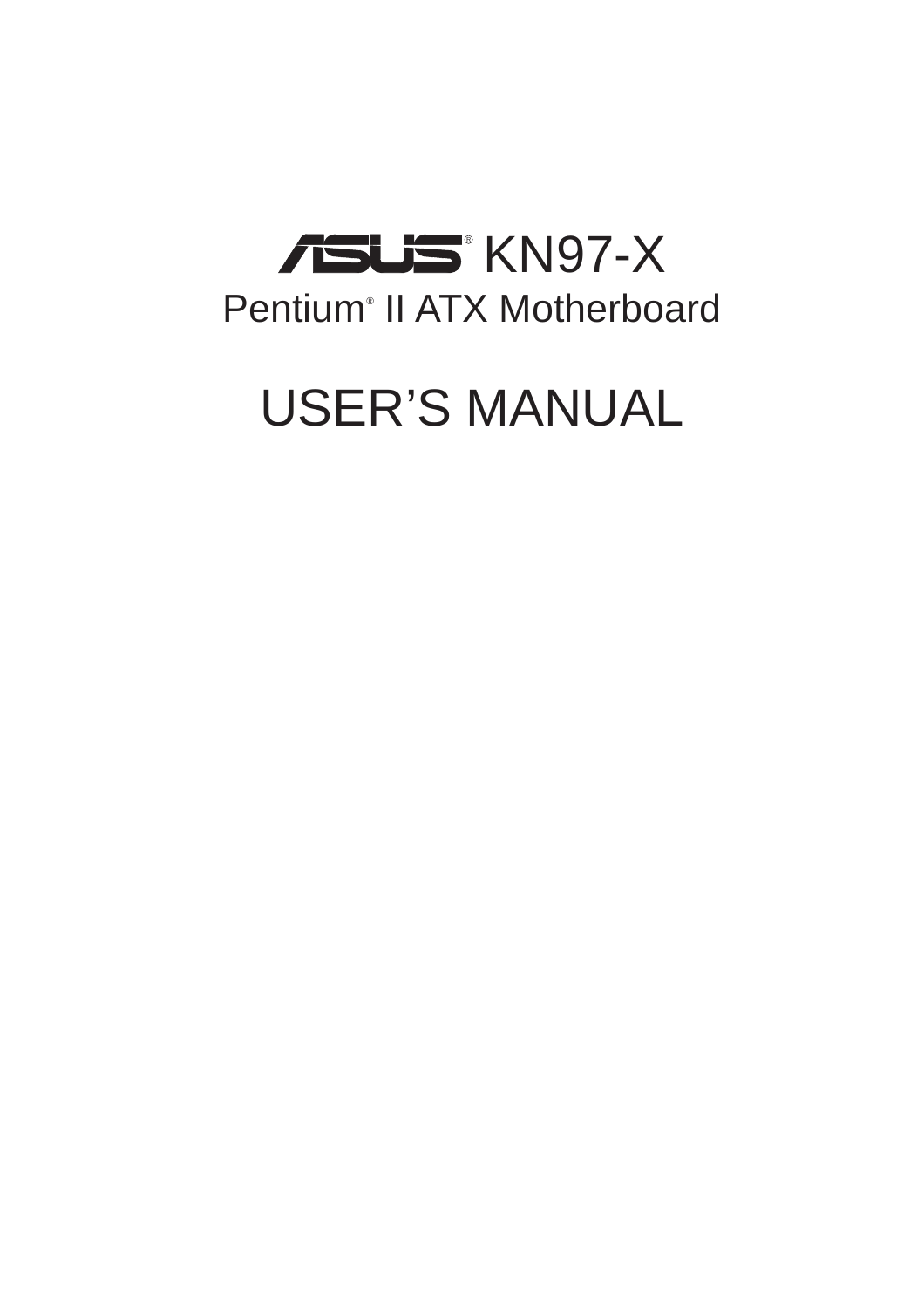# ASUS® KN97-X

## Pentium® II ATX Motherboard

# USER'S MANUAL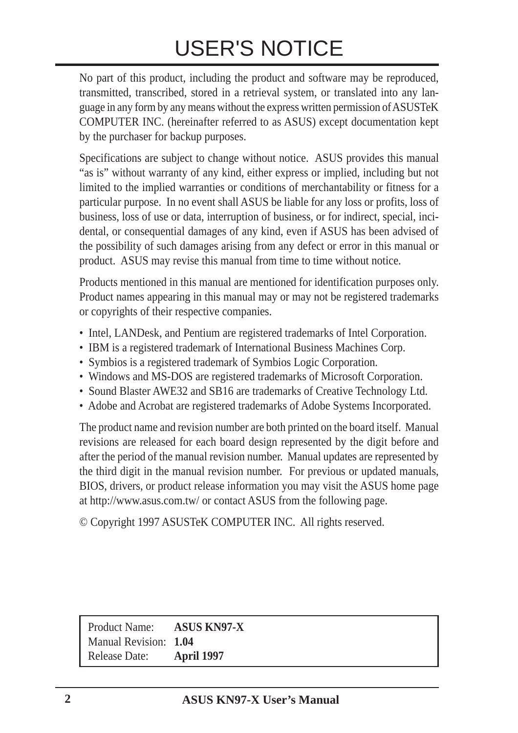# USER'S NOTICE

No part of this product, including the product and software may be reproduced, transmitted, transcribed, stored in a retrieval system, or translated into any language in any form by any means without the express written permission of ASUSTeK COMPUTER INC. (hereinafter referred to as ASUS) except documentation kept by the purchaser for backup purposes.

Specifications are subject to change without notice. ASUS provides this manual "as is" without warranty of any kind, either express or implied, including but not limited to the implied warranties or conditions of merchantability or fitness for a particular purpose. In no event shall ASUS be liable for any loss or profits, loss of business, loss of use or data, interruption of business, or for indirect, special, incidental, or consequential damages of any kind, even if ASUS has been advised of the possibility of such damages arising from any defect or error in this manual or product. ASUS may revise this manual from time to time without notice.

Products mentioned in this manual are mentioned for identification purposes only. Product names appearing in this manual may or may not be registered trademarks or copyrights of their respective companies.

- Intel, LANDesk, and Pentium are registered trademarks of Intel Corporation.
- IBM is a registered trademark of International Business Machines Corp.
- Symbios is a registered trademark of Symbios Logic Corporation.
- Windows and MS-DOS are registered trademarks of Microsoft Corporation.
- Sound Blaster AWE32 and SB16 are trademarks of Creative Technology Ltd.
- Adobe and Acrobat are registered trademarks of Adobe Systems Incorporated.

The product name and revision number are both printed on the board itself. Manual revisions are released for each board design represented by the digit before and after the period of the manual revision number. Manual updates are represented by the third digit in the manual revision number. For previous or updated manuals, BIOS, drivers, or product release information you may visit the ASUS home page at http://www.asus.com.tw/ or contact ASUS from the following page.

© Copyright 1997 ASUSTeK COMPUTER INC. All rights reserved.

| | |
|---|---|
| Product Name: | **ASUS KN97-X** |
| Manual Revision: | **1.04** |
| Release Date: | **April 1997** |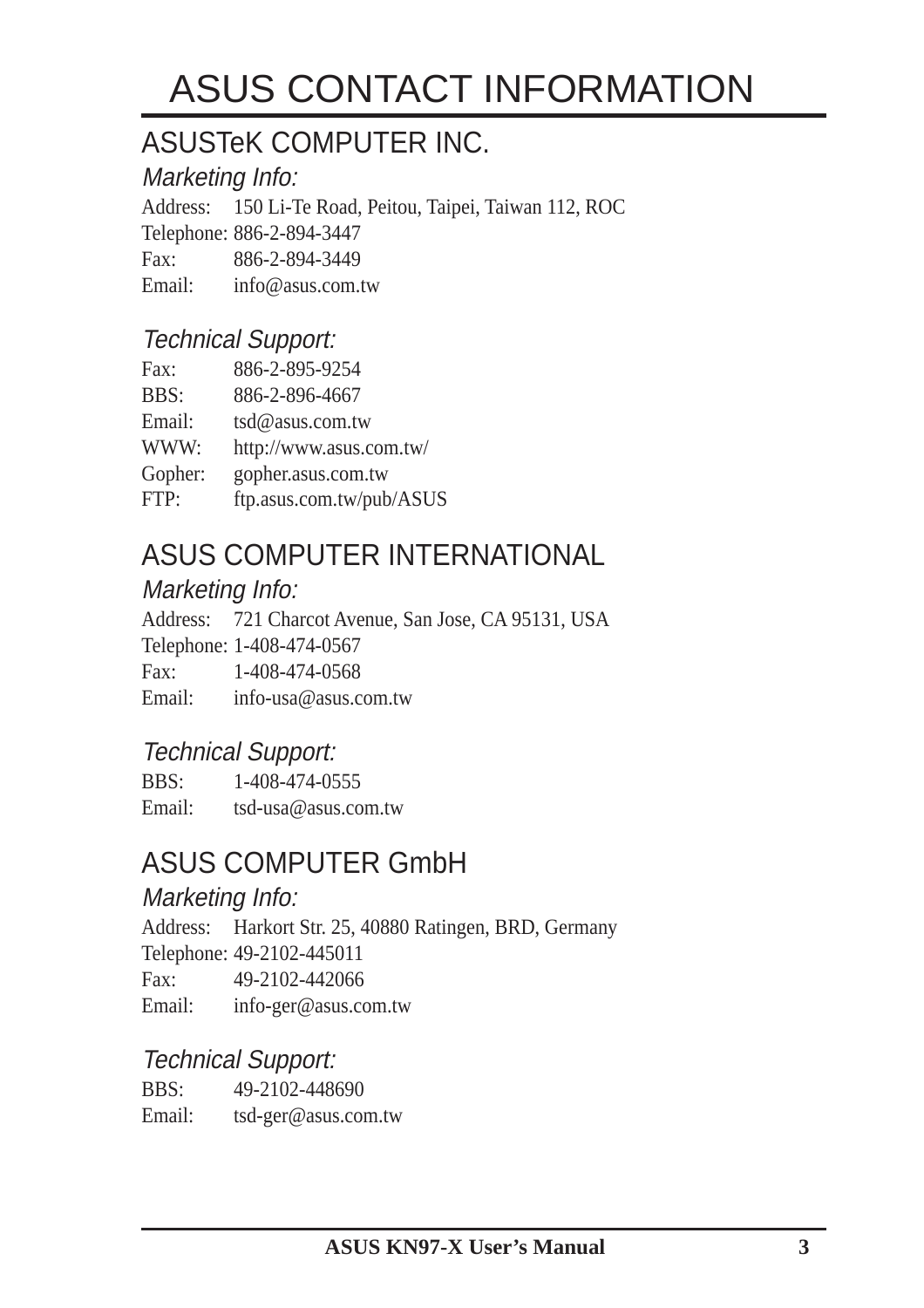# ASUS CONTACT INFORMATION

## ASUSTeK COMPUTER INC.

### *Marketing Info:*

Address: 150 Li-Te Road, Peitou, Taipei, Taiwan 112, ROC
Telephone: 886-2-894-3447
Fax: 886-2-894-3449
Email: info@asus.com.tw

### *Technical Support:*

Fax: 886-2-895-9254
BBS: 886-2-896-4667
Email: tsd@asus.com.tw
WWW: http://www.asus.com.tw/
Gopher: gopher.asus.com.tw
FTP: ftp.asus.com.tw/pub/ASUS

## ASUS COMPUTER INTERNATIONAL

### *Marketing Info:*

Address: 721 Charcot Avenue, San Jose, CA 95131, USA
Telephone: 1-408-474-0567
Fax: 1-408-474-0568
Email: info-usa@asus.com.tw

### *Technical Support:*

BBS: 1-408-474-0555
Email: tsd-usa@asus.com.tw

## ASUS COMPUTER GmbH

### *Marketing Info:*

Address: Harkort Str. 25, 40880 Ratingen, BRD, Germany
Telephone: 49-2102-445011
Fax: 49-2102-442066
Email: info-ger@asus.com.tw

### *Technical Support:*

BBS: 49-2102-448690
Email: tsd-ger@asus.com.tw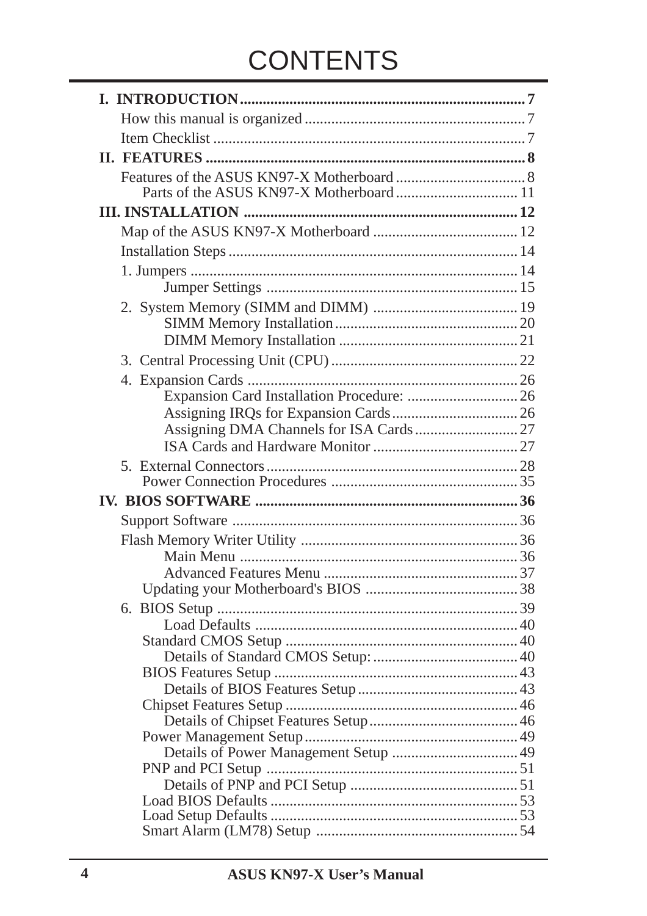# CONTENTS

- **I. INTRODUCTION .......... 7**
  - How this manual is organized .......... 7
  - Item Checklist .......... 7
- **II. FEATURES .......... 8**
  - Features of the ASUS KN97-X Motherboard .......... 8
    - Parts of the ASUS KN97-X Motherboard .......... 11
- **III. INSTALLATION .......... 12**
  - Map of the ASUS KN97-X Motherboard .......... 12
  - Installation Steps .......... 14
  - 1. Jumpers .......... 14
    - Jumper Settings .......... 15
  - 2. System Memory (SIMM and DIMM) .......... 19
    - SIMM Memory Installation .......... 20
    - DIMM Memory Installation .......... 21
  - 3. Central Processing Unit (CPU) .......... 22
  - 4. Expansion Cards .......... 26
    - Expansion Card Installation Procedure: .......... 26
    - Assigning IRQs for Expansion Cards .......... 26
    - Assigning DMA Channels for ISA Cards .......... 27
    - ISA Cards and Hardware Monitor .......... 27
  - 5. External Connectors .......... 28
    - Power Connection Procedures .......... 35
- **IV. BIOS SOFTWARE .......... 36**
  - Support Software .......... 36
  - Flash Memory Writer Utility .......... 36
    - Main Menu .......... 36
    - Advanced Features Menu .......... 37
    - Updating your Motherboard's BIOS .......... 38
  - 6. BIOS Setup .......... 39
    - Load Defaults .......... 40
    - Standard CMOS Setup .......... 40
      - Details of Standard CMOS Setup: .......... 40
    - BIOS Features Setup .......... 43
      - Details of BIOS Features Setup .......... 43
    - Chipset Features Setup .......... 46
      - Details of Chipset Features Setup .......... 46
    - Power Management Setup .......... 49
      - Details of Power Management Setup .......... 49
    - PNP and PCI Setup .......... 51
      - Details of PNP and PCI Setup .......... 51
    - Load BIOS Defaults .......... 53
    - Load Setup Defaults .......... 53
    - Smart Alarm (LM78) Setup .......... 54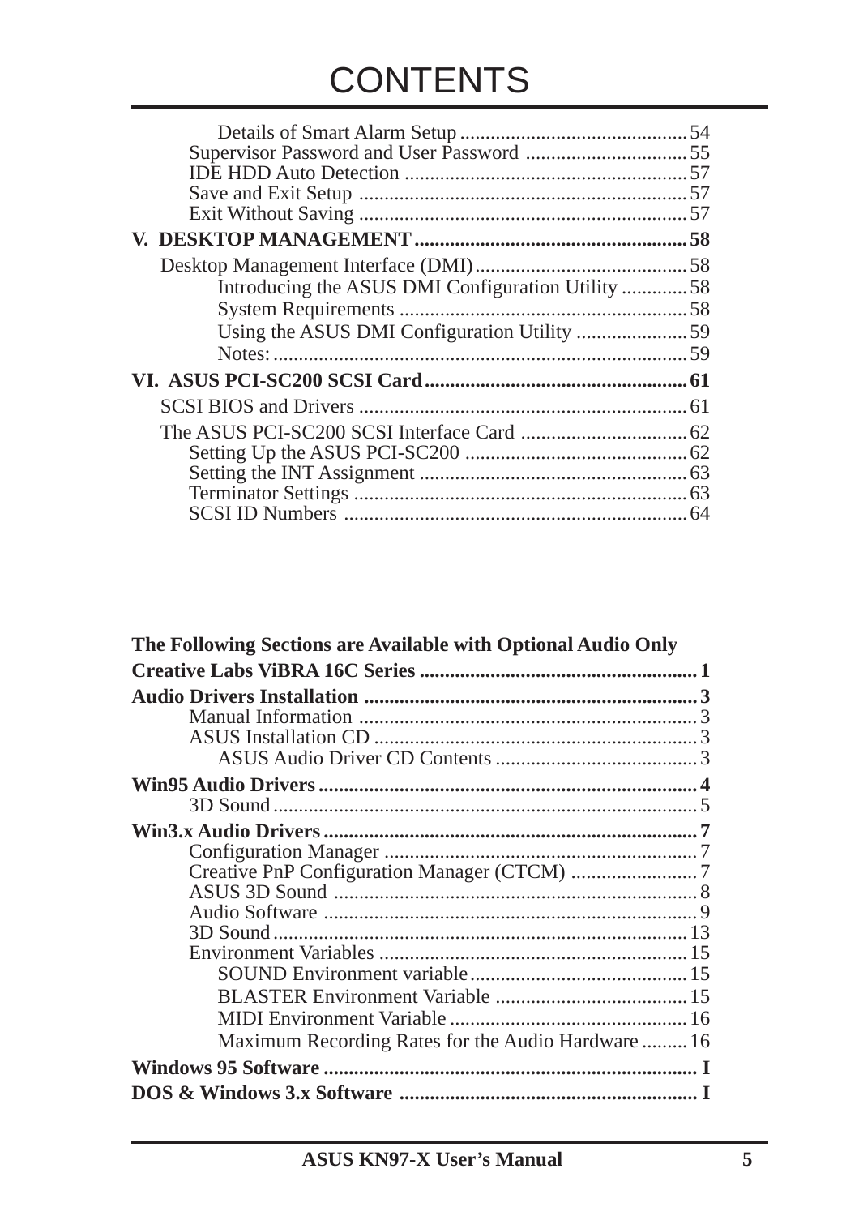# CONTENTS

- Details of Smart Alarm Setup ............................................. 54
- Supervisor Password and User Password ................................ 55
- IDE HDD Auto Detection ........................................................ 57
- Save and Exit Setup ................................................................ 57
- Exit Without Saving ................................................................ 57

**V. DESKTOP MANAGEMENT ...................................................... 58**

- Desktop Management Interface (DMI) .......................................... 58
  - Introducing the ASUS DMI Configuration Utility ............. 58
  - System Requirements ........................................................ 58
  - Using the ASUS DMI Configuration Utility ...................... 59
  - Notes: ................................................................................ 59

**VI. ASUS PCI-SC200 SCSI Card .................................................... 61**

- SCSI BIOS and Drivers ................................................................ 61
- The ASUS PCI-SC200 SCSI Interface Card ................................. 62
  - Setting Up the ASUS PCI-SC200 ............................................ 62
  - Setting the INT Assignment ..................................................... 63
  - Terminator Settings ................................................................. 63
  - SCSI ID Numbers .................................................................... 64

**The Following Sections are Available with Optional Audio Only**

**Creative Labs ViBRA 16C Series ....................................................... 1**

**Audio Drivers Installation ................................................................. 3**

- Manual Information .................................................................. 3
- ASUS Installation CD ............................................................... 3
  - ASUS Audio Driver CD Contents ........................................ 3

**Win95 Audio Drivers .......................................................................... 4**

- 3D Sound ................................................................................... 5

**Win3.x Audio Drivers .......................................................................... 7**

- Configuration Manager ............................................................. 7
- Creative PnP Configuration Manager (CTCM) ......................... 7
- ASUS 3D Sound ....................................................................... 8
- Audio Software ......................................................................... 9
- 3D Sound ................................................................................. 13
- Environment Variables ............................................................. 15
  - SOUND Environment variable ........................................... 15
  - BLASTER Environment Variable ...................................... 15
  - MIDI Environment Variable .............................................. 16
  - Maximum Recording Rates for the Audio Hardware ......... 16

**Windows 95 Software ......................................................................... I**

**DOS & Windows 3.x Software .......................................................... I**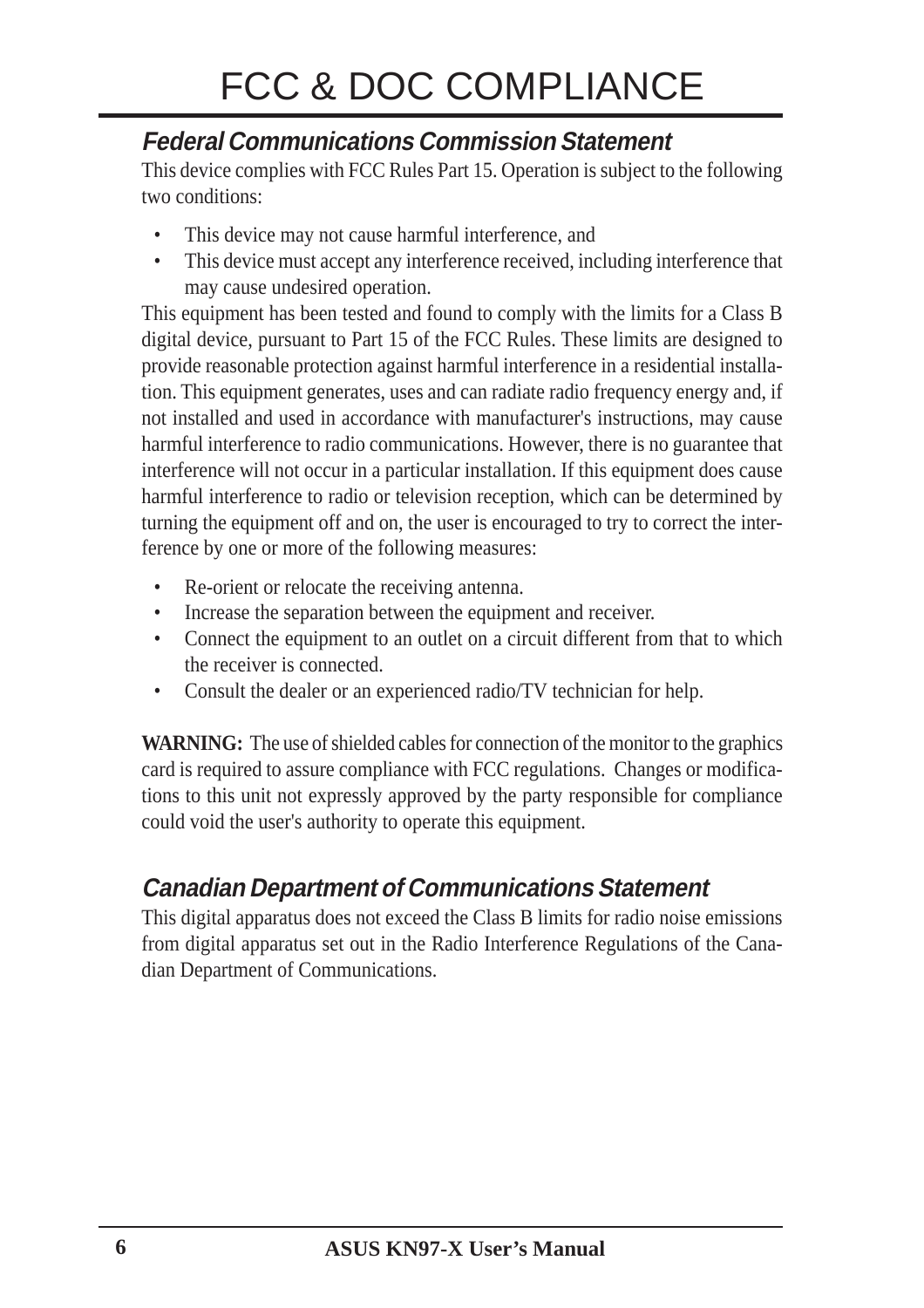# FCC & DOC COMPLIANCE

## *Federal Communications Commission Statement*

This device complies with FCC Rules Part 15. Operation is subject to the following two conditions:

- This device may not cause harmful interference, and
- This device must accept any interference received, including interference that may cause undesired operation.

This equipment has been tested and found to comply with the limits for a Class B digital device, pursuant to Part 15 of the FCC Rules. These limits are designed to provide reasonable protection against harmful interference in a residential installation. This equipment generates, uses and can radiate radio frequency energy and, if not installed and used in accordance with manufacturer's instructions, may cause harmful interference to radio communications. However, there is no guarantee that interference will not occur in a particular installation. If this equipment does cause harmful interference to radio or television reception, which can be determined by turning the equipment off and on, the user is encouraged to try to correct the interference by one or more of the following measures:

- Re-orient or relocate the receiving antenna.
- Increase the separation between the equipment and receiver.
- Connect the equipment to an outlet on a circuit different from that to which the receiver is connected.
- Consult the dealer or an experienced radio/TV technician for help.

**WARNING:** The use of shielded cables for connection of the monitor to the graphics card is required to assure compliance with FCC regulations. Changes or modifications to this unit not expressly approved by the party responsible for compliance could void the user's authority to operate this equipment.

## *Canadian Department of Communications Statement*

This digital apparatus does not exceed the Class B limits for radio noise emissions from digital apparatus set out in the Radio Interference Regulations of the Canadian Department of Communications.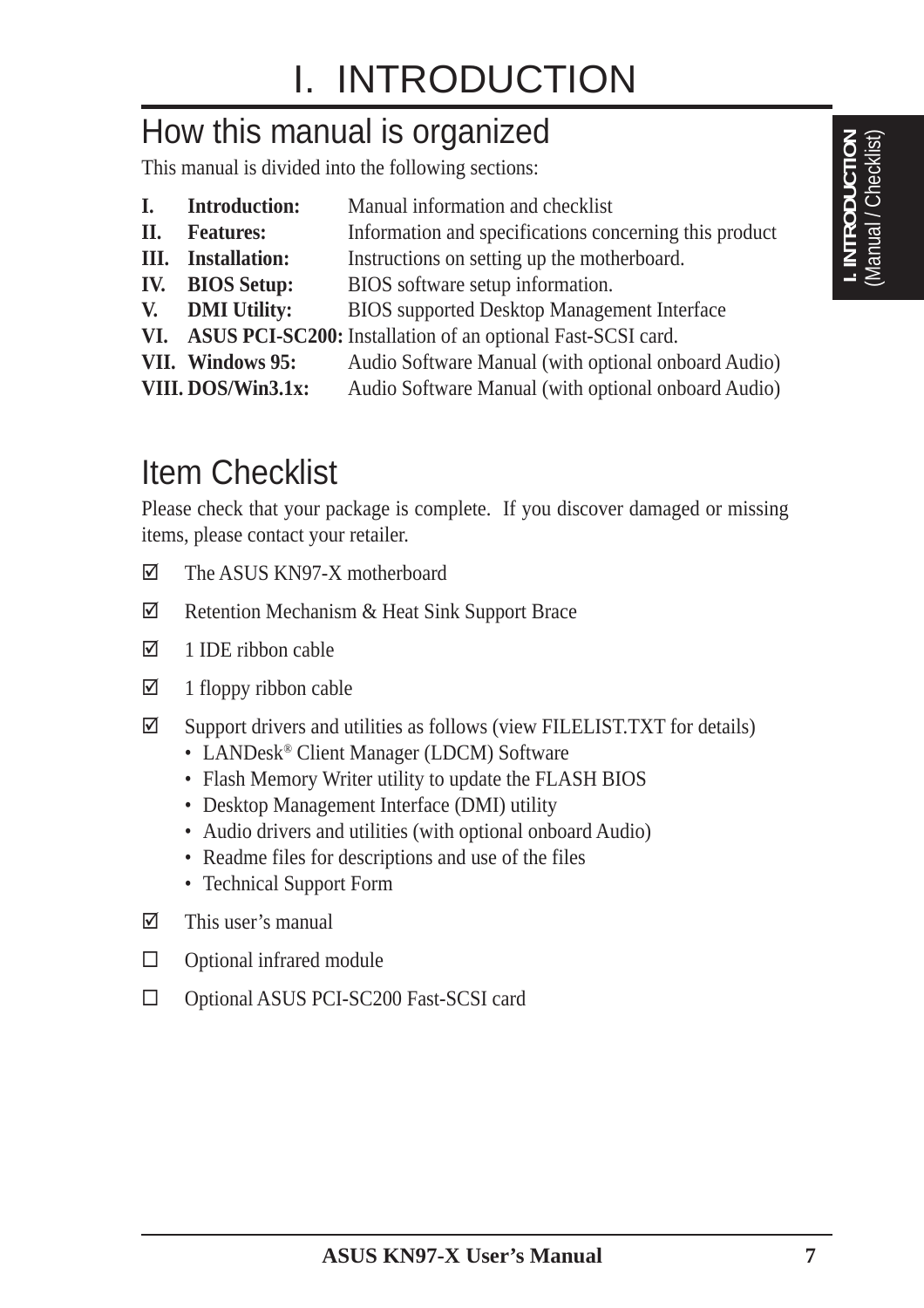# I. INTRODUCTION

## How this manual is organized

This manual is divided into the following sections:

| | | |
|---|---|---|
| **I.** | **Introduction:** | Manual information and checklist |
| **II.** | **Features:** | Information and specifications concerning this product |
| **III.** | **Installation:** | Instructions on setting up the motherboard. |
| **IV.** | **BIOS Setup:** | BIOS software setup information. |
| **V.** | **DMI Utility:** | BIOS supported Desktop Management Interface |
| **VI.** | **ASUS PCI-SC200:** | Installation of an optional Fast-SCSI card. |
| **VII.** | **Windows 95:** | Audio Software Manual (with optional onboard Audio) |
| **VIII.** | **DOS/Win3.1x:** | Audio Software Manual (with optional onboard Audio) |

## Item Checklist

Please check that your package is complete. If you discover damaged or missing items, please contact your retailer.

☑ The ASUS KN97-X motherboard

☑ Retention Mechanism & Heat Sink Support Brace

☑ 1 IDE ribbon cable

☑ 1 floppy ribbon cable

☑ Support drivers and utilities as follows (view FILELIST.TXT for details)
- LANDesk® Client Manager (LDCM) Software
- Flash Memory Writer utility to update the FLASH BIOS
- Desktop Management Interface (DMI) utility
- Audio drivers and utilities (with optional onboard Audio)
- Readme files for descriptions and use of the files
- Technical Support Form

☑ This user's manual

☐ Optional infrared module

☐ Optional ASUS PCI-SC200 Fast-SCSI card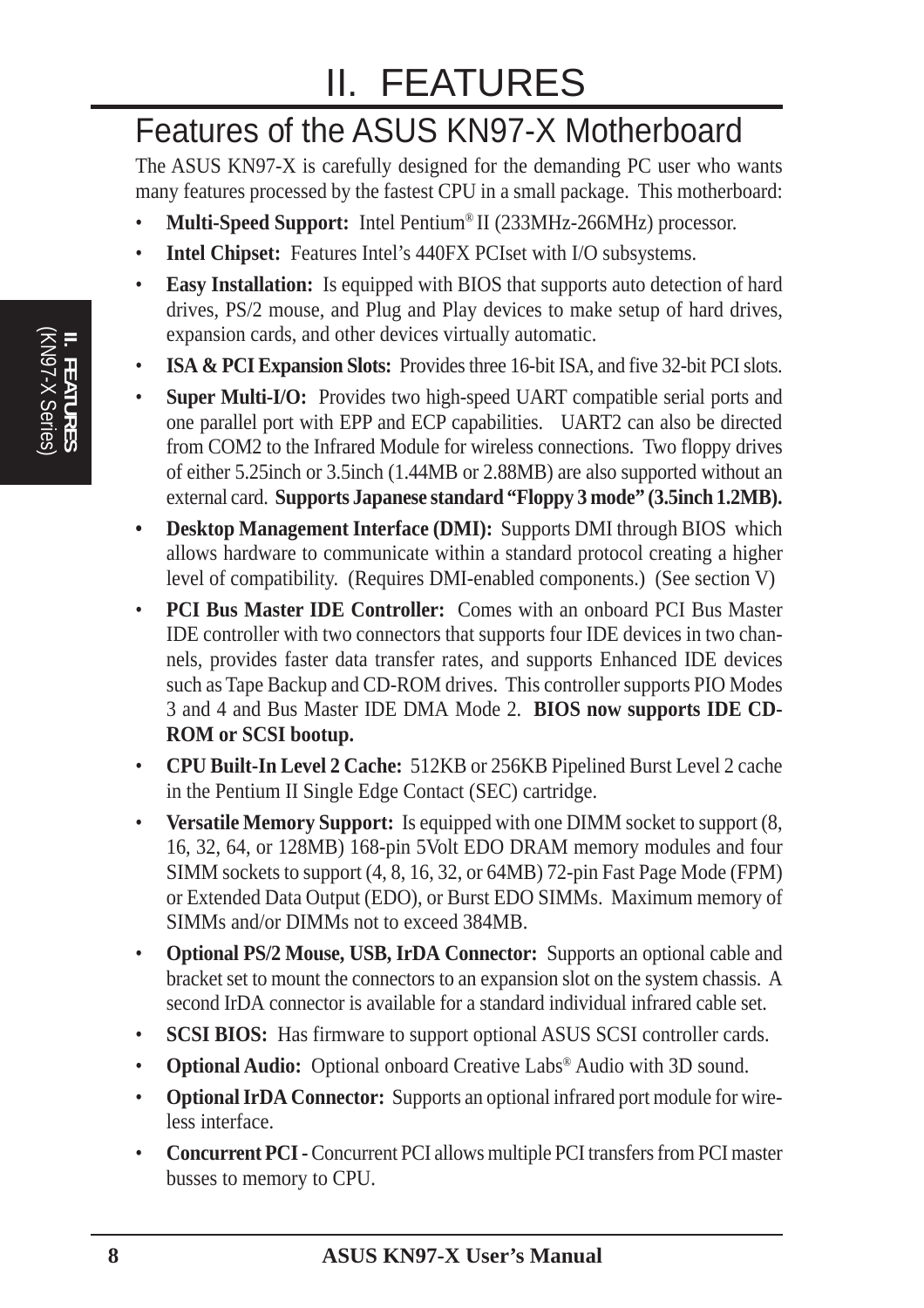# II. FEATURES

## Features of the ASUS KN97-X Motherboard

The ASUS KN97-X is carefully designed for the demanding PC user who wants many features processed by the fastest CPU in a small package. This motherboard:

- **Multi-Speed Support:** Intel Pentium® II (233MHz-266MHz) processor.
- **Intel Chipset:** Features Intel's 440FX PCIset with I/O subsystems.
- **Easy Installation:** Is equipped with BIOS that supports auto detection of hard drives, PS/2 mouse, and Plug and Play devices to make setup of hard drives, expansion cards, and other devices virtually automatic.
- **ISA & PCI Expansion Slots:** Provides three 16-bit ISA, and five 32-bit PCI slots.
- **Super Multi-I/O:** Provides two high-speed UART compatible serial ports and one parallel port with EPP and ECP capabilities. UART2 can also be directed from COM2 to the Infrared Module for wireless connections. Two floppy drives of either 5.25inch or 3.5inch (1.44MB or 2.88MB) are also supported without an external card. **Supports Japanese standard "Floppy 3 mode" (3.5inch 1.2MB).**
- **Desktop Management Interface (DMI):** Supports DMI through BIOS which allows hardware to communicate within a standard protocol creating a higher level of compatibility. (Requires DMI-enabled components.) (See section V)
- **PCI Bus Master IDE Controller:** Comes with an onboard PCI Bus Master IDE controller with two connectors that supports four IDE devices in two channels, provides faster data transfer rates, and supports Enhanced IDE devices such as Tape Backup and CD-ROM drives. This controller supports PIO Modes 3 and 4 and Bus Master IDE DMA Mode 2. **BIOS now supports IDE CD-ROM or SCSI bootup.**
- **CPU Built-In Level 2 Cache:** 512KB or 256KB Pipelined Burst Level 2 cache in the Pentium II Single Edge Contact (SEC) cartridge.
- **Versatile Memory Support:** Is equipped with one DIMM socket to support (8, 16, 32, 64, or 128MB) 168-pin 5Volt EDO DRAM memory modules and four SIMM sockets to support (4, 8, 16, 32, or 64MB) 72-pin Fast Page Mode (FPM) or Extended Data Output (EDO), or Burst EDO SIMMs. Maximum memory of SIMMs and/or DIMMs not to exceed 384MB.
- **Optional PS/2 Mouse, USB, IrDA Connector:** Supports an optional cable and bracket set to mount the connectors to an expansion slot on the system chassis. A second IrDA connector is available for a standard individual infrared cable set.
- **SCSI BIOS:** Has firmware to support optional ASUS SCSI controller cards.
- **Optional Audio:** Optional onboard Creative Labs® Audio with 3D sound.
- **Optional IrDA Connector:** Supports an optional infrared port module for wireless interface.
- **Concurrent PCI -** Concurrent PCI allows multiple PCI transfers from PCI master busses to memory to CPU.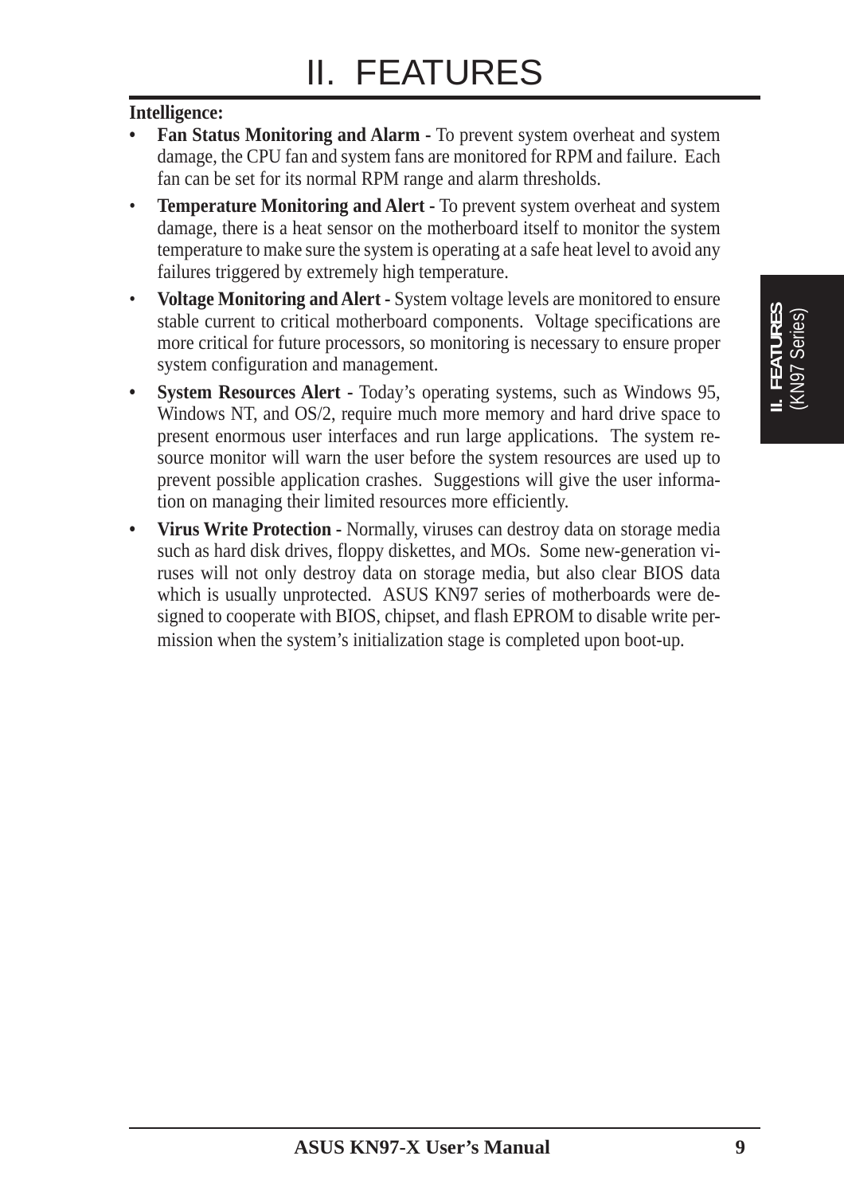# II. FEATURES

**Intelligence:**

- **Fan Status Monitoring and Alarm -** To prevent system overheat and system damage, the CPU fan and system fans are monitored for RPM and failure. Each fan can be set for its normal RPM range and alarm thresholds.
- **Temperature Monitoring and Alert -** To prevent system overheat and system damage, there is a heat sensor on the motherboard itself to monitor the system temperature to make sure the system is operating at a safe heat level to avoid any failures triggered by extremely high temperature.
- **Voltage Monitoring and Alert -** System voltage levels are monitored to ensure stable current to critical motherboard components. Voltage specifications are more critical for future processors, so monitoring is necessary to ensure proper system configuration and management.
- **System Resources Alert -** Today's operating systems, such as Windows 95, Windows NT, and OS/2, require much more memory and hard drive space to present enormous user interfaces and run large applications. The system resource monitor will warn the user before the system resources are used up to prevent possible application crashes. Suggestions will give the user information on managing their limited resources more efficiently.
- **Virus Write Protection -** Normally, viruses can destroy data on storage media such as hard disk drives, floppy diskettes, and MOs. Some new-generation viruses will not only destroy data on storage media, but also clear BIOS data which is usually unprotected. ASUS KN97 series of motherboards were designed to cooperate with BIOS, chipset, and flash EPROM to disable write permission when the system's initialization stage is completed upon boot-up.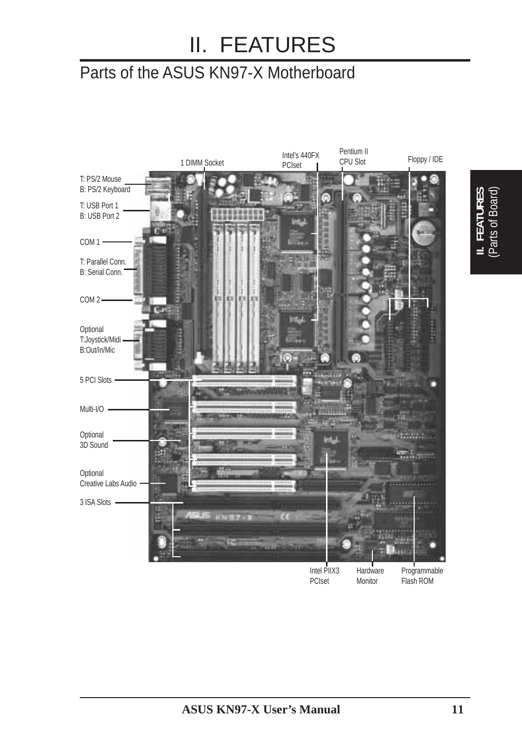# II. FEATURES

## Parts of the ASUS KN97-X Motherboard

T: PS/2 Mouse
B: PS/2 Keyboard

T: USB Port 1
B: USB Port 2

COM 1

T: Parallel Conn.
B: Serial Conn.

COM 2

Optional
T:Joystick/Midi
B:Out/In/Mic

5 PCI Slots

Multi-I/O

Optional
3D Sound

Optional
Creative Labs Audio

3 ISA Slots

1 DIMM Socket

Intel's 440FX
PCIset

Pentium II
CPU Slot

Floppy / IDE

Intel PIIX3
PCIset

Hardware
Monitor

Programmable
Flash ROM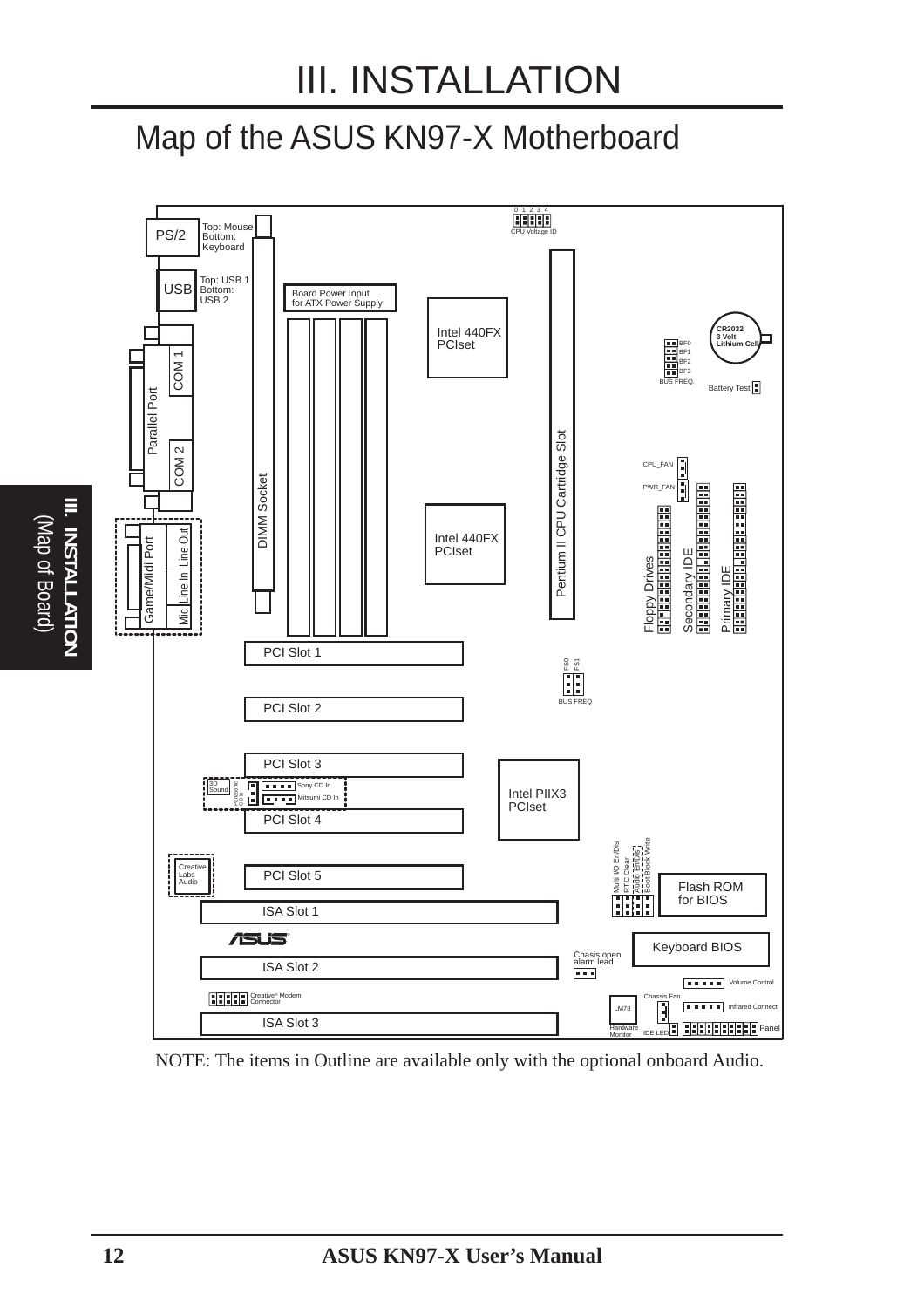# III. INSTALLATION

## Map of the ASUS KN97-X Motherboard

PS/2 — Top: Mouse, Bottom: Keyboard

USB — Top: USB 1, Bottom: USB 2

COM 1

Parallel Port

COM 2

Game/Midi Port

Mic | Line In | Line Out

DIMM Socket

Board Power Input for ATX Power Supply

Intel 440FX PCIset

Intel 440FX PCIset

0 1 2 3 4 — CPU Voltage ID

Pentium II CPU Cartridge Slot

BF0, BF1, BF2, BF3 — BUS FREQ.

CR2032 3 Volt Lithium Cell

Battery Test

CPU_FAN

PWR_FAN

Floppy Drives

Secondary IDE

Primary IDE

PCI Slot 1

FS0, FS1 — BUS FREQ

PCI Slot 2

PCI Slot 3

3D Sound

Panasonic CD In

Sony CD In

Mitsumi CD In

PCI Slot 4

Intel PIIX3 PCIset

Multi I/O En/Dis, RTC Clear, Audio En/Dis, Boot Block Write

Creative Labs Audio

PCI Slot 5

Flash ROM for BIOS

ISA Slot 1

Keyboard BIOS

Chasis open alarm lead

ISA Slot 2

Volume Control

Creative® Modem Connector

Chassis Fan

Infrared Connect

LM78 Hardware Monitor

ISA Slot 3

IDE LED

Panel

NOTE: The items in Outline are available only with the optional onboard Audio.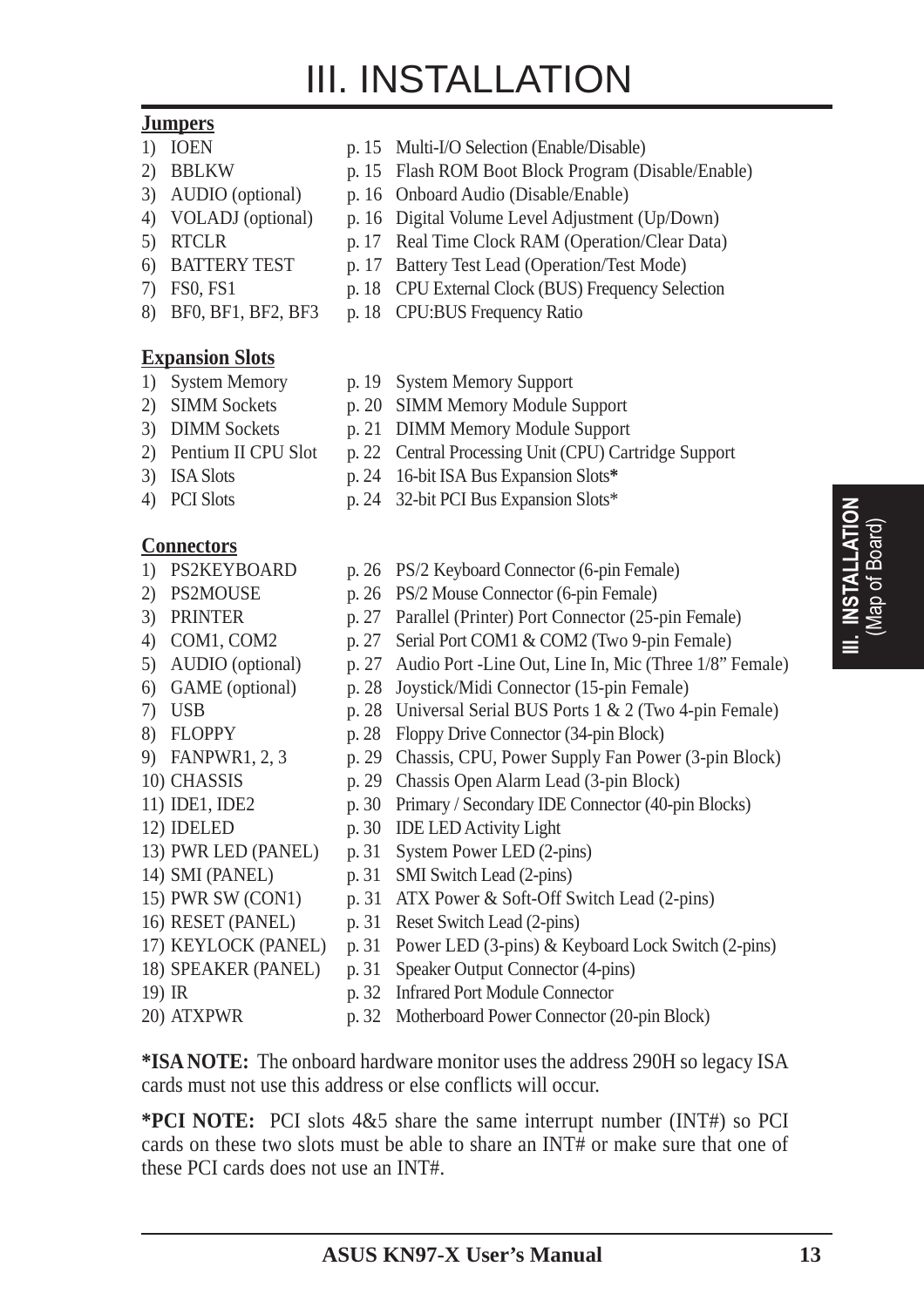# III. INSTALLATION

**Jumpers**

| | | | |
|---|---|---|---|
| 1) | IOEN | p. 15 | Multi-I/O Selection (Enable/Disable) |
| 2) | BBLKW | p. 15 | Flash ROM Boot Block Program (Disable/Enable) |
| 3) | AUDIO (optional) | p. 16 | Onboard Audio (Disable/Enable) |
| 4) | VOLADJ (optional) | p. 16 | Digital Volume Level Adjustment (Up/Down) |
| 5) | RTCLR | p. 17 | Real Time Clock RAM (Operation/Clear Data) |
| 6) | BATTERY TEST | p. 17 | Battery Test Lead (Operation/Test Mode) |
| 7) | FS0, FS1 | p. 18 | CPU External Clock (BUS) Frequency Selection |
| 8) | BF0, BF1, BF2, BF3 | p. 18 | CPU:BUS Frequency Ratio |

**Expansion Slots**

| | | | |
|---|---|---|---|
| 1) | System Memory | p. 19 | System Memory Support |
| 2) | SIMM Sockets | p. 20 | SIMM Memory Module Support |
| 3) | DIMM Sockets | p. 21 | DIMM Memory Module Support |
| 2) | Pentium II CPU Slot | p. 22 | Central Processing Unit (CPU) Cartridge Support |
| 3) | ISA Slots | p. 24 | 16-bit ISA Bus Expansion Slots* |
| 4) | PCI Slots | p. 24 | 32-bit PCI Bus Expansion Slots* |

**Connectors**

| | | | |
|---|---|---|---|
| 1) | PS2KEYBOARD | p. 26 | PS/2 Keyboard Connector (6-pin Female) |
| 2) | PS2MOUSE | p. 26 | PS/2 Mouse Connector (6-pin Female) |
| 3) | PRINTER | p. 27 | Parallel (Printer) Port Connector (25-pin Female) |
| 4) | COM1, COM2 | p. 27 | Serial Port COM1 & COM2 (Two 9-pin Female) |
| 5) | AUDIO (optional) | p. 27 | Audio Port -Line Out, Line In, Mic (Three 1/8" Female) |
| 6) | GAME (optional) | p. 28 | Joystick/Midi Connector (15-pin Female) |
| 7) | USB | p. 28 | Universal Serial BUS Ports 1 & 2 (Two 4-pin Female) |
| 8) | FLOPPY | p. 28 | Floppy Drive Connector (34-pin Block) |
| 9) | FANPWR1, 2, 3 | p. 29 | Chassis, CPU, Power Supply Fan Power (3-pin Block) |
| 10) | CHASSIS | p. 29 | Chassis Open Alarm Lead (3-pin Block) |
| 11) | IDE1, IDE2 | p. 30 | Primary / Secondary IDE Connector (40-pin Blocks) |
| 12) | IDELED | p. 30 | IDE LED Activity Light |
| 13) | PWR LED (PANEL) | p. 31 | System Power LED (2-pins) |
| 14) | SMI (PANEL) | p. 31 | SMI Switch Lead (2-pins) |
| 15) | PWR SW (CON1) | p. 31 | ATX Power & Soft-Off Switch Lead (2-pins) |
| 16) | RESET (PANEL) | p. 31 | Reset Switch Lead (2-pins) |
| 17) | KEYLOCK (PANEL) | p. 31 | Power LED (3-pins) & Keyboard Lock Switch (2-pins) |
| 18) | SPEAKER (PANEL) | p. 31 | Speaker Output Connector (4-pins) |
| 19) | IR | p. 32 | Infrared Port Module Connector |
| 20) | ATXPWR | p. 32 | Motherboard Power Connector (20-pin Block) |

**\*ISA NOTE:** The onboard hardware monitor uses the address 290H so legacy ISA cards must not use this address or else conflicts will occur.

**\*PCI NOTE:** PCI slots 4&5 share the same interrupt number (INT#) so PCI cards on these two slots must be able to share an INT# or make sure that one of these PCI cards does not use an INT#.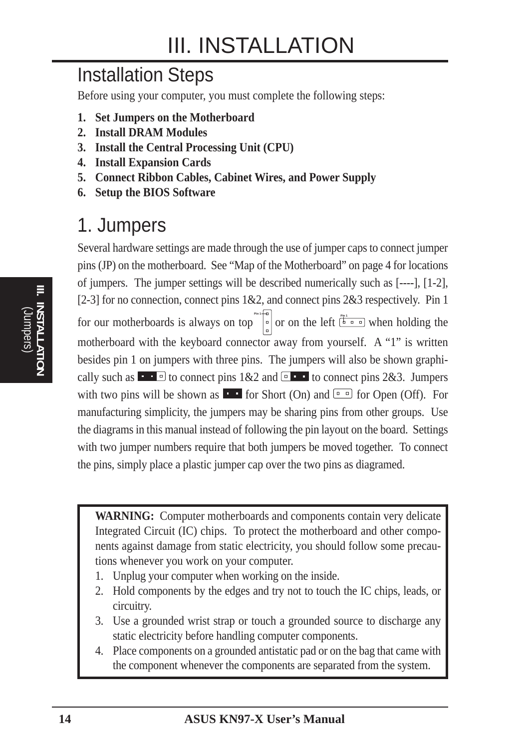# III. INSTALLATION

## Installation Steps

Before using your computer, you must complete the following steps:

1. **Set Jumpers on the Motherboard**
2. **Install DRAM Modules**
3. **Install the Central Processing Unit (CPU)**
4. **Install Expansion Cards**
5. **Connect Ribbon Cables, Cabinet Wires, and Power Supply**
6. **Setup the BIOS Software**

## 1. Jumpers

Several hardware settings are made through the use of jumper caps to connect jumper pins (JP) on the motherboard. See "Map of the Motherboard" on page 4 for locations of jumpers. The jumper settings will be described numerically such as [----], [1-2], [2-3] for no connection, connect pins 1&2, and connect pins 2&3 respectively. Pin 1 for our motherboards is always on top or on the left when holding the motherboard with the keyboard connector away from yourself. A "1" is written besides pin 1 on jumpers with three pins. The jumpers will also be shown graphically such as to connect pins 1&2 and to connect pins 2&3. Jumpers with two pins will be shown as for Short (On) and for Open (Off). For manufacturing simplicity, the jumpers may be sharing pins from other groups. Use the diagrams in this manual instead of following the pin layout on the board. Settings with two jumper numbers require that both jumpers be moved together. To connect the pins, simply place a plastic jumper cap over the two pins as diagramed.

**WARNING:** Computer motherboards and components contain very delicate Integrated Circuit (IC) chips. To protect the motherboard and other components against damage from static electricity, you should follow some precautions whenever you work on your computer.

1. Unplug your computer when working on the inside.
2. Hold components by the edges and try not to touch the IC chips, leads, or circuitry.
3. Use a grounded wrist strap or touch a grounded source to discharge any static electricity before handling computer components.
4. Place components on a grounded antistatic pad or on the bag that came with the component whenever the components are separated from the system.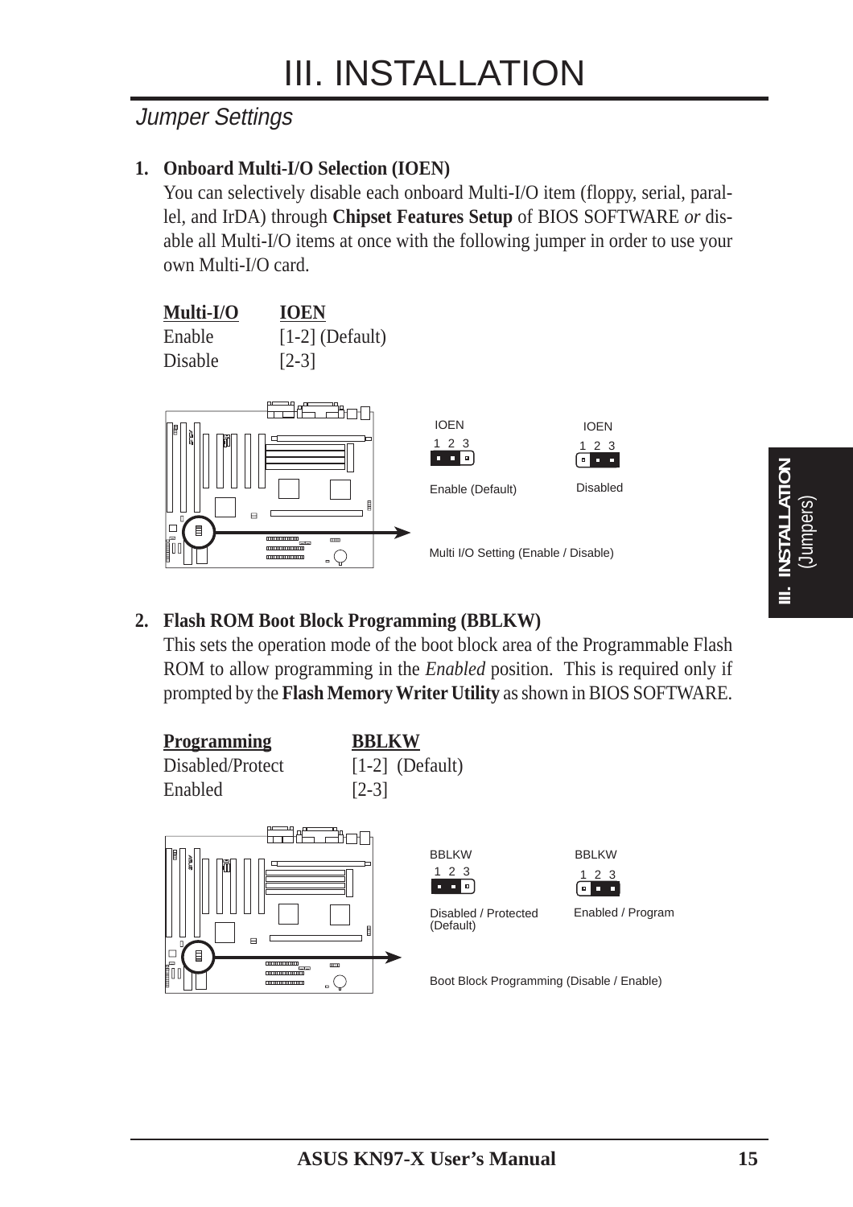# III. INSTALLATION

## Jumper Settings

**1. Onboard Multi-I/O Selection (IOEN)**

You can selectively disable each onboard Multi-I/O item (floppy, serial, parallel, and IrDA) through **Chipset Features Setup** of BIOS SOFTWARE *or* disable all Multi-I/O items at once with the following jumper in order to use your own Multi-I/O card.

| Multi-I/O | IOEN |
|---|---|
| Enable | [1-2] (Default) |
| Disable | [2-3] |

IOEN 1 2 3 — Enable (Default)

IOEN 1 2 3 — Disabled

Multi I/O Setting (Enable / Disable)

**2. Flash ROM Boot Block Programming (BBLKW)**

This sets the operation mode of the boot block area of the Programmable Flash ROM to allow programming in the *Enabled* position. This is required only if prompted by the **Flash Memory Writer Utility** as shown in BIOS SOFTWARE.

| Programming | BBLKW |
|---|---|
| Disabled/Protect | [1-2] (Default) |
| Enabled | [2-3] |

BBLKW 1 2 3 — Disabled / Protected (Default)

BBLKW 1 2 3 — Enabled / Program

Boot Block Programming (Disable / Enable)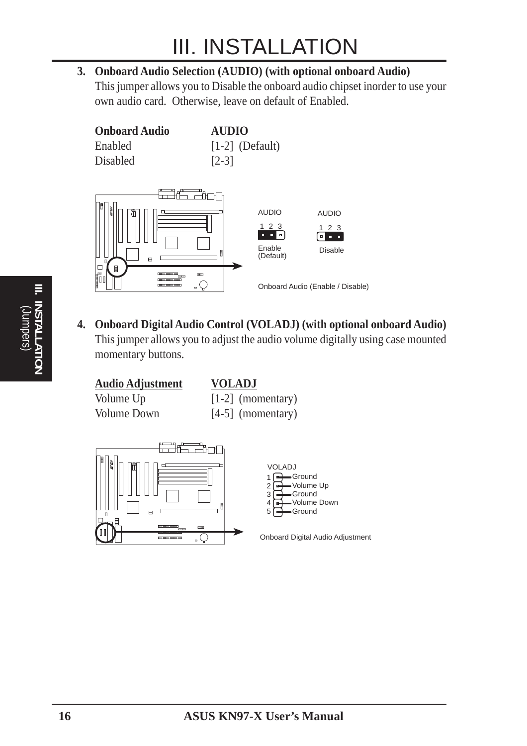**3. Onboard Audio Selection (AUDIO) (with optional onboard Audio)**
This jumper allows you to Disable the onboard audio chipset inorder to use your own audio card. Otherwise, leave on default of Enabled.

| Onboard Audio | AUDIO |
|---|---|
| Enabled | [1-2] (Default) |
| Disabled | [2-3] |

AUDIO 1 2 3 Enable (Default)

AUDIO 1 2 3 Disable

Onboard Audio (Enable / Disable)

**4. Onboard Digital Audio Control (VOLADJ) (with optional onboard Audio)**
This jumper allows you to adjust the audio volume digitally using case mounted momentary buttons.

| Audio Adjustment | VOLADJ |
|---|---|
| Volume Up | [1-2] (momentary) |
| Volume Down | [4-5] (momentary) |

VOLADJ
1 Ground
2 Volume Up
3 Ground
4 Volume Down
5 Ground

Onboard Digital Audio Adjustment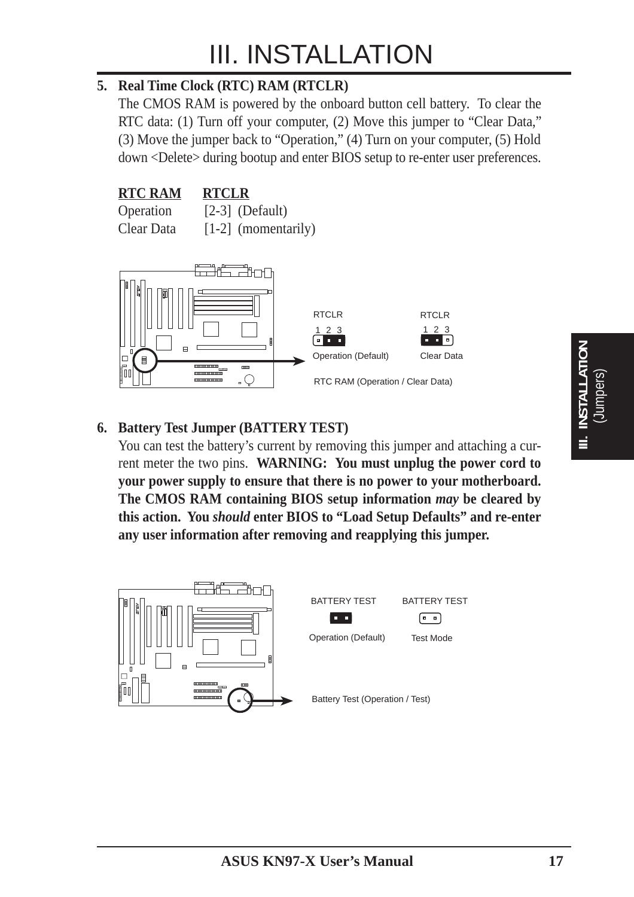# III. INSTALLATION

**5. Real Time Clock (RTC) RAM (RTCLR)**

The CMOS RAM is powered by the onboard button cell battery. To clear the RTC data: (1) Turn off your computer, (2) Move this jumper to “Clear Data,” (3) Move the jumper back to “Operation,” (4) Turn on your computer, (5) Hold down <Delete> during bootup and enter BIOS setup to re-enter user preferences.

| RTC RAM | RTCLR |
|---|---|
| Operation | [2-3] (Default) |
| Clear Data | [1-2] (momentarily) |

RTCLR 1 2 3 — Operation (Default)

RTCLR 1 2 3 — Clear Data

RTC RAM (Operation / Clear Data)

**6. Battery Test Jumper (BATTERY TEST)**

You can test the battery’s current by removing this jumper and attaching a current meter the two pins. **WARNING: You must unplug the power cord to your power supply to ensure that there is no power to your motherboard. The CMOS RAM containing BIOS setup information *may* be cleared by this action. You *should* enter BIOS to “Load Setup Defaults” and re-enter any user information after removing and reapplying this jumper.**

BATTERY TEST — Operation (Default)

BATTERY TEST — Test Mode

Battery Test (Operation / Test)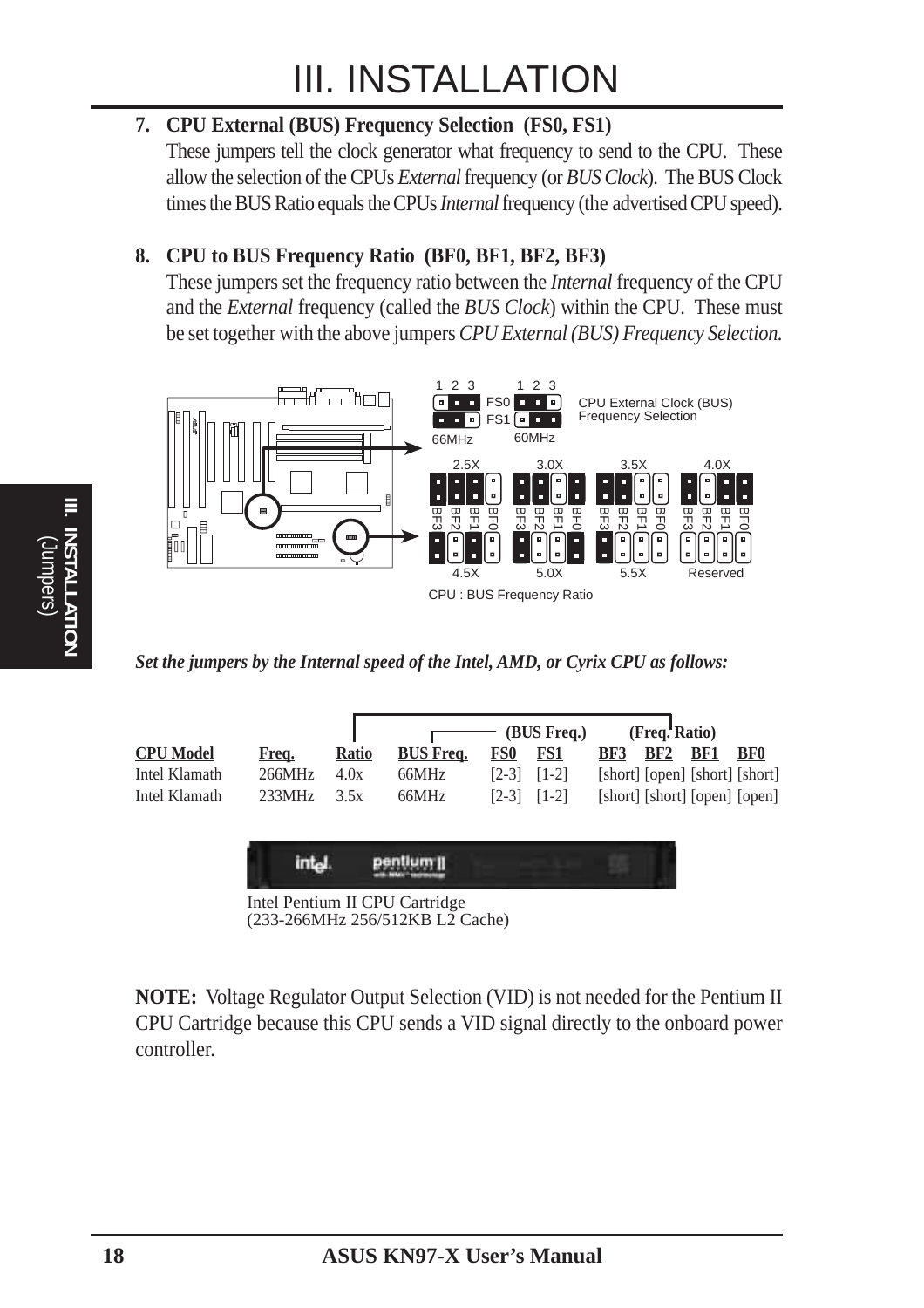# III. INSTALLATION

**7. CPU External (BUS) Frequency Selection (FS0, FS1)**

These jumpers tell the clock generator what frequency to send to the CPU. These allow the selection of the CPUs *External* frequency (or *BUS Clock*). The BUS Clock times the BUS Ratio equals the CPUs *Internal* frequency (the advertised CPU speed).

**8. CPU to BUS Frequency Ratio (BF0, BF1, BF2, BF3)**

These jumpers set the frequency ratio between the *Internal* frequency of the CPU and the *External* frequency (called the *BUS Clock*) within the CPU. These must be set together with the above jumpers *CPU External (BUS) Frequency Selection.*

CPU External Clock (BUS) Frequency Selection

CPU : BUS Frequency Ratio

***Set the jumpers by the Internal speed of the Intel, AMD, or Cyrix CPU as follows:***

| CPU Model | Freq. | Ratio | BUS Freq. | FS0 (BUS Freq.) | FS1 | BF3 (Freq. Ratio) | BF2 | BF1 | BF0 |
|---|---|---|---|---|---|---|---|---|---|
| Intel Klamath | 266MHz | 4.0x | 66MHz | [2-3] | [1-2] | [short] | [open] | [short] | [short] |
| Intel Klamath | 233MHz | 3.5x | 66MHz | [2-3] | [1-2] | [short] | [short] | [open] | [open] |

Intel Pentium II CPU Cartridge
(233-266MHz 256/512KB L2 Cache)

**NOTE:** Voltage Regulator Output Selection (VID) is not needed for the Pentium II CPU Cartridge because this CPU sends a VID signal directly to the onboard power controller.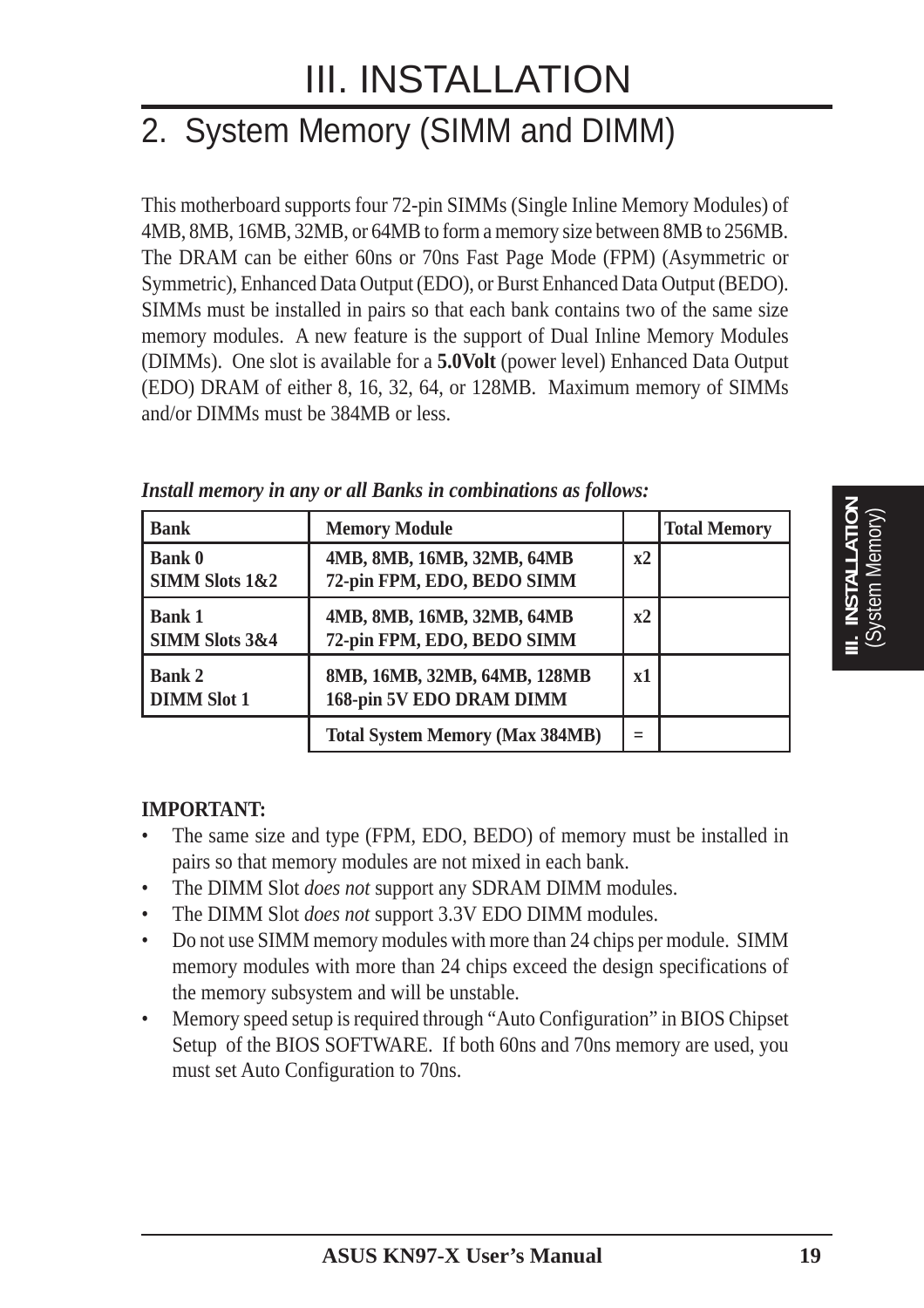# III. INSTALLATION

## 2. System Memory (SIMM and DIMM)

This motherboard supports four 72-pin SIMMs (Single Inline Memory Modules) of 4MB, 8MB, 16MB, 32MB, or 64MB to form a memory size between 8MB to 256MB. The DRAM can be either 60ns or 70ns Fast Page Mode (FPM) (Asymmetric or Symmetric), Enhanced Data Output (EDO), or Burst Enhanced Data Output (BEDO). SIMMs must be installed in pairs so that each bank contains two of the same size memory modules. A new feature is the support of Dual Inline Memory Modules (DIMMs). One slot is available for a **5.0Volt** (power level) Enhanced Data Output (EDO) DRAM of either 8, 16, 32, 64, or 128MB. Maximum memory of SIMMs and/or DIMMs must be 384MB or less.

***Install memory in any or all Banks in combinations as follows:***

| Bank | Memory Module | | Total Memory |
|---|---|---|---|
| **Bank 0 SIMM Slots 1&2** | **4MB, 8MB, 16MB, 32MB, 64MB 72-pin FPM, EDO, BEDO SIMM** | **x2** | |
| **Bank 1 SIMM Slots 3&4** | **4MB, 8MB, 16MB, 32MB, 64MB 72-pin FPM, EDO, BEDO SIMM** | **x2** | |
| **Bank 2 DIMM Slot 1** | **8MB, 16MB, 32MB, 64MB, 128MB 168-pin 5V EDO DRAM DIMM** | **x1** | |
| | **Total System Memory (Max 384MB)** | **=** | |

**IMPORTANT:**

- The same size and type (FPM, EDO, BEDO) of memory must be installed in pairs so that memory modules are not mixed in each bank.
- The DIMM Slot *does not* support any SDRAM DIMM modules.
- The DIMM Slot *does not* support 3.3V EDO DIMM modules.
- Do not use SIMM memory modules with more than 24 chips per module. SIMM memory modules with more than 24 chips exceed the design specifications of the memory subsystem and will be unstable.
- Memory speed setup is required through "Auto Configuration" in BIOS Chipset Setup of the BIOS SOFTWARE. If both 60ns and 70ns memory are used, you must set Auto Configuration to 70ns.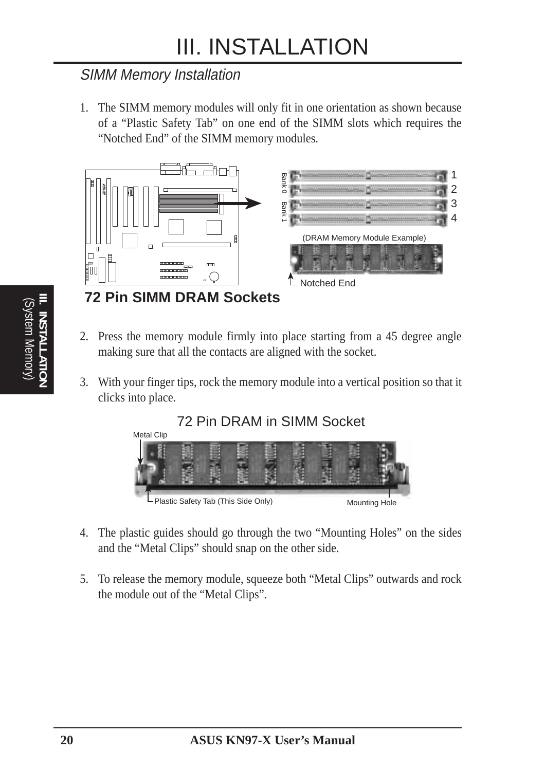# III. INSTALLATION

## *SIMM Memory Installation*

1. The SIMM memory modules will only fit in one orientation as shown because of a “Plastic Safety Tab” on one end of the SIMM slots which requires the “Notched End” of the SIMM memory modules.

Bank 0 Bank 1

1
2
3
4

(DRAM Memory Module Example)

Notched End

**72 Pin SIMM DRAM Sockets**

2. Press the memory module firmly into place starting from a 45 degree angle making sure that all the contacts are aligned with the socket.

3. With your finger tips, rock the memory module into a vertical position so that it clicks into place.

72 Pin DRAM in SIMM Socket

Metal Clip

Plastic Safety Tab (This Side Only)

Mounting Hole

4. The plastic guides should go through the two “Mounting Holes” on the sides and the “Metal Clips” should snap on the other side.

5. To release the memory module, squeeze both “Metal Clips” outwards and rock the module out of the “Metal Clips”.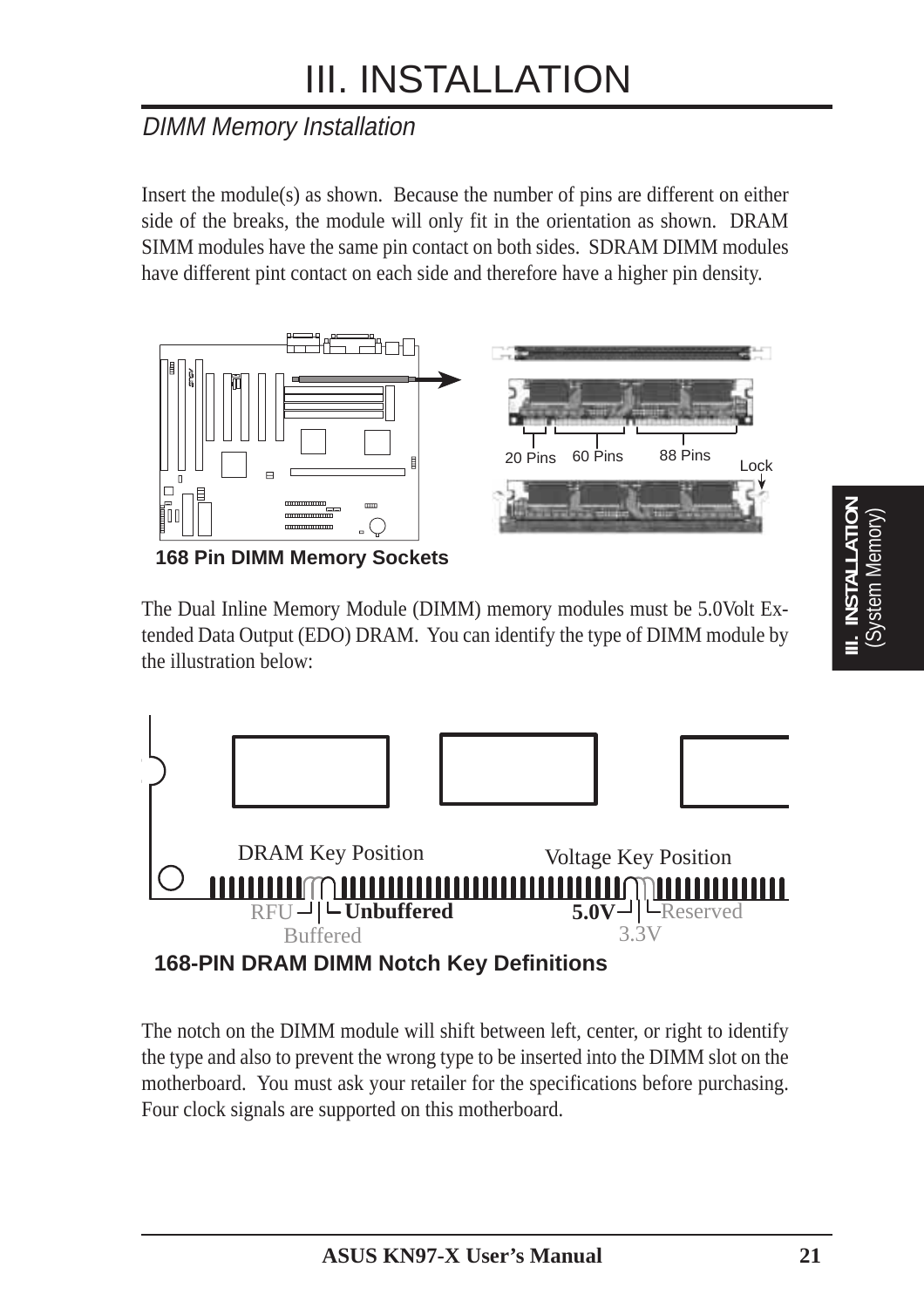# III. INSTALLATION

## DIMM Memory Installation

Insert the module(s) as shown. Because the number of pins are different on either side of the breaks, the module will only fit in the orientation as shown. DRAM SIMM modules have the same pin contact on both sides. SDRAM DIMM modules have different pint contact on each side and therefore have a higher pin density.

20 Pins 60 Pins 88 Pins Lock

**168 Pin DIMM Memory Sockets**

The Dual Inline Memory Module (DIMM) memory modules must be 5.0Volt Extended Data Output (EDO) DRAM. You can identify the type of DIMM module by the illustration below:

DRAM Key Position — RFU, Buffered, **Unbuffered**

Voltage Key Position — **5.0V**, 3.3V, Reserved

**168-PIN DRAM DIMM Notch Key Definitions**

The notch on the DIMM module will shift between left, center, or right to identify the type and also to prevent the wrong type to be inserted into the DIMM slot on the motherboard. You must ask your retailer for the specifications before purchasing. Four clock signals are supported on this motherboard.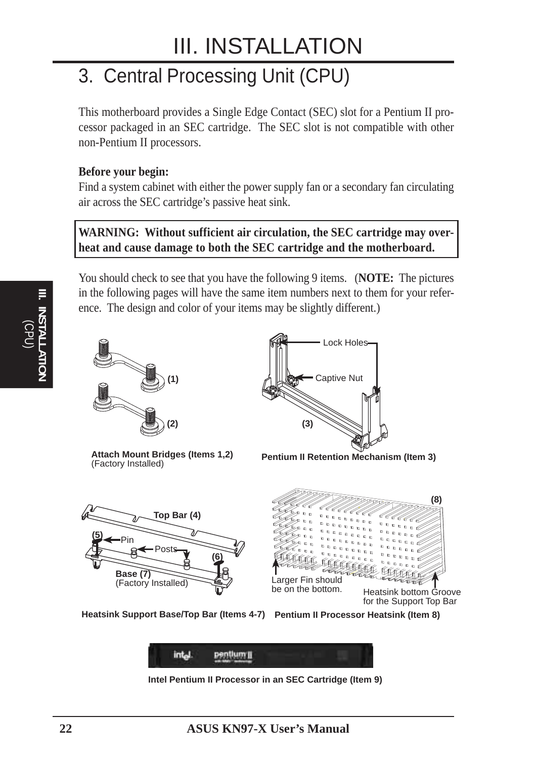# III. INSTALLATION

## 3. Central Processing Unit (CPU)

This motherboard provides a Single Edge Contact (SEC) slot for a Pentium II processor packaged in an SEC cartridge. The SEC slot is not compatible with other non-Pentium II processors.

**Before your begin:**
Find a system cabinet with either the power supply fan or a secondary fan circulating air across the SEC cartridge's passive heat sink.

**WARNING: Without sufficient air circulation, the SEC cartridge may overheat and cause damage to both the SEC cartridge and the motherboard.**

You should check to see that you have the following 9 items. (**NOTE:** The pictures in the following pages will have the same item numbers next to them for your reference. The design and color of your items may be slightly different.)

(1) (2)

**Attach Mount Bridges (Items 1,2)**
(Factory Installed)

Lock Holes
Captive Nut
(3)

**Pentium II Retention Mechanism (Item 3)**

Top Bar (4)
(5) Pin
Posts
(6)
Base (7)
(Factory Installed)

**Heatsink Support Base/Top Bar (Items 4-7)**

(8)
Larger Fin should be on the bottom.
Heatsink bottom Groove for the Support Top Bar

**Pentium II Processor Heatsink (Item 8)**

**Intel Pentium II Processor in an SEC Cartridge (Item 9)**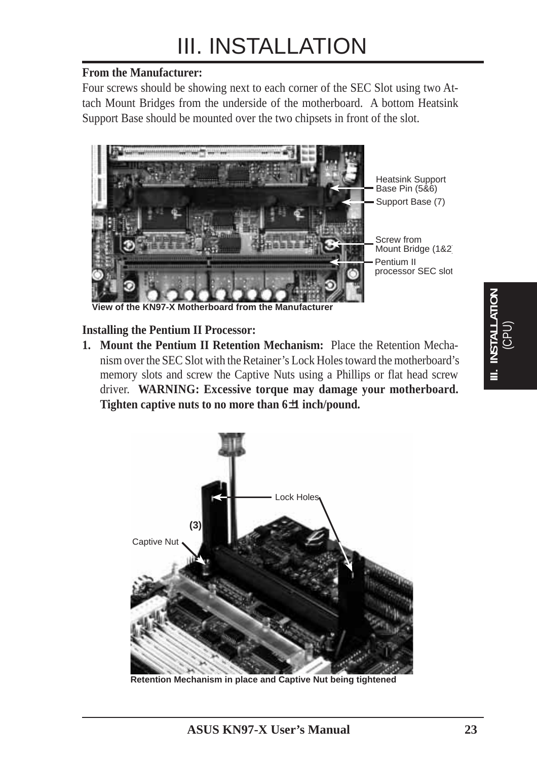# III. INSTALLATION

**From the Manufacturer:**

Four screws should be showing next to each corner of the SEC Slot using two Attach Mount Bridges from the underside of the motherboard. A bottom Heatsink Support Base should be mounted over the two chipsets in front of the slot.

Heatsink Support Base Pin (5&6)

Support Base (7)

Screw from Mount Bridge (1&2)

Pentium II processor SEC slot

**View of the KN97-X Motherboard from the Manufacturer**

**Installing the Pentium II Processor:**

1. **Mount the Pentium II Retention Mechanism:** Place the Retention Mechanism over the SEC Slot with the Retainer's Lock Holes toward the motherboard's memory slots and screw the Captive Nuts using a Phillips or flat head screw driver. **WARNING: Excessive torque may damage your motherboard. Tighten captive nuts to no more than 6±1 inch/pound.**

Lock Holes

(3)

Captive Nut

**Retention Mechanism in place and Captive Nut being tightened**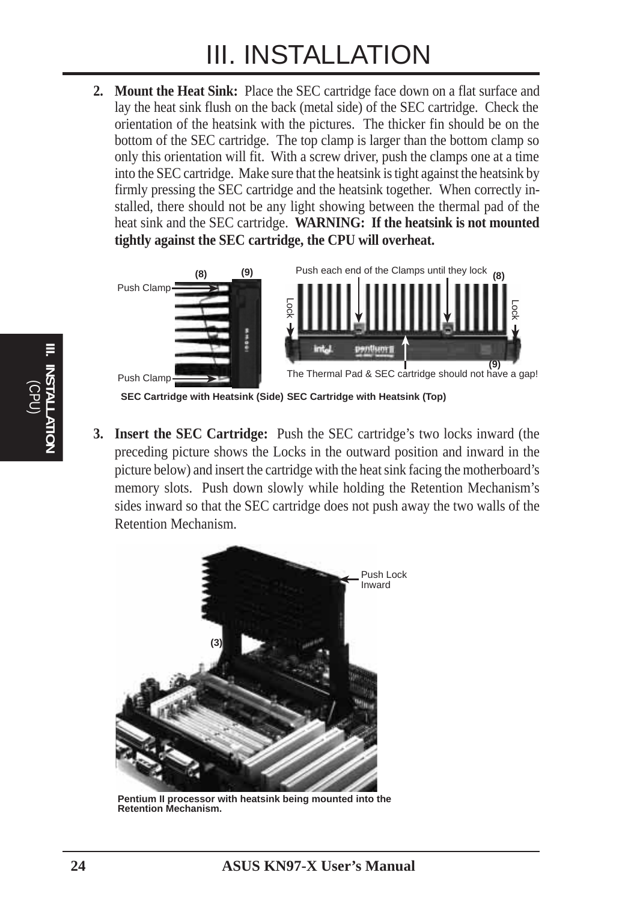2. **Mount the Heat Sink:** Place the SEC cartridge face down on a flat surface and lay the heat sink flush on the back (metal side) of the SEC cartridge. Check the orientation of the heatsink with the pictures. The thicker fin should be on the bottom of the SEC cartridge. The top clamp is larger than the bottom clamp so only this orientation will fit. With a screw driver, push the clamps one at a time into the SEC cartridge. Make sure that the heatsink is tight against the heatsink by firmly pressing the SEC cartridge and the heatsink together. When correctly installed, there should not be any light showing between the thermal pad of the heat sink and the SEC cartridge. **WARNING: If the heatsink is not mounted tightly against the SEC cartridge, the CPU will overheat.**

SEC Cartridge with Heatsink (Side) SEC Cartridge with Heatsink (Top)

3. **Insert the SEC Cartridge:** Push the SEC cartridge's two locks inward (the preceding picture shows the Locks in the outward position and inward in the picture below) and insert the cartridge with the heat sink facing the motherboard's memory slots. Push down slowly while holding the Retention Mechanism's sides inward so that the SEC cartridge does not push away the two walls of the Retention Mechanism.

Pentium II processor with heatsink being mounted into the Retention Mechanism.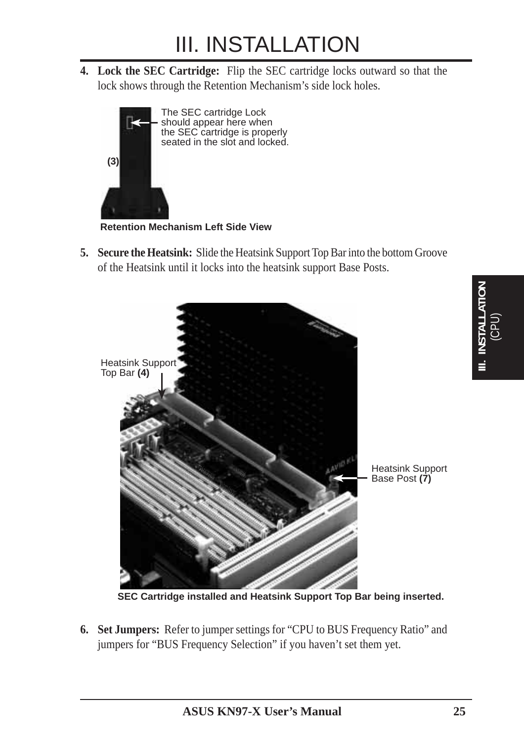# III. INSTALLATION

4. **Lock the SEC Cartridge:** Flip the SEC cartridge locks outward so that the lock shows through the Retention Mechanism's side lock holes.

The SEC cartridge Lock should appear here when the SEC cartridge is properly seated in the slot and locked.

(3)

**Retention Mechanism Left Side View**

5. **Secure the Heatsink:** Slide the Heatsink Support Top Bar into the bottom Groove of the Heatsink until it locks into the heatsink support Base Posts.

Heatsink Support Top Bar **(4)**

Heatsink Support Base Post **(7)**

**SEC Cartridge installed and Heatsink Support Top Bar being inserted.**

6. **Set Jumpers:** Refer to jumper settings for "CPU to BUS Frequency Ratio" and jumpers for "BUS Frequency Selection" if you haven't set them yet.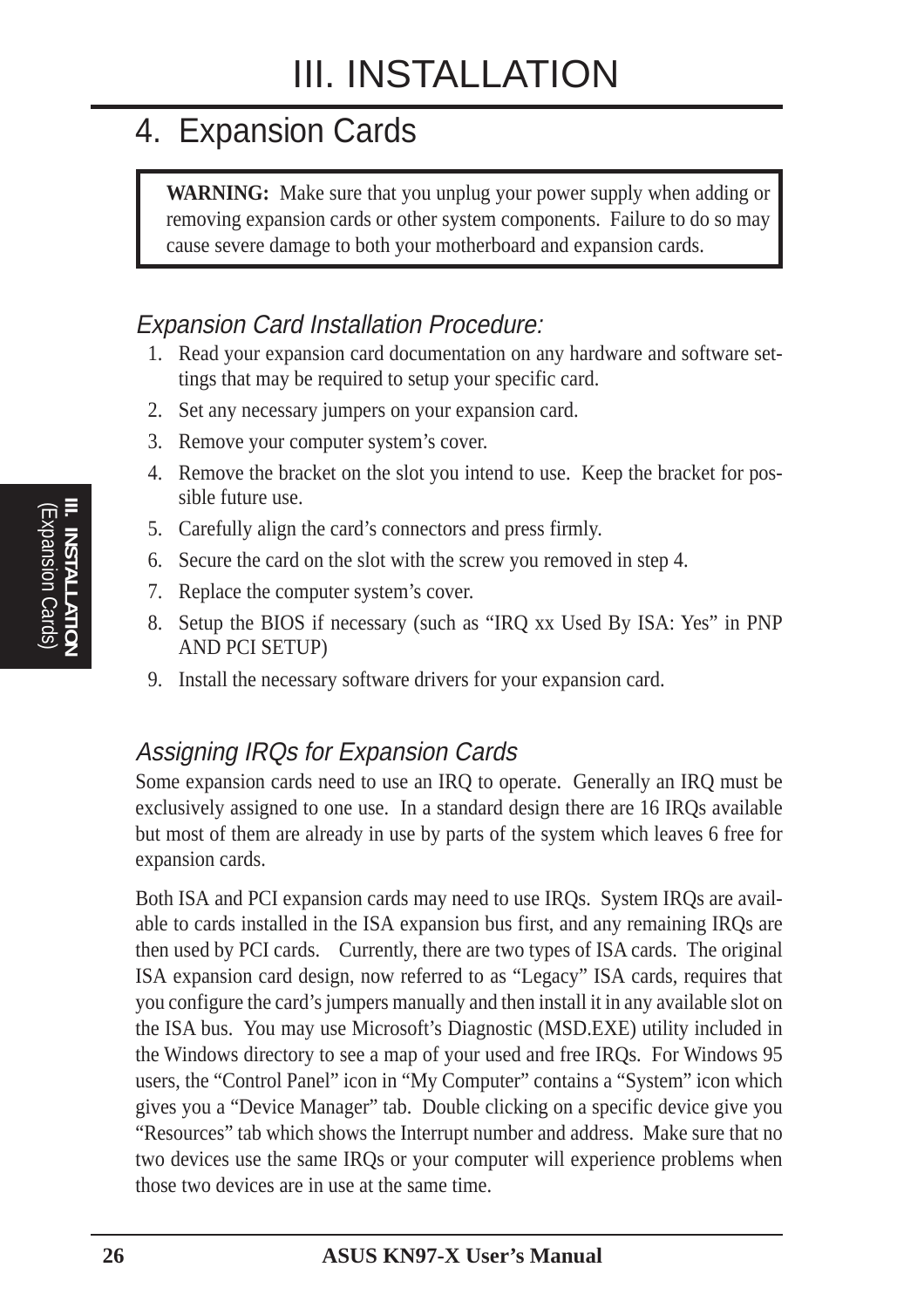# III. INSTALLATION

## 4. Expansion Cards

> **WARNING:** Make sure that you unplug your power supply when adding or removing expansion cards or other system components. Failure to do so may cause severe damage to both your motherboard and expansion cards.

### *Expansion Card Installation Procedure:*

1. Read your expansion card documentation on any hardware and software settings that may be required to setup your specific card.
2. Set any necessary jumpers on your expansion card.
3. Remove your computer system's cover.
4. Remove the bracket on the slot you intend to use. Keep the bracket for possible future use.
5. Carefully align the card's connectors and press firmly.
6. Secure the card on the slot with the screw you removed in step 4.
7. Replace the computer system's cover.
8. Setup the BIOS if necessary (such as "IRQ xx Used By ISA: Yes" in PNP AND PCI SETUP)
9. Install the necessary software drivers for your expansion card.

### *Assigning IRQs for Expansion Cards*

Some expansion cards need to use an IRQ to operate. Generally an IRQ must be exclusively assigned to one use. In a standard design there are 16 IRQs available but most of them are already in use by parts of the system which leaves 6 free for expansion cards.

Both ISA and PCI expansion cards may need to use IRQs. System IRQs are available to cards installed in the ISA expansion bus first, and any remaining IRQs are then used by PCI cards. Currently, there are two types of ISA cards. The original ISA expansion card design, now referred to as "Legacy" ISA cards, requires that you configure the card's jumpers manually and then install it in any available slot on the ISA bus. You may use Microsoft's Diagnostic (MSD.EXE) utility included in the Windows directory to see a map of your used and free IRQs. For Windows 95 users, the "Control Panel" icon in "My Computer" contains a "System" icon which gives you a "Device Manager" tab. Double clicking on a specific device give you "Resources" tab which shows the Interrupt number and address. Make sure that no two devices use the same IRQs or your computer will experience problems when those two devices are in use at the same time.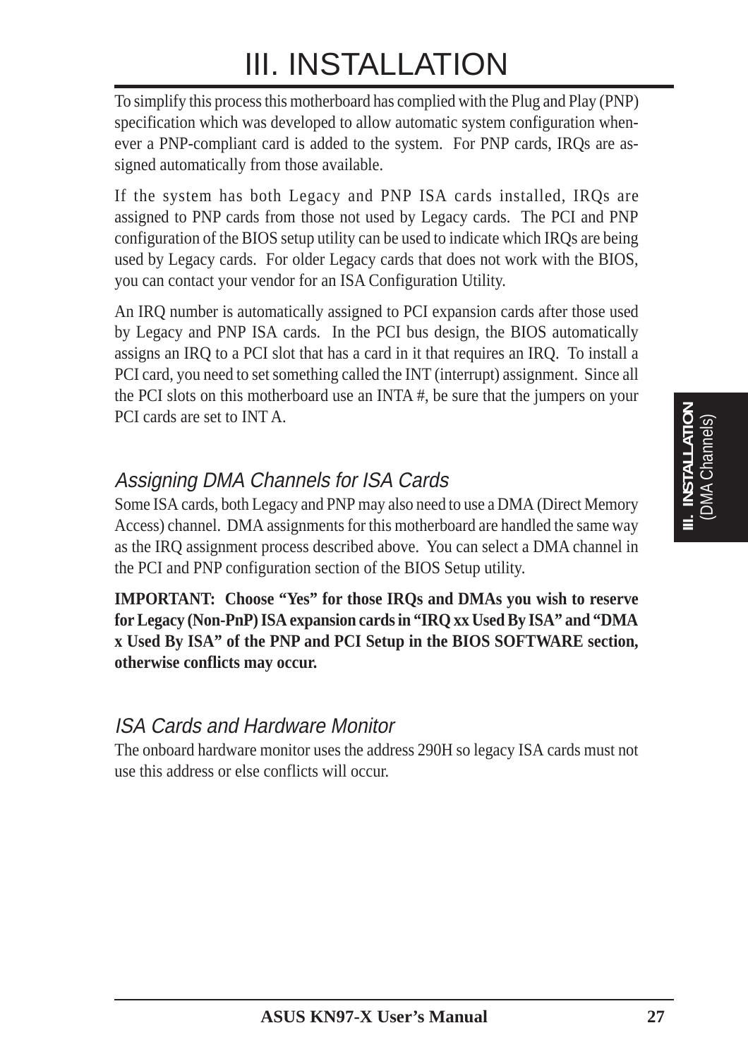# III. INSTALLATION

To simplify this process this motherboard has complied with the Plug and Play (PNP) specification which was developed to allow automatic system configuration whenever a PNP-compliant card is added to the system. For PNP cards, IRQs are assigned automatically from those available.

If the system has both Legacy and PNP ISA cards installed, IRQs are assigned to PNP cards from those not used by Legacy cards. The PCI and PNP configuration of the BIOS setup utility can be used to indicate which IRQs are being used by Legacy cards. For older Legacy cards that does not work with the BIOS, you can contact your vendor for an ISA Configuration Utility.

An IRQ number is automatically assigned to PCI expansion cards after those used by Legacy and PNP ISA cards. In the PCI bus design, the BIOS automatically assigns an IRQ to a PCI slot that has a card in it that requires an IRQ. To install a PCI card, you need to set something called the INT (interrupt) assignment. Since all the PCI slots on this motherboard use an INTA #, be sure that the jumpers on your PCI cards are set to INT A.

### *Assigning DMA Channels for ISA Cards*

Some ISA cards, both Legacy and PNP may also need to use a DMA (Direct Memory Access) channel. DMA assignments for this motherboard are handled the same way as the IRQ assignment process described above. You can select a DMA channel in the PCI and PNP configuration section of the BIOS Setup utility.

**IMPORTANT: Choose "Yes" for those IRQs and DMAs you wish to reserve for Legacy (Non-PnP) ISA expansion cards in "IRQ xx Used By ISA" and "DMA x Used By ISA" of the PNP and PCI Setup in the BIOS SOFTWARE section, otherwise conflicts may occur.**

### *ISA Cards and Hardware Monitor*

The onboard hardware monitor uses the address 290H so legacy ISA cards must not use this address or else conflicts will occur.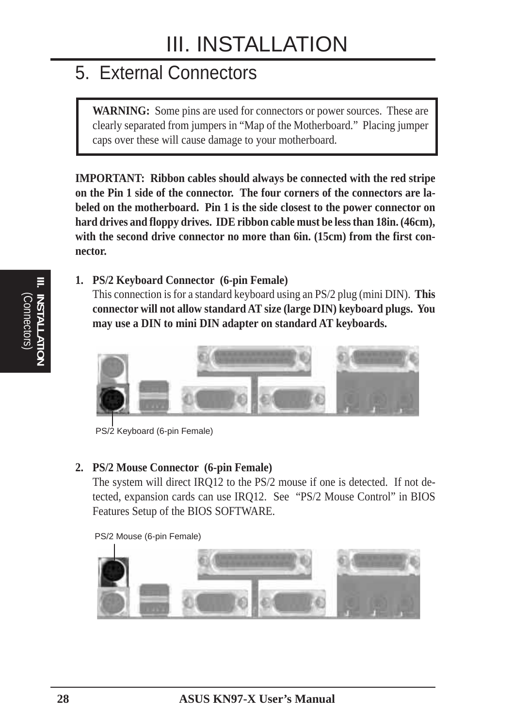# III. INSTALLATION

## 5. External Connectors

**WARNING:** Some pins are used for connectors or power sources. These are clearly separated from jumpers in "Map of the Motherboard." Placing jumper caps over these will cause damage to your motherboard.

**IMPORTANT: Ribbon cables should always be connected with the red stripe on the Pin 1 side of the connector. The four corners of the connectors are labeled on the motherboard. Pin 1 is the side closest to the power connector on hard drives and floppy drives. IDE ribbon cable must be less than 18in. (46cm), with the second drive connector no more than 6in. (15cm) from the first connector.**

1. **PS/2 Keyboard Connector (6-pin Female)**
   This connection is for a standard keyboard using an PS/2 plug (mini DIN). **This connector will not allow standard AT size (large DIN) keyboard plugs. You may use a DIN to mini DIN adapter on standard AT keyboards.**

PS/2 Keyboard (6-pin Female)

2. **PS/2 Mouse Connector (6-pin Female)**
   The system will direct IRQ12 to the PS/2 mouse if one is detected. If not detected, expansion cards can use IRQ12. See "PS/2 Mouse Control" in BIOS Features Setup of the BIOS SOFTWARE.

PS/2 Mouse (6-pin Female)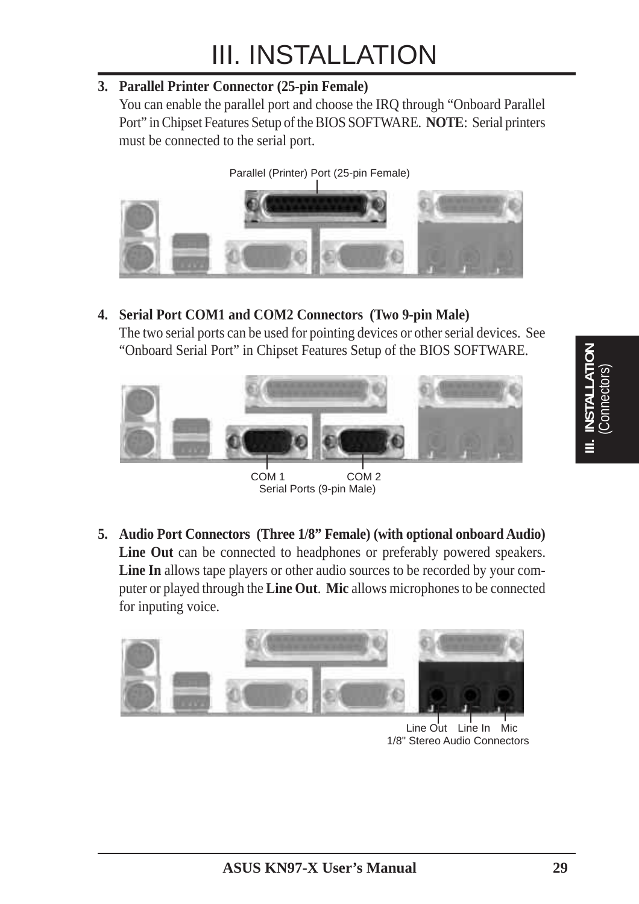# III. INSTALLATION

**3. Parallel Printer Connector (25-pin Female)**

You can enable the parallel port and choose the IRQ through "Onboard Parallel Port" in Chipset Features Setup of the BIOS SOFTWARE. **NOTE**: Serial printers must be connected to the serial port.

Parallel (Printer) Port (25-pin Female)

**4. Serial Port COM1 and COM2 Connectors (Two 9-pin Male)**

The two serial ports can be used for pointing devices or other serial devices. See "Onboard Serial Port" in Chipset Features Setup of the BIOS SOFTWARE.

COM 1 COM 2
Serial Ports (9-pin Male)

**5. Audio Port Connectors (Three 1/8" Female) (with optional onboard Audio)**

**Line Out** can be connected to headphones or preferably powered speakers. **Line In** allows tape players or other audio sources to be recorded by your computer or played through the **Line Out**. **Mic** allows microphones to be connected for inputing voice.

Line Out Line In Mic
1/8" Stereo Audio Connectors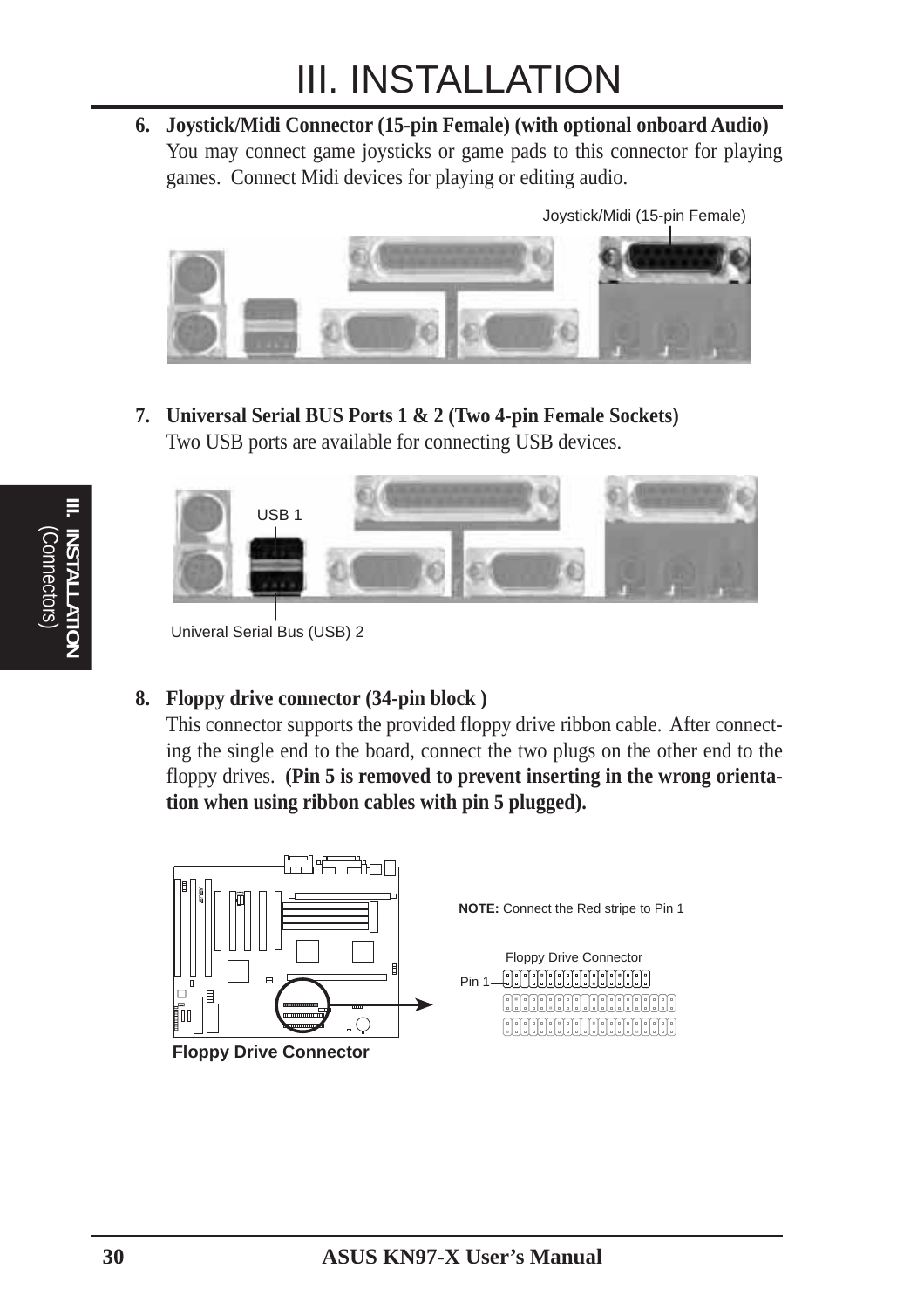# III. INSTALLATION

6. **Joystick/Midi Connector (15-pin Female) (with optional onboard Audio)**
   You may connect game joysticks or game pads to this connector for playing games. Connect Midi devices for playing or editing audio.

Joystick/Midi (15-pin Female)

7. **Universal Serial BUS Ports 1 & 2 (Two 4-pin Female Sockets)**
   Two USB ports are available for connecting USB devices.

USB 1

Univeral Serial Bus (USB) 2

8. **Floppy drive connector (34-pin block )**
   This connector supports the provided floppy drive ribbon cable. After connecting the single end to the board, connect the two plugs on the other end to the floppy drives. **(Pin 5 is removed to prevent inserting in the wrong orientation when using ribbon cables with pin 5 plugged).**

**NOTE:** Connect the Red stripe to Pin 1

Floppy Drive Connector

Pin 1

**Floppy Drive Connector**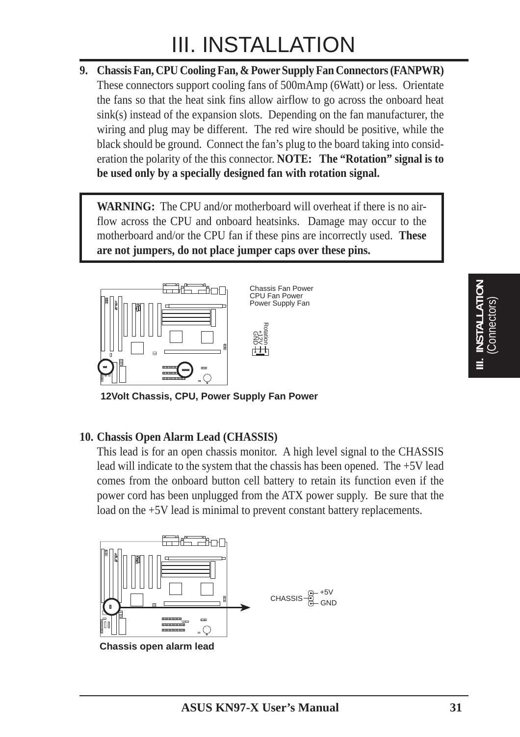# III. INSTALLATION

**9. Chassis Fan, CPU Cooling Fan, & Power Supply Fan Connectors (FANPWR)**
These connectors support cooling fans of 500mAmp (6Watt) or less. Orientate the fans so that the heat sink fins allow airflow to go across the onboard heat sink(s) instead of the expansion slots. Depending on the fan manufacturer, the wiring and plug may be different. The red wire should be positive, while the black should be ground. Connect the fan's plug to the board taking into consideration the polarity of the this connector. **NOTE: The "Rotation" signal is to be used only by a specially designed fan with rotation signal.**

> **WARNING:** The CPU and/or motherboard will overheat if there is no airflow across the CPU and onboard heatsinks. Damage may occur to the motherboard and/or the CPU fan if these pins are incorrectly used. **These are not jumpers, do not place jumper caps over these pins.**

Chassis Fan Power
CPU Fan Power
Power Supply Fan

Rotation
+12V
GND

**12Volt Chassis, CPU, Power Supply Fan Power**

**10. Chassis Open Alarm Lead (CHASSIS)**
This lead is for an open chassis monitor. A high level signal to the CHASSIS lead will indicate to the system that the chassis has been opened. The +5V lead comes from the onboard button cell battery to retain its function even if the power cord has been unplugged from the ATX power supply. Be sure that the load on the +5V lead is minimal to prevent constant battery replacements.

CHASSIS
+5V
GND

**Chassis open alarm lead**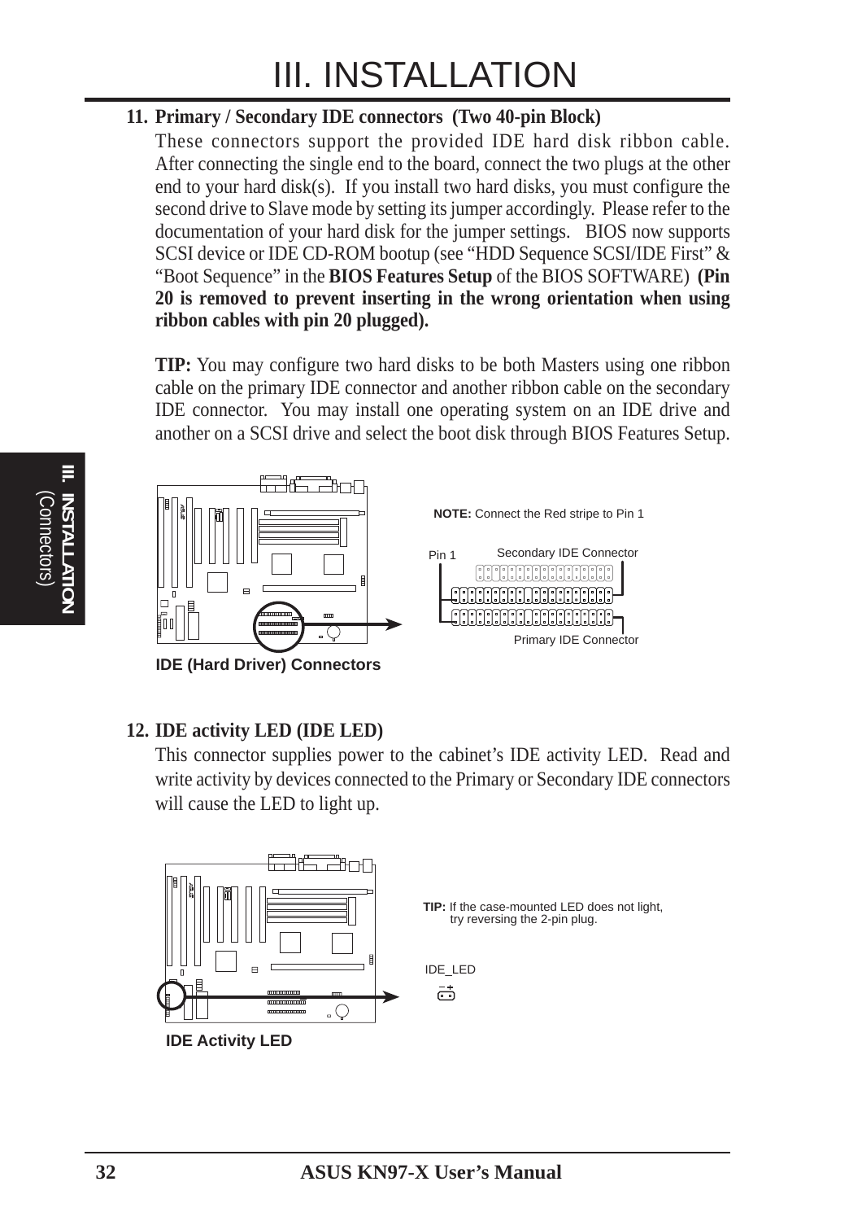## 11. Primary / Secondary IDE connectors (Two 40-pin Block)

These connectors support the provided IDE hard disk ribbon cable. After connecting the single end to the board, connect the two plugs at the other end to your hard disk(s). If you install two hard disks, you must configure the second drive to Slave mode by setting its jumper accordingly. Please refer to the documentation of your hard disk for the jumper settings. BIOS now supports SCSI device or IDE CD-ROM bootup (see "HDD Sequence SCSI/IDE First" & "Boot Sequence" in the **BIOS Features Setup** of the BIOS SOFTWARE) **(Pin 20 is removed to prevent inserting in the wrong orientation when using ribbon cables with pin 20 plugged).**

**TIP:** You may configure two hard disks to be both Masters using one ribbon cable on the primary IDE connector and another ribbon cable on the secondary IDE connector. You may install one operating system on an IDE drive and another on a SCSI drive and select the boot disk through BIOS Features Setup.

**NOTE:** Connect the Red stripe to Pin 1

Pin 1 — Secondary IDE Connector — Primary IDE Connector

**IDE (Hard Driver) Connectors**

## 12. IDE activity LED (IDE LED)

This connector supplies power to the cabinet's IDE activity LED. Read and write activity by devices connected to the Primary or Secondary IDE connectors will cause the LED to light up.

**TIP:** If the case-mounted LED does not light, try reversing the 2-pin plug.

IDE_LED

**IDE Activity LED**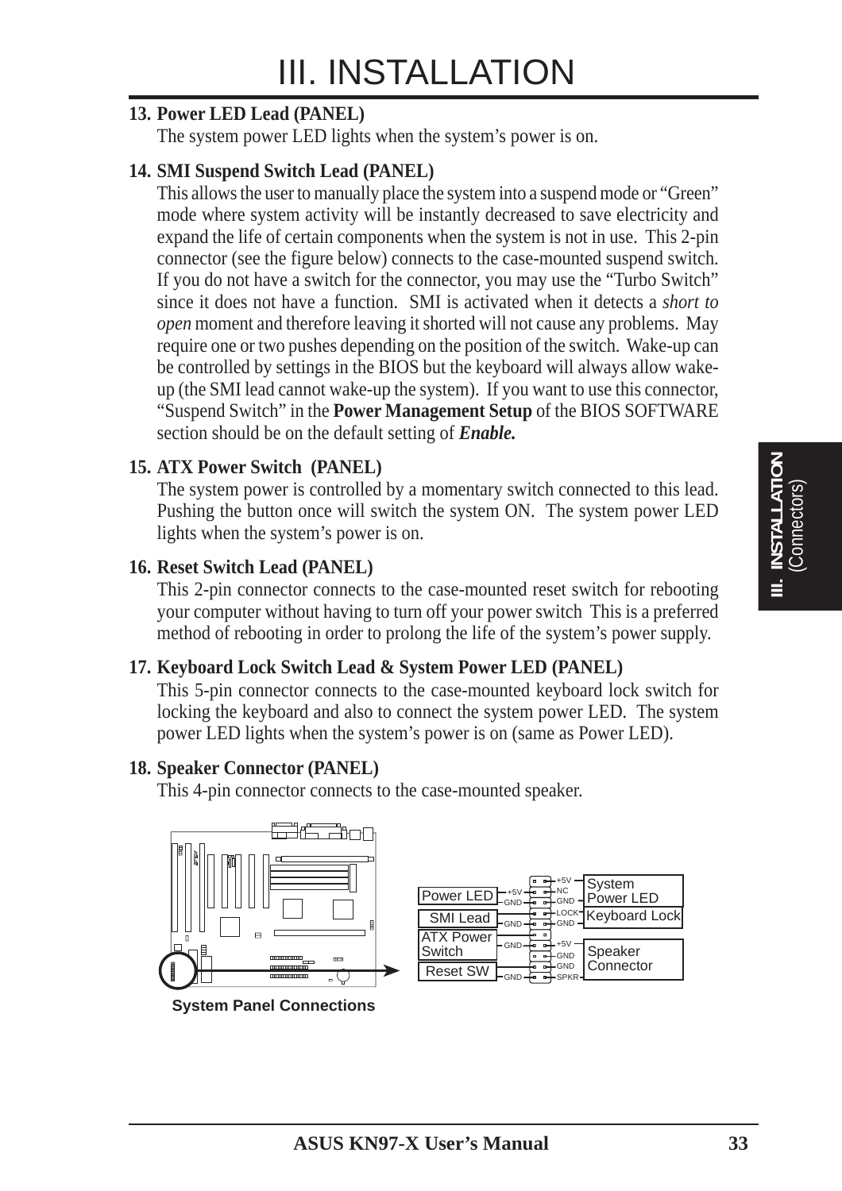# III. INSTALLATION

**13. Power LED Lead (PANEL)**

The system power LED lights when the system's power is on.

**14. SMI Suspend Switch Lead (PANEL)**

This allows the user to manually place the system into a suspend mode or "Green" mode where system activity will be instantly decreased to save electricity and expand the life of certain components when the system is not in use. This 2-pin connector (see the figure below) connects to the case-mounted suspend switch. If you do not have a switch for the connector, you may use the "Turbo Switch" since it does not have a function. SMI is activated when it detects a *short to open* moment and therefore leaving it shorted will not cause any problems. May require one or two pushes depending on the position of the switch. Wake-up can be controlled by settings in the BIOS but the keyboard will always allow wake-up (the SMI lead cannot wake-up the system). If you want to use this connector, "Suspend Switch" in the **Power Management Setup** of the BIOS SOFTWARE section should be on the default setting of ***Enable.***

**15. ATX Power Switch (PANEL)**

The system power is controlled by a momentary switch connected to this lead. Pushing the button once will switch the system ON. The system power LED lights when the system's power is on.

**16. Reset Switch Lead (PANEL)**

This 2-pin connector connects to the case-mounted reset switch for rebooting your computer without having to turn off your power switch This is a preferred method of rebooting in order to prolong the life of the system's power supply.

**17. Keyboard Lock Switch Lead & System Power LED (PANEL)**

This 5-pin connector connects to the case-mounted keyboard lock switch for locking the keyboard and also to connect the system power LED. The system power LED lights when the system's power is on (same as Power LED).

**18. Speaker Connector (PANEL)**

This 4-pin connector connects to the case-mounted speaker.

Power LED: +5V, GND
SMI Lead: GND
ATX Power Switch: GND
Reset SW: GND

System Power LED: +5V, NC, GND
Keyboard Lock: LOCK, GND
Speaker Connector: +5V, GND, GND, SPKR

**System Panel Connections**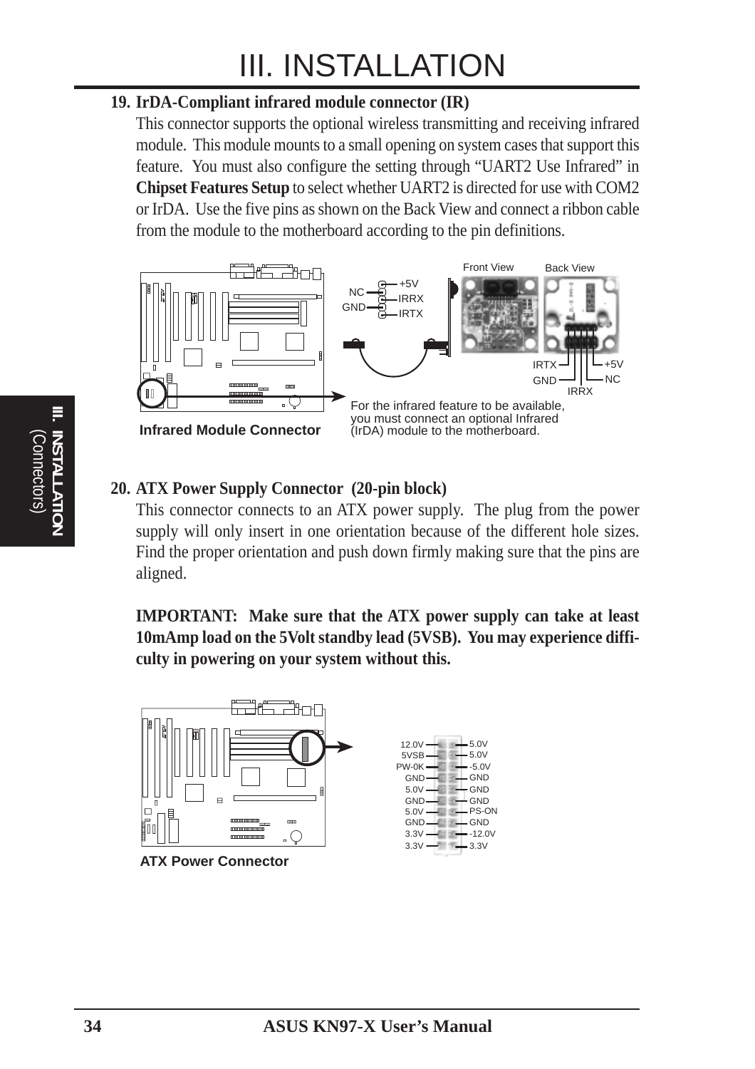# III. INSTALLATION

**19. IrDA-Compliant infrared module connector (IR)**

This connector supports the optional wireless transmitting and receiving infrared module. This module mounts to a small opening on system cases that support this feature. You must also configure the setting through "UART2 Use Infrared" in **Chipset Features Setup** to select whether UART2 is directed for use with COM2 or IrDA. Use the five pins as shown on the Back View and connect a ribbon cable from the module to the motherboard according to the pin definitions.

For the infrared feature to be available, you must connect an optional Infrared (IrDA) module to the motherboard.

**Infrared Module Connector**

**20. ATX Power Supply Connector (20-pin block)**

This connector connects to an ATX power supply. The plug from the power supply will only insert in one orientation because of the different hole sizes. Find the proper orientation and push down firmly making sure that the pins are aligned.

**IMPORTANT: Make sure that the ATX power supply can take at least 10mAmp load on the 5Volt standby lead (5VSB). You may experience difficulty in powering on your system without this.**

**ATX Power Connector**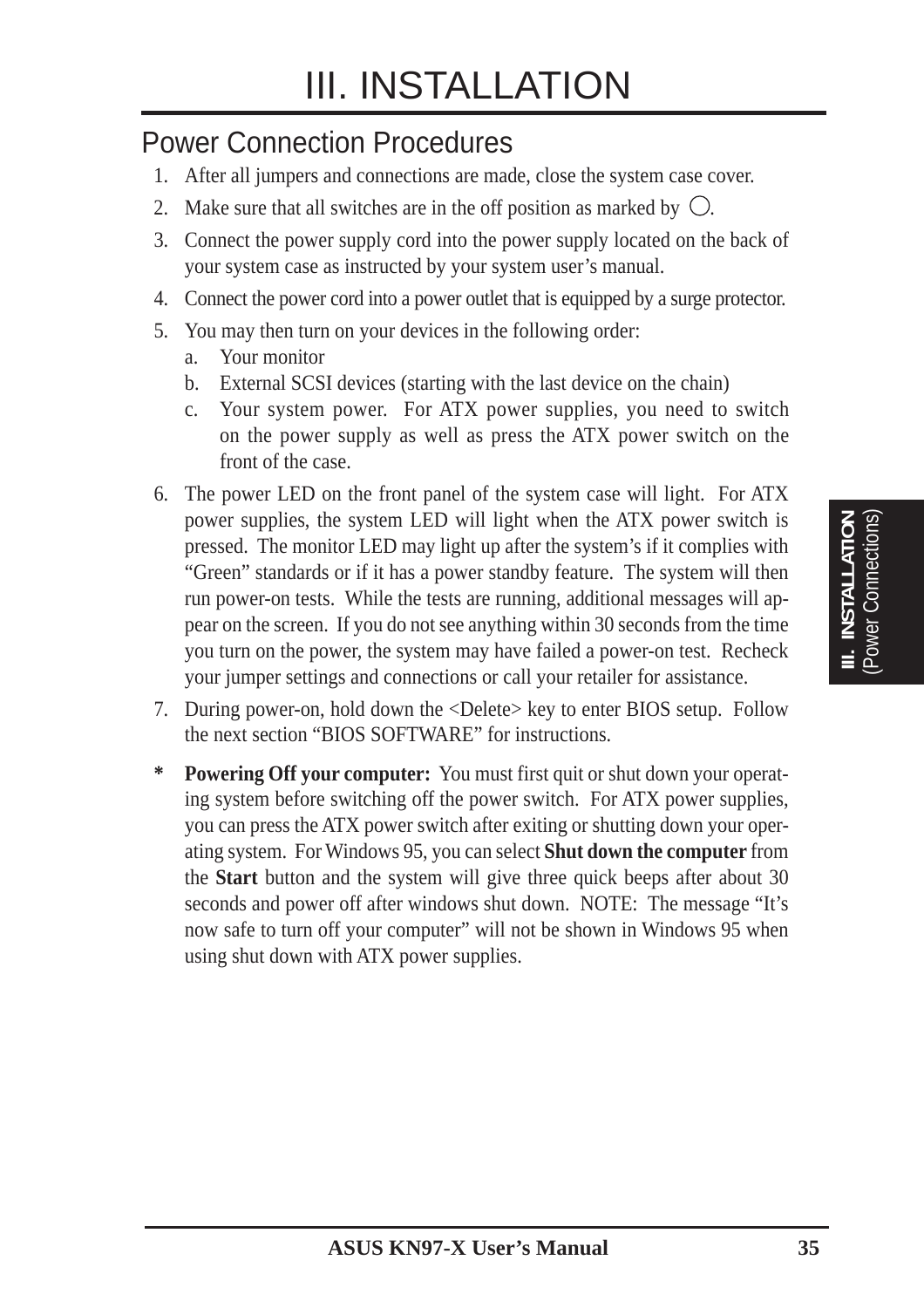# III. INSTALLATION

## Power Connection Procedures

1. After all jumpers and connections are made, close the system case cover.
2. Make sure that all switches are in the off position as marked by ○.
3. Connect the power supply cord into the power supply located on the back of your system case as instructed by your system user's manual.
4. Connect the power cord into a power outlet that is equipped by a surge protector.
5. You may then turn on your devices in the following order:
   a. Your monitor
   b. External SCSI devices (starting with the last device on the chain)
   c. Your system power. For ATX power supplies, you need to switch on the power supply as well as press the ATX power switch on the front of the case.
6. The power LED on the front panel of the system case will light. For ATX power supplies, the system LED will light when the ATX power switch is pressed. The monitor LED may light up after the system's if it complies with "Green" standards or if it has a power standby feature. The system will then run power-on tests. While the tests are running, additional messages will appear on the screen. If you do not see anything within 30 seconds from the time you turn on the power, the system may have failed a power-on test. Recheck your jumper settings and connections or call your retailer for assistance.
7. During power-on, hold down the <Delete> key to enter BIOS setup. Follow the next section "BIOS SOFTWARE" for instructions.

\* **Powering Off your computer:** You must first quit or shut down your operating system before switching off the power switch. For ATX power supplies, you can press the ATX power switch after exiting or shutting down your operating system. For Windows 95, you can select **Shut down the computer** from the **Start** button and the system will give three quick beeps after about 30 seconds and power off after windows shut down. NOTE: The message "It's now safe to turn off your computer" will not be shown in Windows 95 when using shut down with ATX power supplies.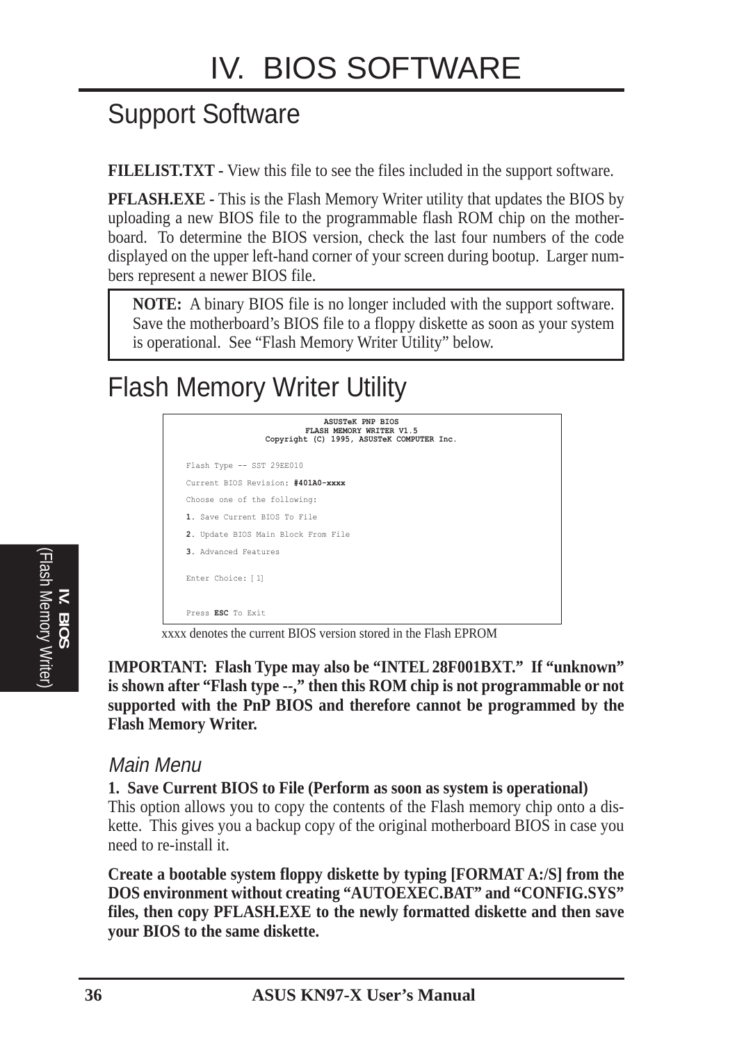# IV. BIOS SOFTWARE

## Support Software

**FILELIST.TXT -** View this file to see the files included in the support software.

**PFLASH.EXE -** This is the Flash Memory Writer utility that updates the BIOS by uploading a new BIOS file to the programmable flash ROM chip on the motherboard. To determine the BIOS version, check the last four numbers of the code displayed on the upper left-hand corner of your screen during bootup. Larger numbers represent a newer BIOS file.

> **NOTE:** A binary BIOS file is no longer included with the support software. Save the motherboard's BIOS file to a floppy diskette as soon as your system is operational. See "Flash Memory Writer Utility" below.

## Flash Memory Writer Utility

```
                    ASUSTeK PNP BIOS
                FLASH MEMORY WRITER V1.5
       Copyright (C) 1995, ASUSTeK COMPUTER Inc.

Flash Type -- SST 29EE010

Current BIOS Revision: #401A0-xxxx

Choose one of the following:

1. Save Current BIOS To File

2. Update BIOS Main Block From File

3. Advanced Features

Enter Choice: [1]


Press ESC To Exit
```

xxxx denotes the current BIOS version stored in the Flash EPROM

**IMPORTANT: Flash Type may also be "INTEL 28F001BXT." If "unknown" is shown after "Flash type --," then this ROM chip is not programmable or not supported with the PnP BIOS and therefore cannot be programmed by the Flash Memory Writer.**

### *Main Menu*

**1. Save Current BIOS to File (Perform as soon as system is operational)**
This option allows you to copy the contents of the Flash memory chip onto a diskette. This gives you a backup copy of the original motherboard BIOS in case you need to re-install it.

**Create a bootable system floppy diskette by typing [FORMAT A:/S] from the DOS environment without creating "AUTOEXEC.BAT" and "CONFIG.SYS" files, then copy PFLASH.EXE to the newly formatted diskette and then save your BIOS to the same diskette.**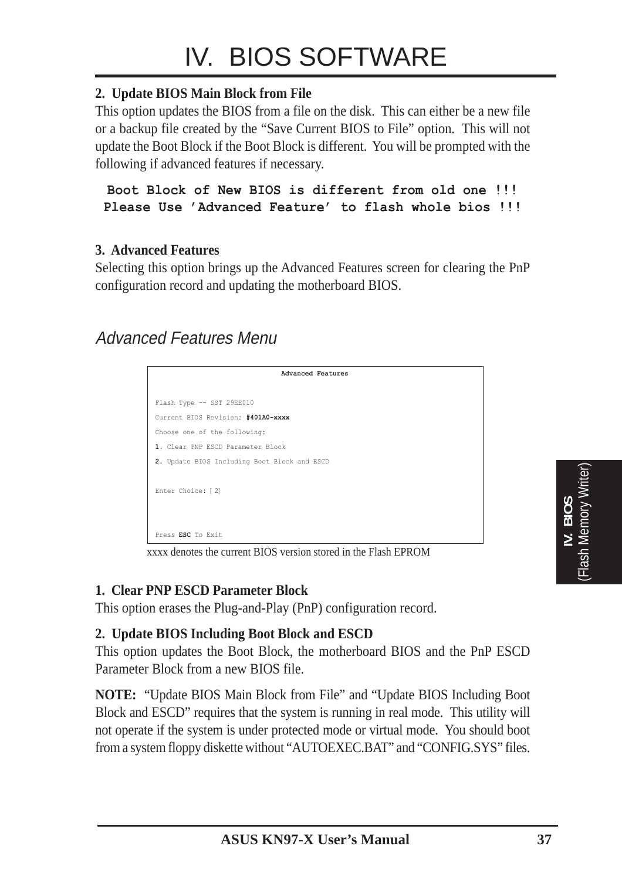# IV. BIOS SOFTWARE

**2. Update BIOS Main Block from File**

This option updates the BIOS from a file on the disk. This can either be a new file or a backup file created by the "Save Current BIOS to File" option. This will not update the Boot Block if the Boot Block is different. You will be prompted with the following if advanced features if necessary.

```
Boot Block of New BIOS is different from old one !!!
Please Use 'Advanced Feature' to flash whole bios !!!
```

**3. Advanced Features**

Selecting this option brings up the Advanced Features screen for clearing the PnP configuration record and updating the motherboard BIOS.

## *Advanced Features Menu*

```
                    Advanced Features

Flash Type -- SST 29EE010
Current BIOS Revision: #401A0-xxxx
Choose one of the following:
1. Clear PNP ESCD Parameter Block
2. Update BIOS Including Boot Block and ESCD

Enter Choice: [ 2]

Press ESC To Exit
```

xxxx denotes the current BIOS version stored in the Flash EPROM

**1. Clear PNP ESCD Parameter Block**

This option erases the Plug-and-Play (PnP) configuration record.

**2. Update BIOS Including Boot Block and ESCD**

This option updates the Boot Block, the motherboard BIOS and the PnP ESCD Parameter Block from a new BIOS file.

**NOTE:** "Update BIOS Main Block from File" and "Update BIOS Including Boot Block and ESCD" requires that the system is running in real mode. This utility will not operate if the system is under protected mode or virtual mode. You should boot from a system floppy diskette without "AUTOEXEC.BAT" and "CONFIG.SYS" files.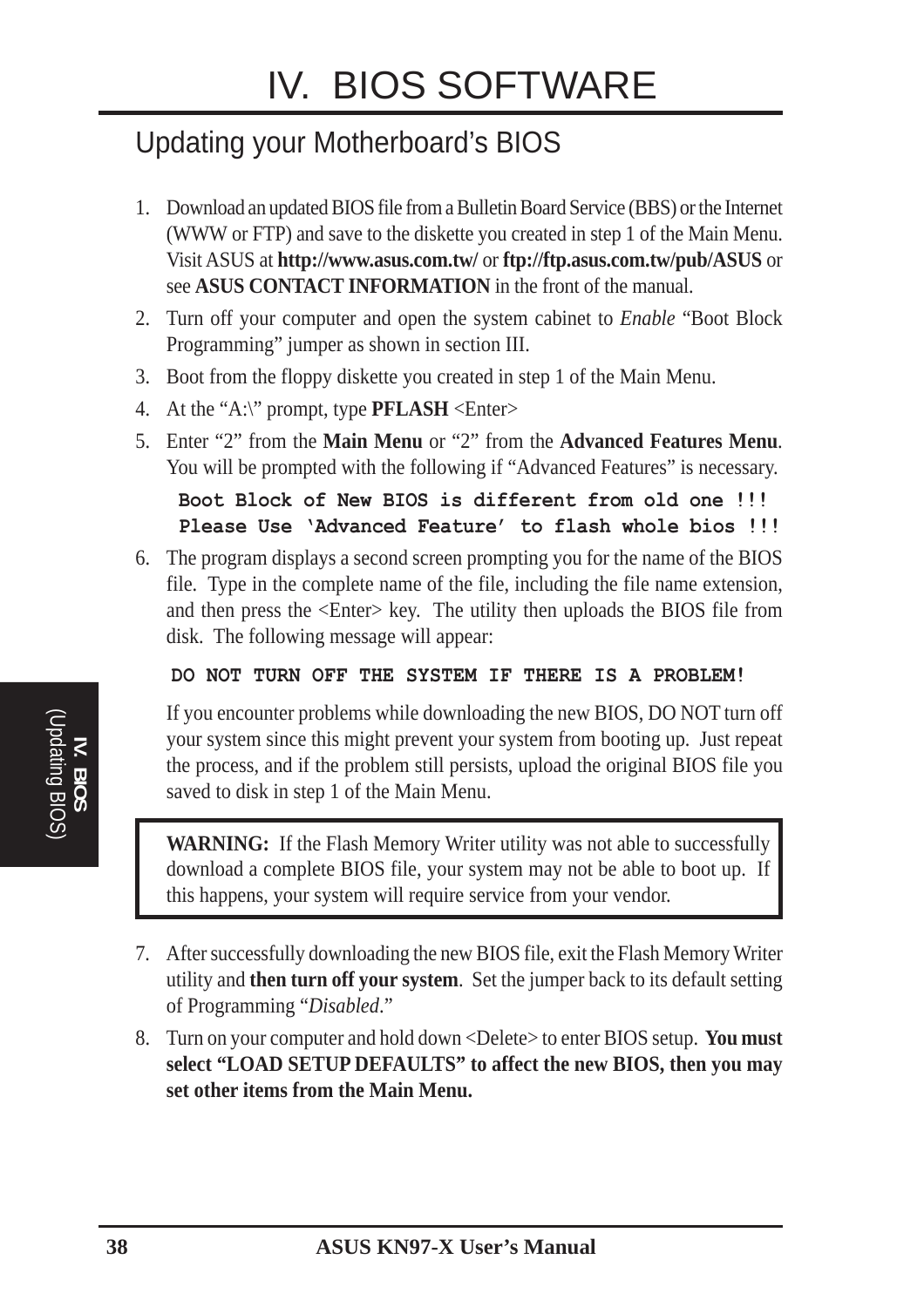# IV. BIOS SOFTWARE

## Updating your Motherboard's BIOS

1. Download an updated BIOS file from a Bulletin Board Service (BBS) or the Internet (WWW or FTP) and save to the diskette you created in step 1 of the Main Menu. Visit ASUS at **http://www.asus.com.tw/** or **ftp://ftp.asus.com.tw/pub/ASUS** or see **ASUS CONTACT INFORMATION** in the front of the manual.
2. Turn off your computer and open the system cabinet to *Enable* "Boot Block Programming" jumper as shown in section III.
3. Boot from the floppy diskette you created in step 1 of the Main Menu.
4. At the "A:\" prompt, type **PFLASH** <Enter>
5. Enter "2" from the **Main Menu** or "2" from the **Advanced Features Menu**. You will be prompted with the following if "Advanced Features" is necessary.

   ```
   Boot Block of New BIOS is different from old one !!!
   Please Use 'Advanced Feature' to flash whole bios !!!
   ```

6. The program displays a second screen prompting you for the name of the BIOS file. Type in the complete name of the file, including the file name extension, and then press the <Enter> key. The utility then uploads the BIOS file from disk. The following message will appear:

   ```
   DO NOT TURN OFF THE SYSTEM IF THERE IS A PROBLEM!
   ```

   If you encounter problems while downloading the new BIOS, DO NOT turn off your system since this might prevent your system from booting up. Just repeat the process, and if the problem still persists, upload the original BIOS file you saved to disk in step 1 of the Main Menu.

   > **WARNING:** If the Flash Memory Writer utility was not able to successfully download a complete BIOS file, your system may not be able to boot up. If this happens, your system will require service from your vendor.

7. After successfully downloading the new BIOS file, exit the Flash Memory Writer utility and **then turn off your system**. Set the jumper back to its default setting of Programming "*Disabled*."
8. Turn on your computer and hold down <Delete> to enter BIOS setup. **You must select "LOAD SETUP DEFAULTS" to affect the new BIOS, then you may set other items from the Main Menu.**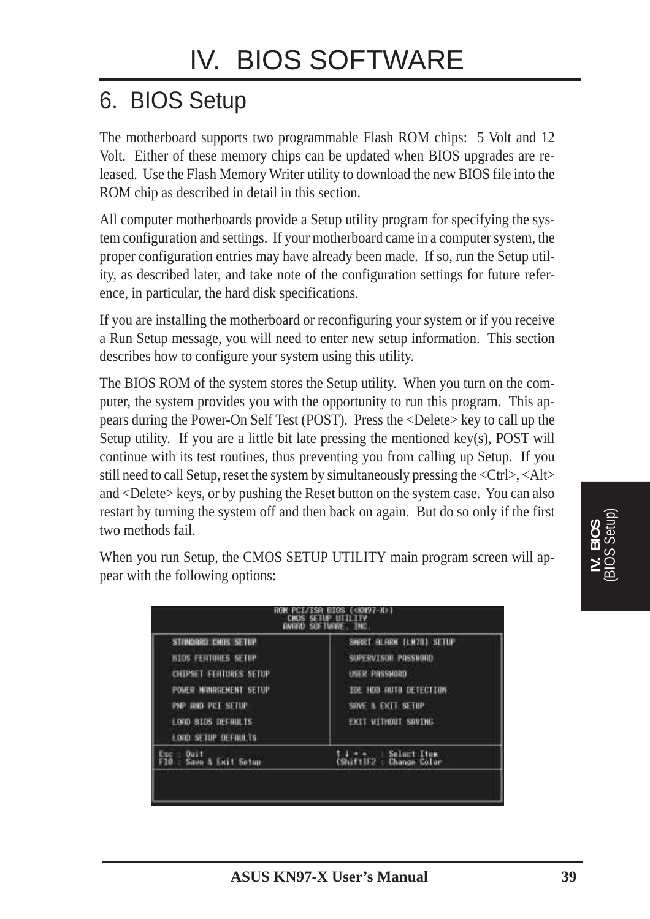# IV. BIOS SOFTWARE

## 6. BIOS Setup

The motherboard supports two programmable Flash ROM chips: 5 Volt and 12 Volt. Either of these memory chips can be updated when BIOS upgrades are released. Use the Flash Memory Writer utility to download the new BIOS file into the ROM chip as described in detail in this section.

All computer motherboards provide a Setup utility program for specifying the system configuration and settings. If your motherboard came in a computer system, the proper configuration entries may have already been made. If so, run the Setup utility, as described later, and take note of the configuration settings for future reference, in particular, the hard disk specifications.

If you are installing the motherboard or reconfiguring your system or if you receive a Run Setup message, you will need to enter new setup information. This section describes how to configure your system using this utility.

The BIOS ROM of the system stores the Setup utility. When you turn on the computer, the system provides you with the opportunity to run this program. This appears during the Power-On Self Test (POST). Press the <Delete> key to call up the Setup utility. If you are a little bit late pressing the mentioned key(s), POST will continue with its test routines, thus preventing you from calling up Setup. If you still need to call Setup, reset the system by simultaneously pressing the <Ctrl>, <Alt> and <Delete> keys, or by pushing the Reset button on the system case. You can also restart by turning the system off and then back on again. But do so only if the first two methods fail.

When you run Setup, the CMOS SETUP UTILITY main program screen will appear with the following options:

```
                ROM PCI/ISA BIOS (<KN97-X>)
                    CMOS SETUP UTILITY
                   AWARD SOFTWARE, INC.

  STANDARD CMOS SETUP              SMART ALARM (LM78) SETUP
  BIOS FEATURES SETUP              SUPERVISOR PASSWORD
  CHIPSET FEATURES SETUP           USER PASSWORD
  POWER MANAGEMENT SETUP           IDE HDD AUTO DETECTION
  PNP AND PCI SETUP                SAVE & EXIT SETUP
  LOAD BIOS DEFAULTS               EXIT WITHOUT SAVING
  LOAD SETUP DEFAULTS

Esc : Quit                         ↑ ↓ → ←    : Select Item
F10 : Save & Exit Setup            (Shift)F2  : Change Color
```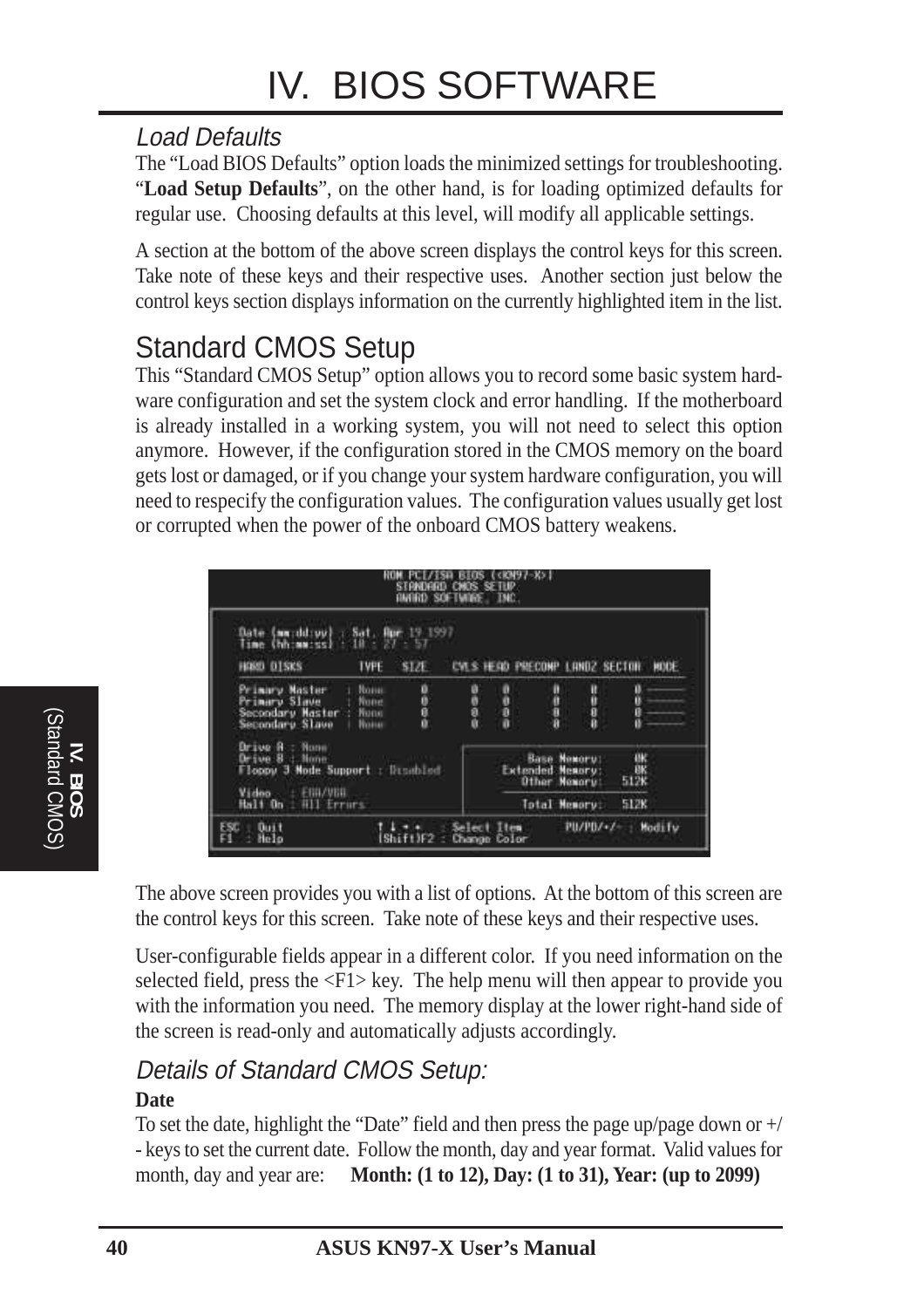# IV. BIOS SOFTWARE

### Load Defaults

The "Load BIOS Defaults" option loads the minimized settings for troubleshooting. "**Load Setup Defaults**", on the other hand, is for loading optimized defaults for regular use. Choosing defaults at this level, will modify all applicable settings.

A section at the bottom of the above screen displays the control keys for this screen. Take note of these keys and their respective uses. Another section just below the control keys section displays information on the currently highlighted item in the list.

## Standard CMOS Setup

This "Standard CMOS Setup" option allows you to record some basic system hardware configuration and set the system clock and error handling. If the motherboard is already installed in a working system, you will not need to select this option anymore. However, if the configuration stored in the CMOS memory on the board gets lost or damaged, or if you change your system hardware configuration, you will need to respecify the configuration values. The configuration values usually get lost or corrupted when the power of the onboard CMOS battery weakens.

```
                     ROM PCI/ISA BIOS (<KN97-X>)
                        STANDARD CMOS SETUP
                        AWARD SOFTWARE, INC.

 Date (mm:dd:yy) : Sat, Apr 19 1997
 Time (hh:mm:ss) : 10 : 27 : 57

 HARD DISKS          TYPE   SIZE   CYLS HEAD PRECOMP LANDZ SECTOR  MODE

 Primary Master    : None     0      0    0     0      0     0    -------
 Primary Slave     : None     0      0    0     0      0     0    -------
 Secondary Master  : None     0      0    0     0      0     0    -------
 Secondary Slave   : None     0      0    0     0      0     0    -------

 Drive A : None
 Drive B : None                                 Base Memory:      0K
 Floppy 3 Mode Support : Disabled           Extended Memory:      0K
                                               Other Memory:    512K
 Video   : EGA/VGA
 Halt On : All Errors                          Total Memory:    512K

 ESC : Quit             ↑ ↓ → ←    : Select Item      PU/PD/+/- : Modify
 F1  : Help             (Shift)F2  : Change Color
```

The above screen provides you with a list of options. At the bottom of this screen are the control keys for this screen. Take note of these keys and their respective uses.

User-configurable fields appear in a different color. If you need information on the selected field, press the <F1> key. The help menu will then appear to provide you with the information you need. The memory display at the lower right-hand side of the screen is read-only and automatically adjusts accordingly.

### Details of Standard CMOS Setup:

**Date**

To set the date, highlight the "Date" field and then press the page up/page down or +/- keys to set the current date. Follow the month, day and year format. Valid values for month, day and year are: **Month: (1 to 12), Day: (1 to 31), Year: (up to 2099)**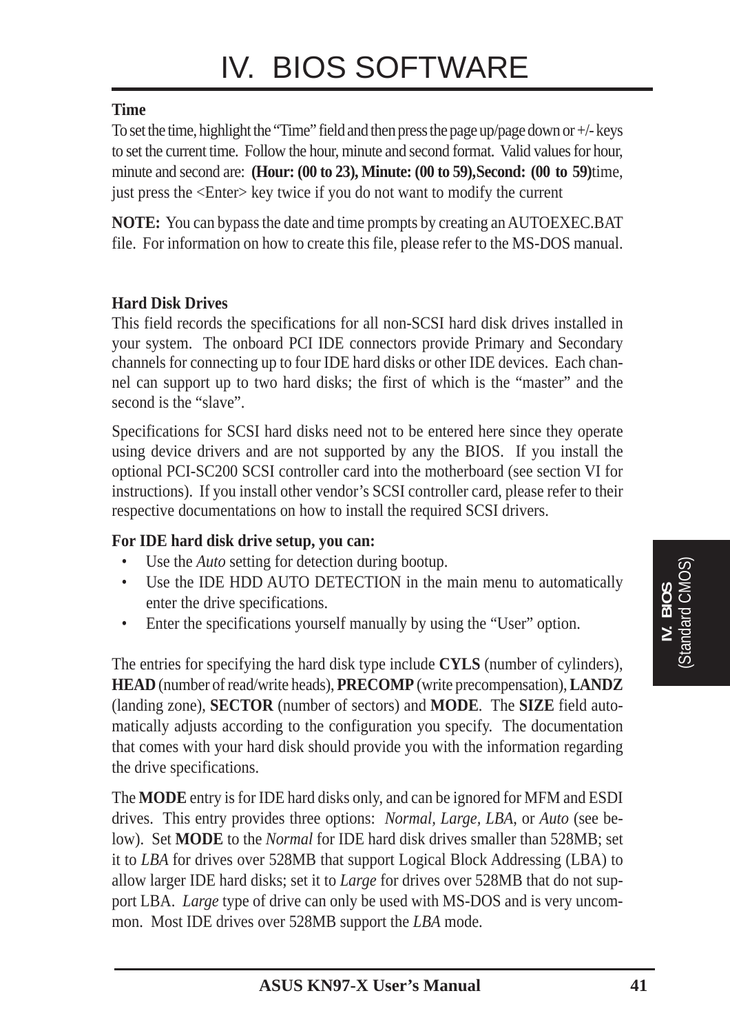**Time**

To set the time, highlight the "Time" field and then press the page up/page down or +/- keys to set the current time. Follow the hour, minute and second format. Valid values for hour, minute and second are: **(Hour: (00 to 23), Minute: (00 to 59),Second: (00 to 59)**time, just press the <Enter> key twice if you do not want to modify the current

**NOTE:** You can bypass the date and time prompts by creating an AUTOEXEC.BAT file. For information on how to create this file, please refer to the MS-DOS manual.

**Hard Disk Drives**

This field records the specifications for all non-SCSI hard disk drives installed in your system. The onboard PCI IDE connectors provide Primary and Secondary channels for connecting up to four IDE hard disks or other IDE devices. Each channel can support up to two hard disks; the first of which is the "master" and the second is the "slave".

Specifications for SCSI hard disks need not to be entered here since they operate using device drivers and are not supported by any the BIOS. If you install the optional PCI-SC200 SCSI controller card into the motherboard (see section VI for instructions). If you install other vendor's SCSI controller card, please refer to their respective documentations on how to install the required SCSI drivers.

**For IDE hard disk drive setup, you can:**

- Use the *Auto* setting for detection during bootup.
- Use the IDE HDD AUTO DETECTION in the main menu to automatically enter the drive specifications.
- Enter the specifications yourself manually by using the "User" option.

The entries for specifying the hard disk type include **CYLS** (number of cylinders), **HEAD** (number of read/write heads), **PRECOMP** (write precompensation), **LANDZ** (landing zone), **SECTOR** (number of sectors) and **MODE**. The **SIZE** field automatically adjusts according to the configuration you specify. The documentation that comes with your hard disk should provide you with the information regarding the drive specifications.

The **MODE** entry is for IDE hard disks only, and can be ignored for MFM and ESDI drives. This entry provides three options: *Normal, Large, LBA*, or *Auto* (see below). Set **MODE** to the *Normal* for IDE hard disk drives smaller than 528MB; set it to *LBA* for drives over 528MB that support Logical Block Addressing (LBA) to allow larger IDE hard disks; set it to *Large* for drives over 528MB that do not support LBA. *Large* type of drive can only be used with MS-DOS and is very uncommon. Most IDE drives over 528MB support the *LBA* mode.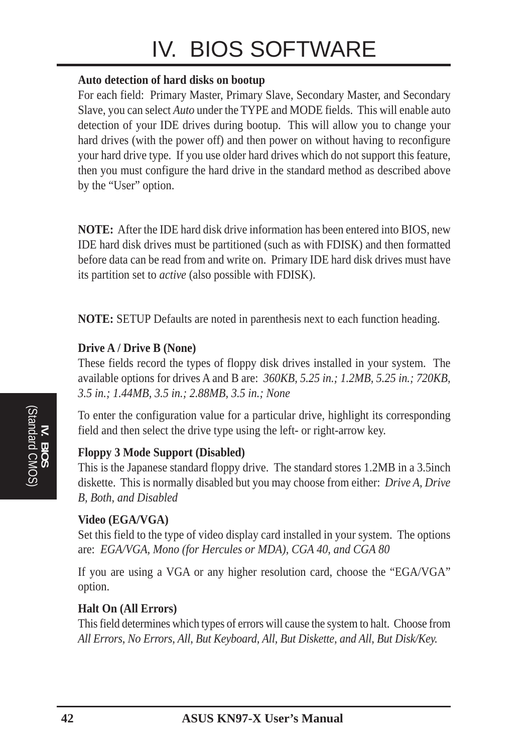**Auto detection of hard disks on bootup**

For each field: Primary Master, Primary Slave, Secondary Master, and Secondary Slave, you can select *Auto* under the TYPE and MODE fields. This will enable auto detection of your IDE drives during bootup. This will allow you to change your hard drives (with the power off) and then power on without having to reconfigure your hard drive type. If you use older hard drives which do not support this feature, then you must configure the hard drive in the standard method as described above by the "User" option.

**NOTE:** After the IDE hard disk drive information has been entered into BIOS, new IDE hard disk drives must be partitioned (such as with FDISK) and then formatted before data can be read from and write on. Primary IDE hard disk drives must have its partition set to *active* (also possible with FDISK).

**NOTE:** SETUP Defaults are noted in parenthesis next to each function heading.

**Drive A / Drive B (None)**

These fields record the types of floppy disk drives installed in your system. The available options for drives A and B are: *360KB, 5.25 in.; 1.2MB, 5.25 in.; 720KB, 3.5 in.; 1.44MB, 3.5 in.; 2.88MB, 3.5 in.; None*

To enter the configuration value for a particular drive, highlight its corresponding field and then select the drive type using the left- or right-arrow key.

**Floppy 3 Mode Support (Disabled)**

This is the Japanese standard floppy drive. The standard stores 1.2MB in a 3.5inch diskette. This is normally disabled but you may choose from either: *Drive A, Drive B, Both, and Disabled*

**Video (EGA/VGA)**

Set this field to the type of video display card installed in your system. The options are: *EGA/VGA, Mono (for Hercules or MDA), CGA 40, and CGA 80*

If you are using a VGA or any higher resolution card, choose the "EGA/VGA" option.

**Halt On (All Errors)**

This field determines which types of errors will cause the system to halt. Choose from *All Errors, No Errors, All, But Keyboard, All, But Diskette, and All, But Disk/Key.*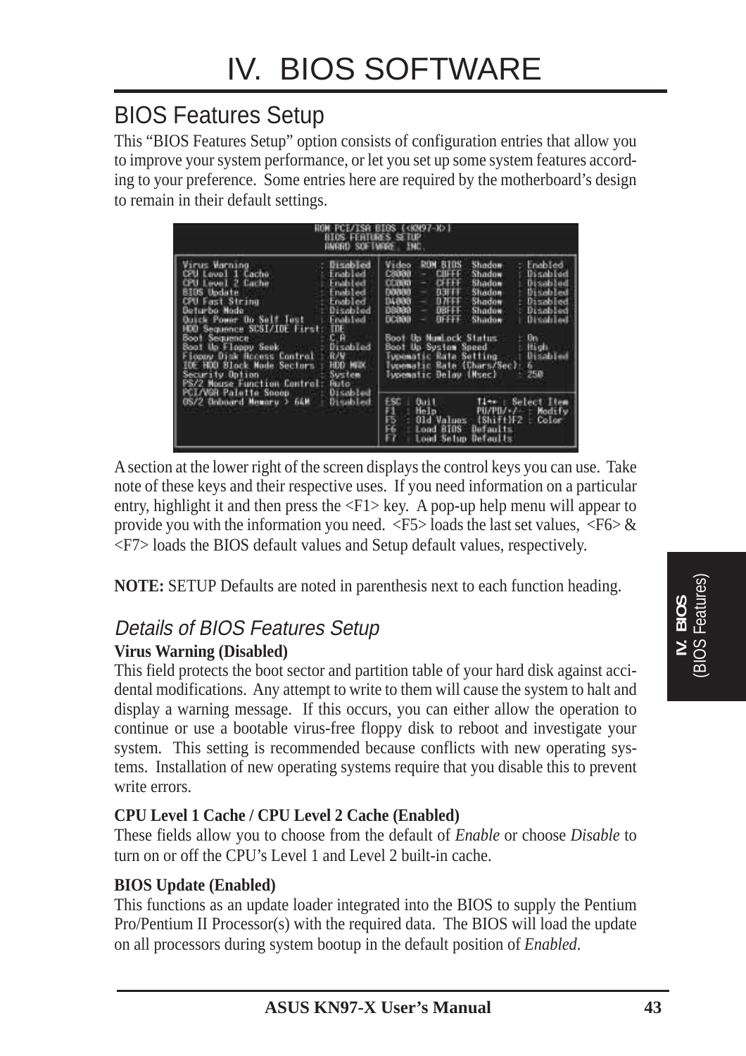# IV. BIOS SOFTWARE

## BIOS Features Setup

This "BIOS Features Setup" option consists of configuration entries that allow you to improve your system performance, or let you set up some system features according to your preference. Some entries here are required by the motherboard's design to remain in their default settings.

```
                         ROM PCI/ISA BIOS (<KN97-X>)
                            BIOS FEATURES SETUP
                            AWARD SOFTWARE, INC.

Virus Warning                  : Disabled   Video   ROM BIOS  Shadow   : Enabled
CPU Level 1 Cache              : Enabled    C8000  -  CBFFF   Shadow   : Disabled
CPU Level 2 Cache              : Enabled    CC000  -  CFFFF   Shadow   : Disabled
BIOS Update                    : Enabled    D0000  -  D3FFF   Shadow   : Disabled
CPU Fast String                : Enabled    D4000  -  D7FFF   Shadow   : Disabled
Deturbo Mode                   : Disabled   D8000  -  DBFFF   Shadow   : Disabled
Quick Power On Self Test       : Enabled    DC000  -  DFFFF   Shadow   : Disabled
HDD Sequence SCSI/IDE First    : IDE
Boot Sequence                  : C,A        Boot Up NumLock Status      : On
Boot Up Floppy Seek            : Disabled   Boot Up System Speed        : High
Floppy Disk Access Control     : R/W        Typematic Rate Setting      : Disabled
IDE HDD Block Mode Sectors     : HDD MAX    Typematic Rate (Chars/Sec)  : 6
Security Option                : System     Typematic Delay (Msec)      : 250
PS/2 Mouse Function Control    : Auto
PCI/VGA Palette Snoop          : Disabled
OS/2 Onboard Memory > 64M      : Disabled   ESC : Quit        ↑↓→← : Select Item
                                            F1  : Help        PU/PD/+/- : Modify
                                            F5  : Old Values  (Shift)F2 : Color
                                            F6  : Load BIOS  Defaults
                                            F7  : Load Setup Defaults
```

A section at the lower right of the screen displays the control keys you can use. Take note of these keys and their respective uses. If you need information on a particular entry, highlight it and then press the <F1> key. A pop-up help menu will appear to provide you with the information you need. <F5> loads the last set values, <F6> & <F7> loads the BIOS default values and Setup default values, respectively.

**NOTE:** SETUP Defaults are noted in parenthesis next to each function heading.

### *Details of BIOS Features Setup*

**Virus Warning (Disabled)**

This field protects the boot sector and partition table of your hard disk against accidental modifications. Any attempt to write to them will cause the system to halt and display a warning message. If this occurs, you can either allow the operation to continue or use a bootable virus-free floppy disk to reboot and investigate your system. This setting is recommended because conflicts with new operating systems. Installation of new operating systems require that you disable this to prevent write errors.

**CPU Level 1 Cache / CPU Level 2 Cache (Enabled)**

These fields allow you to choose from the default of *Enable* or choose *Disable* to turn on or off the CPU's Level 1 and Level 2 built-in cache.

**BIOS Update (Enabled)**

This functions as an update loader integrated into the BIOS to supply the Pentium Pro/Pentium II Processor(s) with the required data. The BIOS will load the update on all processors during system bootup in the default position of *Enabled*.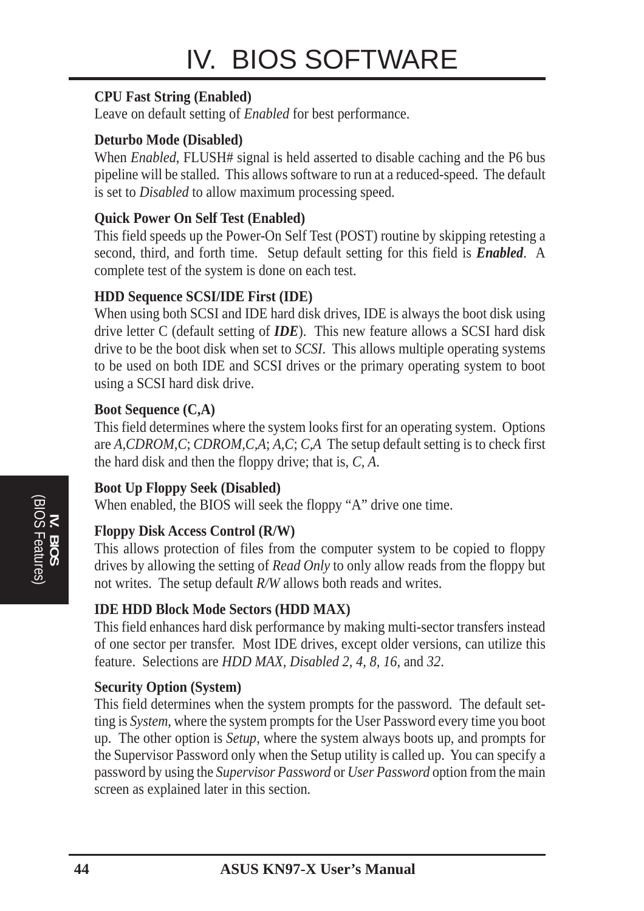**CPU Fast String (Enabled)**
Leave on default setting of *Enabled* for best performance.

**Deturbo Mode (Disabled)**
When *Enabled*, FLUSH# signal is held asserted to disable caching and the P6 bus pipeline will be stalled. This allows software to run at a reduced-speed. The default is set to *Disabled* to allow maximum processing speed.

**Quick Power On Self Test (Enabled)**
This field speeds up the Power-On Self Test (POST) routine by skipping retesting a second, third, and forth time. Setup default setting for this field is ***Enabled***. A complete test of the system is done on each test.

**HDD Sequence SCSI/IDE First (IDE)**
When using both SCSI and IDE hard disk drives, IDE is always the boot disk using drive letter C (default setting of ***IDE***). This new feature allows a SCSI hard disk drive to be the boot disk when set to *SCSI*. This allows multiple operating systems to be used on both IDE and SCSI drives or the primary operating system to boot using a SCSI hard disk drive.

**Boot Sequence (C,A)**
This field determines where the system looks first for an operating system. Options are *A,CDROM,C*; *CDROM,C,A*; *A,C*; *C,A* The setup default setting is to check first the hard disk and then the floppy drive; that is, *C, A*.

**Boot Up Floppy Seek (Disabled)**
When enabled, the BIOS will seek the floppy "A" drive one time.

**Floppy Disk Access Control (R/W)**
This allows protection of files from the computer system to be copied to floppy drives by allowing the setting of *Read Only* to only allow reads from the floppy but not writes. The setup default *R/W* allows both reads and writes.

**IDE HDD Block Mode Sectors (HDD MAX)**
This field enhances hard disk performance by making multi-sector transfers instead of one sector per transfer. Most IDE drives, except older versions, can utilize this feature. Selections are *HDD MAX, Disabled 2, 4, 8, 16,* and *32*.

**Security Option (System)**
This field determines when the system prompts for the password. The default setting is *System*, where the system prompts for the User Password every time you boot up. The other option is *Setup*, where the system always boots up, and prompts for the Supervisor Password only when the Setup utility is called up. You can specify a password by using the *Supervisor Password* or *User Password* option from the main screen as explained later in this section.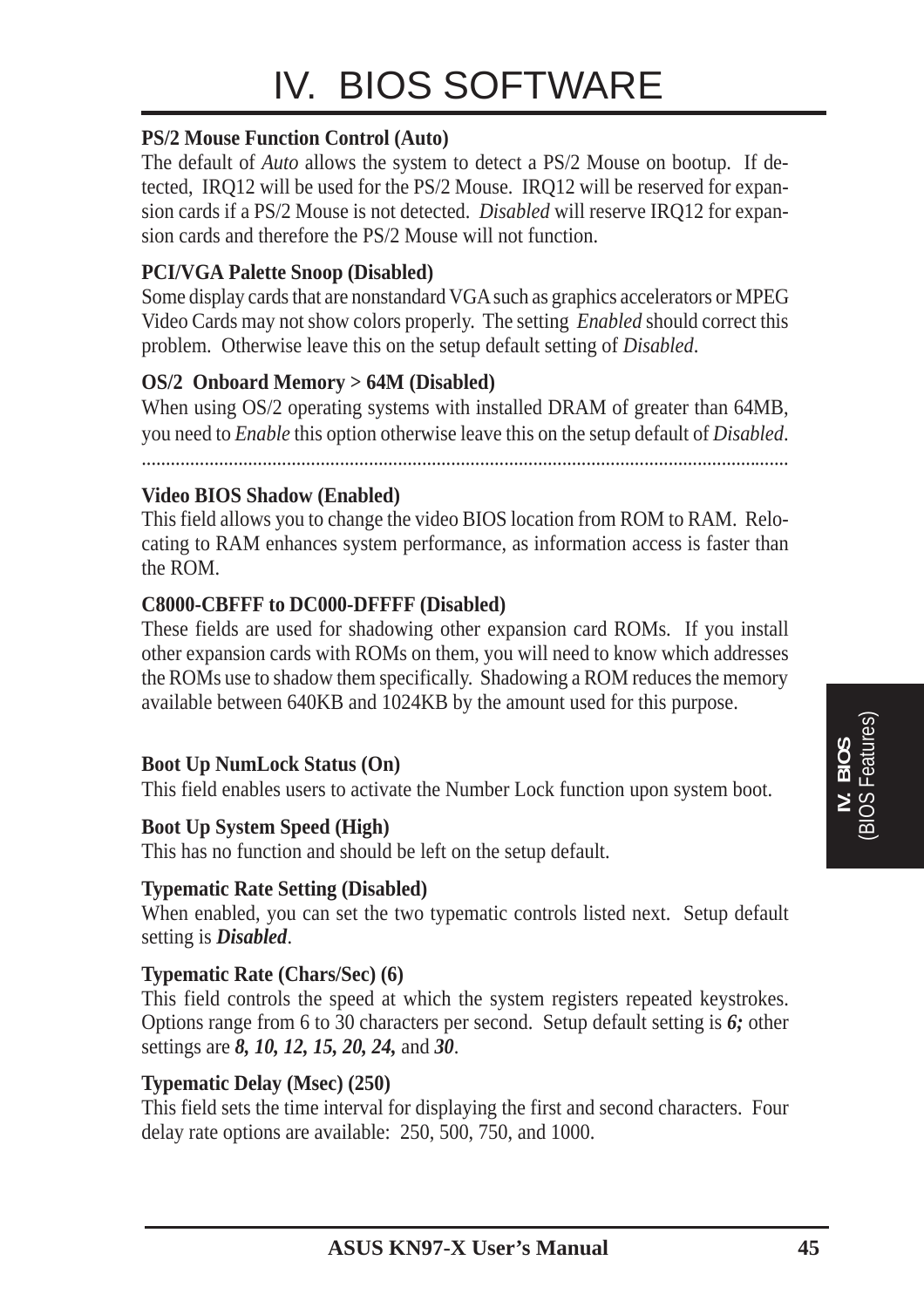**PS/2 Mouse Function Control (Auto)**
The default of *Auto* allows the system to detect a PS/2 Mouse on bootup. If detected, IRQ12 will be used for the PS/2 Mouse. IRQ12 will be reserved for expansion cards if a PS/2 Mouse is not detected. *Disabled* will reserve IRQ12 for expansion cards and therefore the PS/2 Mouse will not function.

**PCI/VGA Palette Snoop (Disabled)**
Some display cards that are nonstandard VGA such as graphics accelerators or MPEG Video Cards may not show colors properly. The setting *Enabled* should correct this problem. Otherwise leave this on the setup default setting of *Disabled*.

**OS/2 Onboard Memory > 64M (Disabled)**
When using OS/2 operating systems with installed DRAM of greater than 64MB, you need to *Enable* this option otherwise leave this on the setup default of *Disabled*.

.......................................................................................................................................

**Video BIOS Shadow (Enabled)**
This field allows you to change the video BIOS location from ROM to RAM. Relocating to RAM enhances system performance, as information access is faster than the ROM.

**C8000-CBFFF to DC000-DFFFF (Disabled)**
These fields are used for shadowing other expansion card ROMs. If you install other expansion cards with ROMs on them, you will need to know which addresses the ROMs use to shadow them specifically. Shadowing a ROM reduces the memory available between 640KB and 1024KB by the amount used for this purpose.

**Boot Up NumLock Status (On)**
This field enables users to activate the Number Lock function upon system boot.

**Boot Up System Speed (High)**
This has no function and should be left on the setup default.

**Typematic Rate Setting (Disabled)**
When enabled, you can set the two typematic controls listed next. Setup default setting is ***Disabled***.

**Typematic Rate (Chars/Sec) (6)**
This field controls the speed at which the system registers repeated keystrokes. Options range from 6 to 30 characters per second. Setup default setting is ***6;*** other settings are ***8, 10, 12, 15, 20, 24,*** and ***30***.

**Typematic Delay (Msec) (250)**
This field sets the time interval for displaying the first and second characters. Four delay rate options are available: 250, 500, 750, and 1000.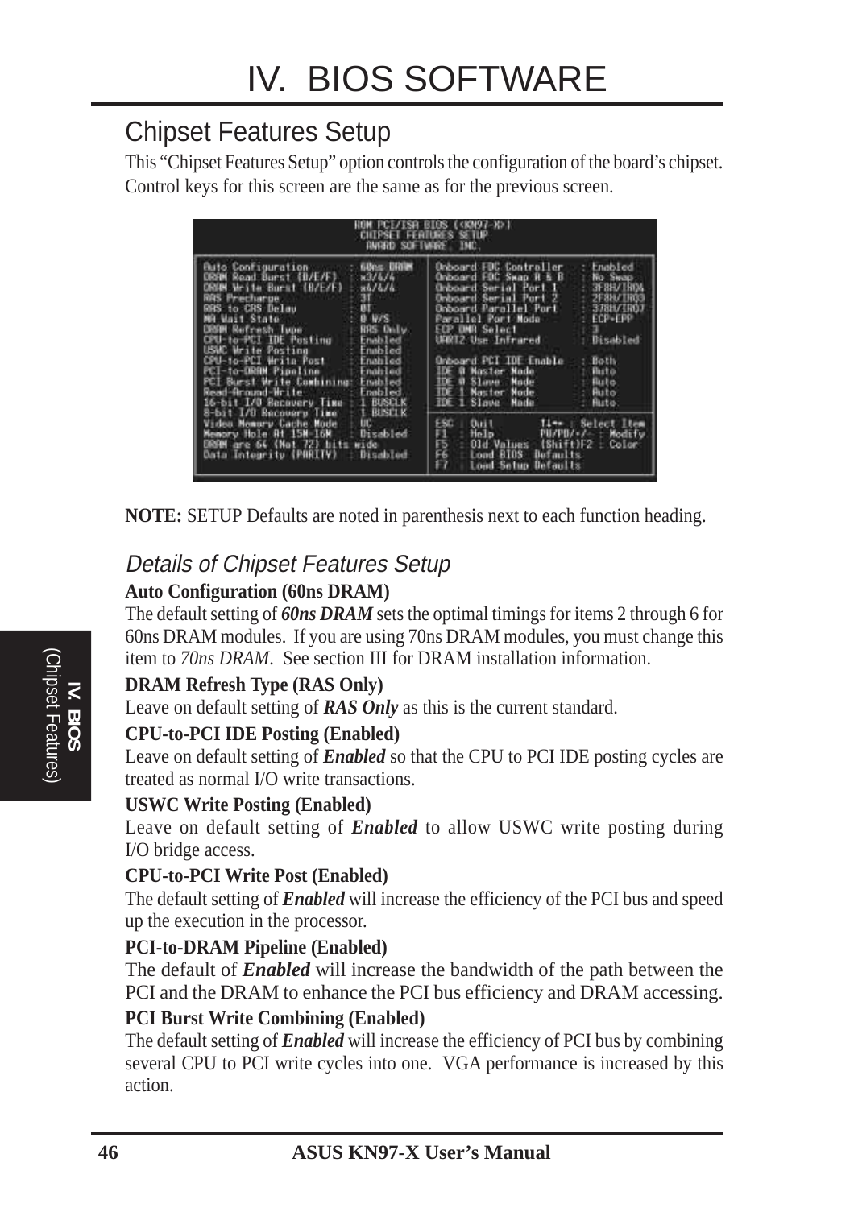# IV. BIOS SOFTWARE

## Chipset Features Setup

This "Chipset Features Setup" option controls the configuration of the board's chipset. Control keys for this screen are the same as for the previous screen.

```
                    ROM PCI/ISA BIOS (<KN97-X>)
                     CHIPSET FEATURES SETUP
                      AWARD SOFTWARE, INC.

Auto Configuration         : 60ns DRAM    Onboard FDC Controller   : Enabled
DRAM Read Burst (B/E/F)    : x3/4/4       Onboard FDC Swap A & B   : No Swap
DRAM Write Burst (B/E/F)   : x4/4/4       Onboard Serial Port 1    : 3F8H/IRQ4
RAS Precharge              : 3T           Onboard Serial Port 2    : 2F8H/IRQ3
RAS to CAS Delay           : 0T           Onboard Parallel Port    : 378H/IRQ7
MA Wait State              : 0 W/S        Parallel Port Mode       : ECP+EPP
DRAM Refresh Type          : RAS Only     ECP DMA Select           : 3
CPU-to-PCI IDE Posting     : Enabled      UART2 Use Infrared       : Disabled
USWC Write Posting         : Enabled
CPU-to-PCI Write Post      : Enabled      Onboard PCI IDE Enable   : Both
PCI-to-DRAM Pipeline       : Enabled      IDE 0 Master Mode        : Auto
PCI Burst Write Combining  : Enabled      IDE 0 Slave  Mode        : Auto
Read-Around-Write          : Enabled      IDE 1 Master Mode        : Auto
16-bit I/O Recovery Time   : 1 BUSCLK     IDE 1 Slave  Mode        : Auto
8-bit I/O Recovery Time    : 1 BUSCLK
Video Memory Cache Mode    : UC           ESC : Quit       ↑↓→← : Select Item
Memory Hole At 15M-16M     : Disabled     F1  : Help       PU/PD/+/- : Modify
DRAM are 64 (Not 72) bits wide            F5  : Old Values  (Shift)F2 : Color
Data Integrity (PARITY)    : Disabled     F6  : Load BIOS  Defaults
                                          F7  : Load Setup Defaults
```

**NOTE:** SETUP Defaults are noted in parenthesis next to each function heading.

### *Details of Chipset Features Setup*

**Auto Configuration (60ns DRAM)**

The default setting of ***60ns DRAM*** sets the optimal timings for items 2 through 6 for 60ns DRAM modules. If you are using 70ns DRAM modules, you must change this item to *70ns DRAM*. See section III for DRAM installation information.

**DRAM Refresh Type (RAS Only)**

Leave on default setting of ***RAS Only*** as this is the current standard.

**CPU-to-PCI IDE Posting (Enabled)**

Leave on default setting of ***Enabled*** so that the CPU to PCI IDE posting cycles are treated as normal I/O write transactions.

**USWC Write Posting (Enabled)**

Leave on default setting of ***Enabled*** to allow USWC write posting during I/O bridge access.

**CPU-to-PCI Write Post (Enabled)**

The default setting of ***Enabled*** will increase the efficiency of the PCI bus and speed up the execution in the processor.

**PCI-to-DRAM Pipeline (Enabled)**

The default of ***Enabled*** will increase the bandwidth of the path between the PCI and the DRAM to enhance the PCI bus efficiency and DRAM accessing.

**PCI Burst Write Combining (Enabled)**

The default setting of ***Enabled*** will increase the efficiency of PCI bus by combining several CPU to PCI write cycles into one. VGA performance is increased by this action.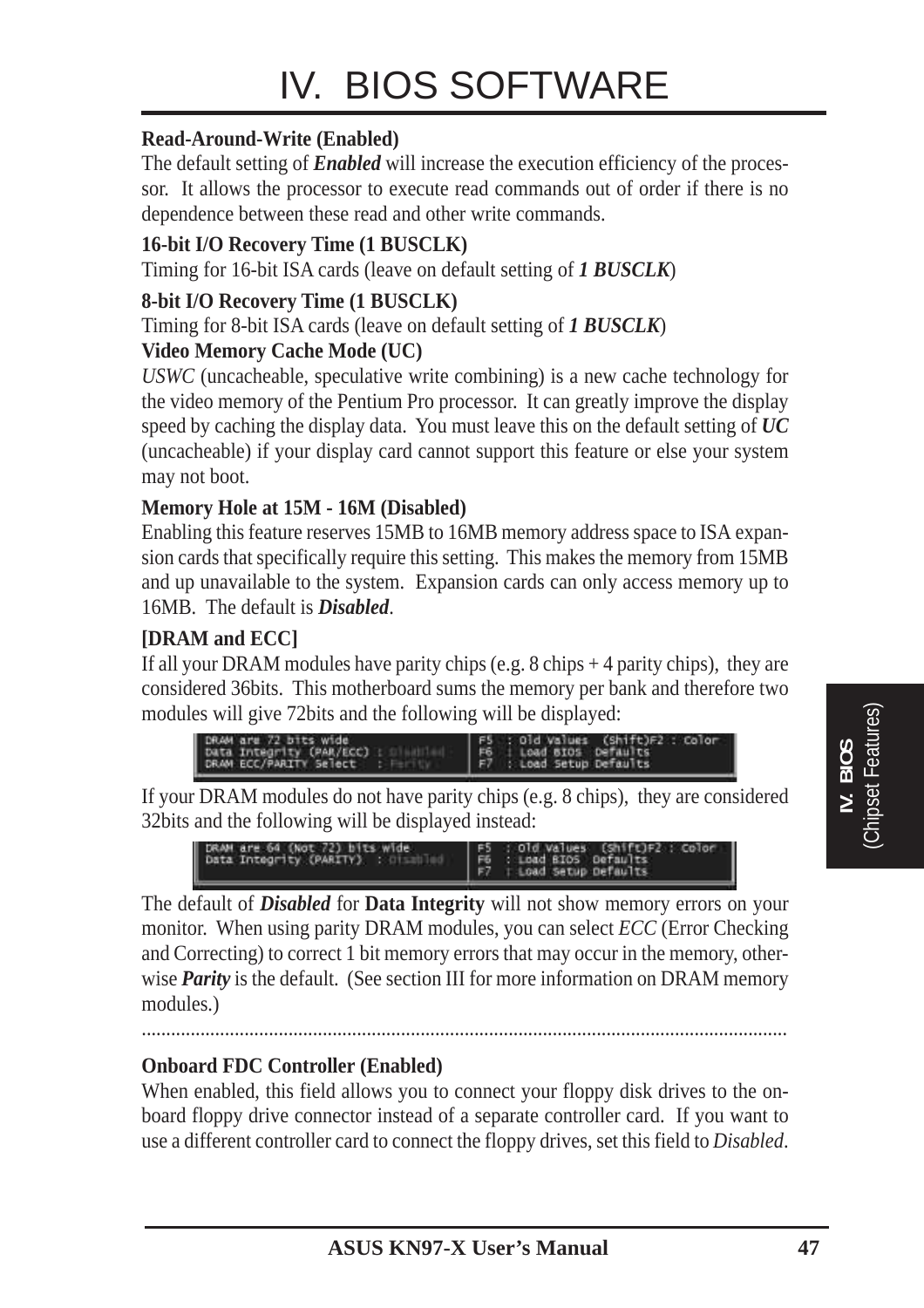# IV. BIOS SOFTWARE

**Read-Around-Write (Enabled)**

The default setting of ***Enabled*** will increase the execution efficiency of the processor. It allows the processor to execute read commands out of order if there is no dependence between these read and other write commands.

**16-bit I/O Recovery Time (1 BUSCLK)**

Timing for 16-bit ISA cards (leave on default setting of ***1 BUSCLK***)

**8-bit I/O Recovery Time (1 BUSCLK)**

Timing for 8-bit ISA cards (leave on default setting of ***1 BUSCLK***)

**Video Memory Cache Mode (UC)**

*USWC* (uncacheable, speculative write combining) is a new cache technology for the video memory of the Pentium Pro processor. It can greatly improve the display speed by caching the display data. You must leave this on the default setting of ***UC*** (uncacheable) if your display card cannot support this feature or else your system may not boot.

**Memory Hole at 15M - 16M (Disabled)**

Enabling this feature reserves 15MB to 16MB memory address space to ISA expansion cards that specifically require this setting. This makes the memory from 15MB and up unavailable to the system. Expansion cards can only access memory up to 16MB. The default is ***Disabled***.

**[DRAM and ECC]**

If all your DRAM modules have parity chips (e.g. 8 chips + 4 parity chips), they are considered 36bits. This motherboard sums the memory per bank and therefore two modules will give 72bits and the following will be displayed:

```
DRAM are 72 bits wide                    F5  : Old Values  (Shift)F2 : Color
Data Integrity (PAR/ECC) : Disabled      F6  : Load BIOS  Defaults
DRAM ECC/PARITY Select   : Parity        F7  : Load Setup Defaults
```

If your DRAM modules do not have parity chips (e.g. 8 chips), they are considered 32bits and the following will be displayed instead:

```
DRAM are 64 (Not 72) bits wide           F5  : Old Values  (Shift)F2 : Color
Data Integrity (PARITY)  : Disabled      F6  : Load BIOS  Defaults
                                         F7  : Load Setup Defaults
```

The default of ***Disabled*** for **Data Integrity** will not show memory errors on your monitor. When using parity DRAM modules, you can select *ECC* (Error Checking and Correcting) to correct 1 bit memory errors that may occur in the memory, otherwise ***Parity*** is the default. (See section III for more information on DRAM memory modules.)

.................................................................................................................................

**Onboard FDC Controller (Enabled)**

When enabled, this field allows you to connect your floppy disk drives to the onboard floppy drive connector instead of a separate controller card. If you want to use a different controller card to connect the floppy drives, set this field to *Disabled*.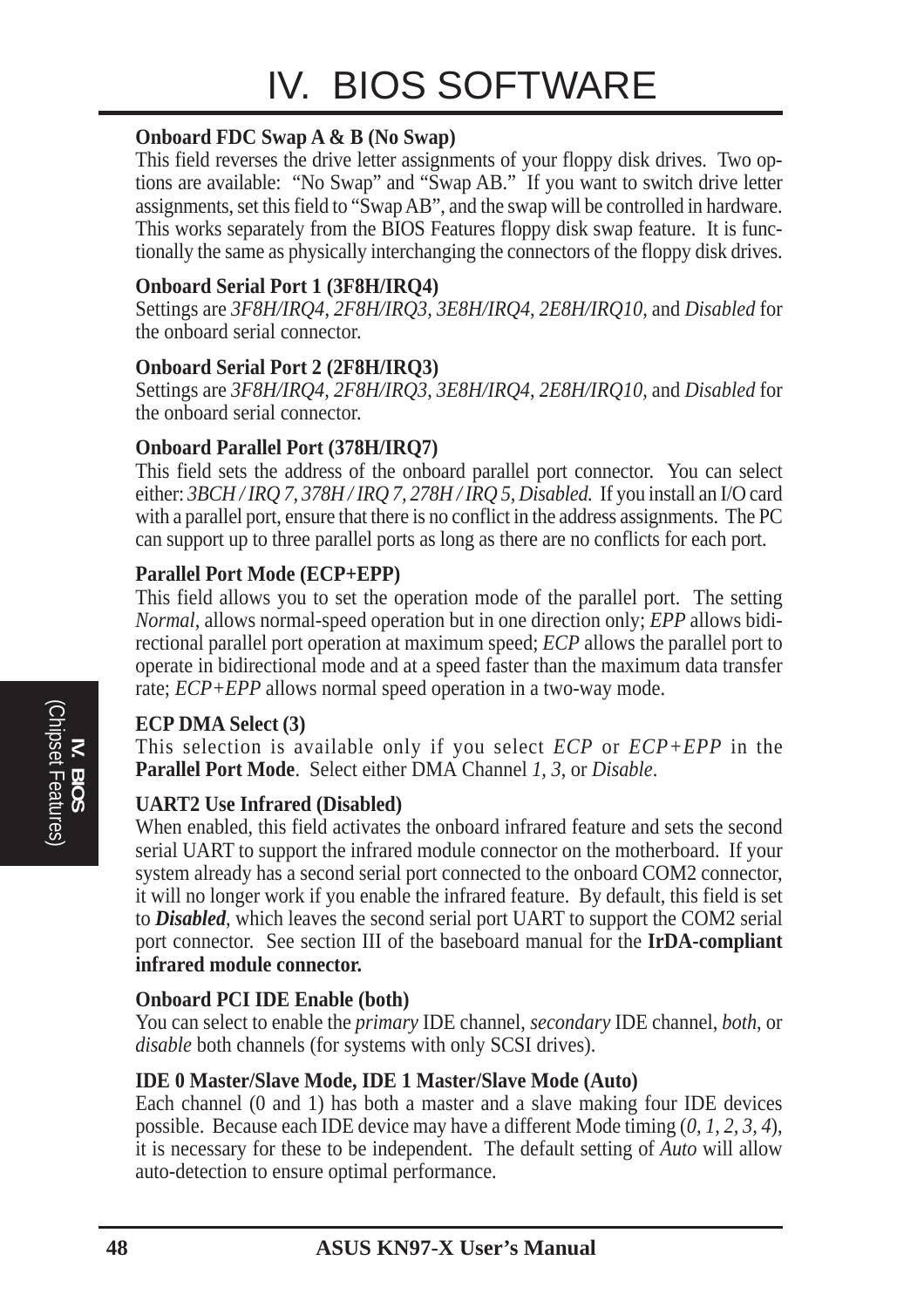**Onboard FDC Swap A & B (No Swap)**

This field reverses the drive letter assignments of your floppy disk drives. Two options are available: "No Swap" and "Swap AB." If you want to switch drive letter assignments, set this field to "Swap AB", and the swap will be controlled in hardware. This works separately from the BIOS Features floppy disk swap feature. It is functionally the same as physically interchanging the connectors of the floppy disk drives.

**Onboard Serial Port 1 (3F8H/IRQ4)**

Settings are *3F8H/IRQ4*, *2F8H/IRQ3*, *3E8H/IRQ4*, *2E8H/IRQ10*, and *Disabled* for the onboard serial connector.

**Onboard Serial Port 2 (2F8H/IRQ3)**

Settings are *3F8H/IRQ4*, *2F8H/IRQ3*, *3E8H/IRQ4*, *2E8H/IRQ10*, and *Disabled* for the onboard serial connector.

**Onboard Parallel Port (378H/IRQ7)**

This field sets the address of the onboard parallel port connector. You can select either: *3BCH / IRQ 7, 378H / IRQ 7, 278H / IRQ 5, Disabled.* If you install an I/O card with a parallel port, ensure that there is no conflict in the address assignments. The PC can support up to three parallel ports as long as there are no conflicts for each port.

**Parallel Port Mode (ECP+EPP)**

This field allows you to set the operation mode of the parallel port. The setting *Normal*, allows normal-speed operation but in one direction only; *EPP* allows bidirectional parallel port operation at maximum speed; *ECP* allows the parallel port to operate in bidirectional mode and at a speed faster than the maximum data transfer rate; *ECP+EPP* allows normal speed operation in a two-way mode.

**ECP DMA Select (3)**

This selection is available only if you select *ECP* or *ECP+EPP* in the **Parallel Port Mode**. Select either DMA Channel *1, 3*, or *Disable*.

**UART2 Use Infrared (Disabled)**

When enabled, this field activates the onboard infrared feature and sets the second serial UART to support the infrared module connector on the motherboard. If your system already has a second serial port connected to the onboard COM2 connector, it will no longer work if you enable the infrared feature. By default, this field is set to ***Disabled***, which leaves the second serial port UART to support the COM2 serial port connector. See section III of the baseboard manual for the **IrDA-compliant infrared module connector.**

**Onboard PCI IDE Enable (both)**

You can select to enable the *primary* IDE channel, *secondary* IDE channel, *both*, or *disable* both channels (for systems with only SCSI drives).

**IDE 0 Master/Slave Mode, IDE 1 Master/Slave Mode (Auto)**

Each channel (0 and 1) has both a master and a slave making four IDE devices possible. Because each IDE device may have a different Mode timing (*0, 1, 2, 3, 4*), it is necessary for these to be independent. The default setting of *Auto* will allow auto-detection to ensure optimal performance.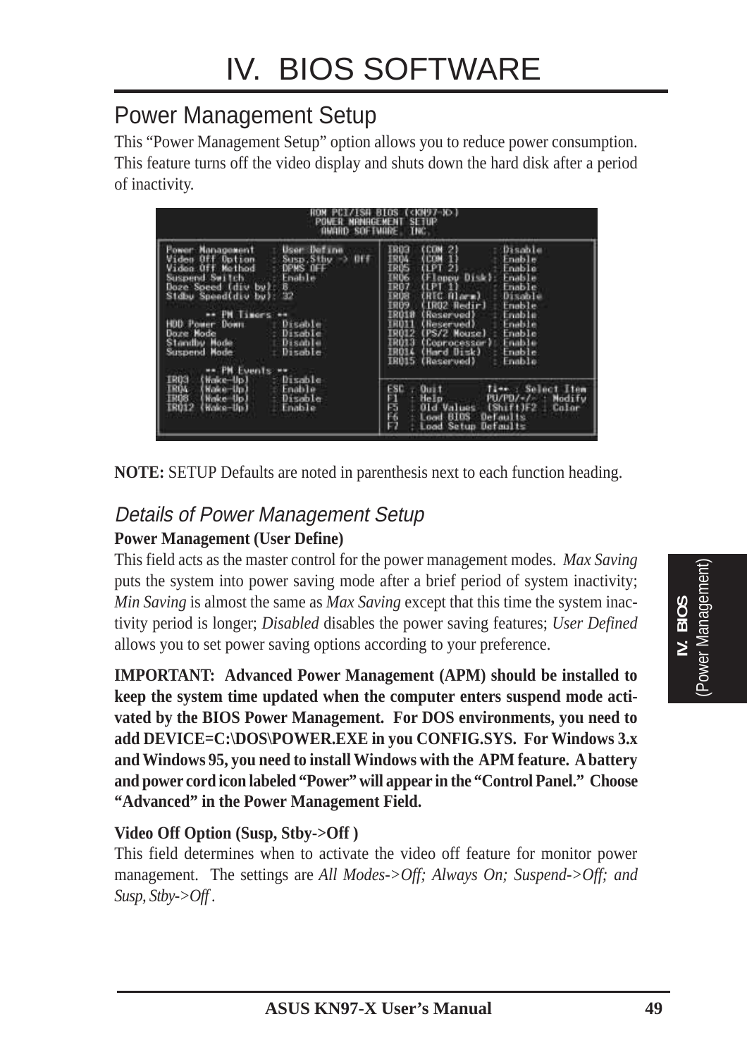## Power Management Setup

This "Power Management Setup" option allows you to reduce power consumption. This feature turns off the video display and shuts down the hard disk after a period of inactivity.

```
                    ROM PCI/ISA BIOS (<KN97-X>)
                      POWER MANAGEMENT SETUP
                        AWARD SOFTWARE, INC.

Power Management    : User Define      IRQ3  (COM 2)        : Disable
Video Off Option    : Susp,Stby -> Off IRQ4  (COM 1)        : Enable
Video Off Method    : DPMS OFF         IRQ5  (LPT 2)        : Enable
Suspend Switch      : Enable           IRQ6  (Floppy Disk)  : Enable
Doze Speed (div by): 8                 IRQ7  (LPT 1)        : Enable
Stdby Speed(div by): 32                IRQ8  (RTC Alarm)    : Disable
                                       IRQ9  (IRQ2 Redir)   : Enable
      ** PM Timers **                  IRQ10 (Reserved)     : Enable
HDD Power Down      : Disable          IRQ11 (Reserved)     : Enable
Doze Mode           : Disable          IRQ12 (PS/2 Mouse)   : Enable
Standby Mode        : Disable          IRQ13 (Coprocessor)  : Enable
Suspend Mode        : Disable          IRQ14 (Hard Disk)    : Enable
                                       IRQ15 (Reserved)     : Enable
      ** PM Events **
IRQ3  (Wake-Up)     : Disable          ESC : Quit        ↑↓→← : Select Item
IRQ4  (Wake-Up)     : Enable           F1  : Help        PU/PD/+/- : Modify
IRQ8  (Wake-Up)     : Disable          F5  : Old Values  (Shift)F2 : Color
IRQ12 (Wake-Up)     : Enable           F6  : Load BIOS  Defaults
                                       F7  : Load Setup Defaults
```

**NOTE:** SETUP Defaults are noted in parenthesis next to each function heading.

### *Details of Power Management Setup*

**Power Management (User Define)**

This field acts as the master control for the power management modes. *Max Saving* puts the system into power saving mode after a brief period of system inactivity; *Min Saving* is almost the same as *Max Saving* except that this time the system inactivity period is longer; *Disabled* disables the power saving features; *User Defined* allows you to set power saving options according to your preference.

**IMPORTANT: Advanced Power Management (APM) should be installed to keep the system time updated when the computer enters suspend mode activated by the BIOS Power Management. For DOS environments, you need to add DEVICE=C:\DOS\POWER.EXE in you CONFIG.SYS. For Windows 3.x and Windows 95, you need to install Windows with the APM feature. A battery and power cord icon labeled "Power" will appear in the "Control Panel." Choose "Advanced" in the Power Management Field.**

**Video Off Option (Susp, Stby->Off )**

This field determines when to activate the video off feature for monitor power management. The settings are *All Modes->Off; Always On; Suspend->Off; and Susp, Stby->Off* .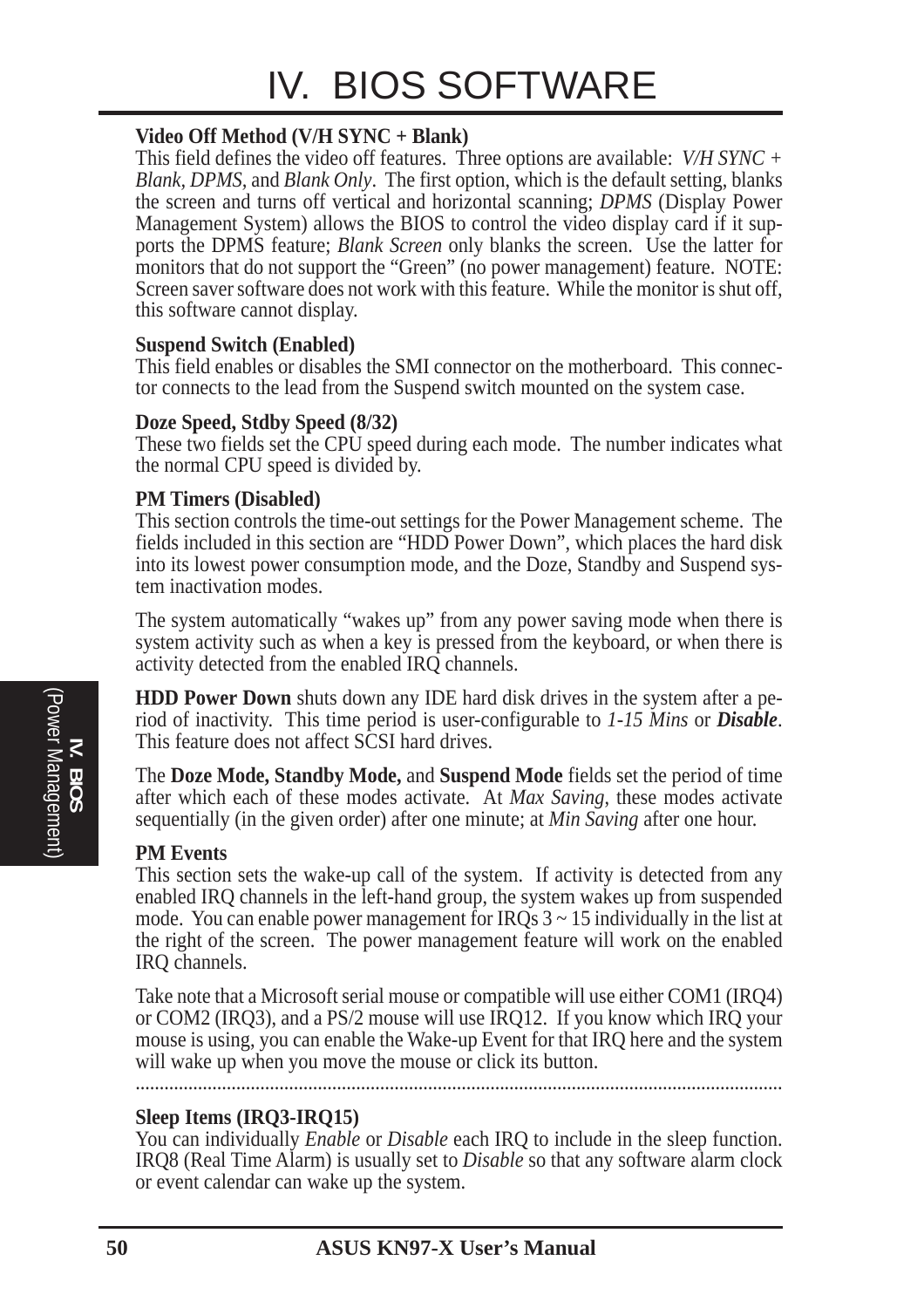**Video Off Method (V/H SYNC + Blank)**
This field defines the video off features. Three options are available: *V/H SYNC + Blank, DPMS,* and *Blank Only*. The first option, which is the default setting, blanks the screen and turns off vertical and horizontal scanning; *DPMS* (Display Power Management System) allows the BIOS to control the video display card if it supports the DPMS feature; *Blank Screen* only blanks the screen. Use the latter for monitors that do not support the "Green" (no power management) feature. NOTE: Screen saver software does not work with this feature. While the monitor is shut off, this software cannot display.

**Suspend Switch (Enabled)**
This field enables or disables the SMI connector on the motherboard. This connector connects to the lead from the Suspend switch mounted on the system case.

**Doze Speed, Stdby Speed (8/32)**
These two fields set the CPU speed during each mode. The number indicates what the normal CPU speed is divided by.

**PM Timers (Disabled)**
This section controls the time-out settings for the Power Management scheme. The fields included in this section are "HDD Power Down", which places the hard disk into its lowest power consumption mode, and the Doze, Standby and Suspend system inactivation modes.

The system automatically "wakes up" from any power saving mode when there is system activity such as when a key is pressed from the keyboard, or when there is activity detected from the enabled IRQ channels.

**HDD Power Down** shuts down any IDE hard disk drives in the system after a period of inactivity. This time period is user-configurable to *1-15 Mins* or ***Disable***. This feature does not affect SCSI hard drives.

The **Doze Mode, Standby Mode,** and **Suspend Mode** fields set the period of time after which each of these modes activate. At *Max Saving*, these modes activate sequentially (in the given order) after one minute; at *Min Saving* after one hour.

**PM Events**
This section sets the wake-up call of the system. If activity is detected from any enabled IRQ channels in the left-hand group, the system wakes up from suspended mode. You can enable power management for IRQs 3 ~ 15 individually in the list at the right of the screen. The power management feature will work on the enabled IRQ channels.

Take note that a Microsoft serial mouse or compatible will use either COM1 (IRQ4) or COM2 (IRQ3), and a PS/2 mouse will use IRQ12. If you know which IRQ your mouse is using, you can enable the Wake-up Event for that IRQ here and the system will wake up when you move the mouse or click its button.

---

**Sleep Items (IRQ3-IRQ15)**
You can individually *Enable* or *Disable* each IRQ to include in the sleep function. IRQ8 (Real Time Alarm) is usually set to *Disable* so that any software alarm clock or event calendar can wake up the system.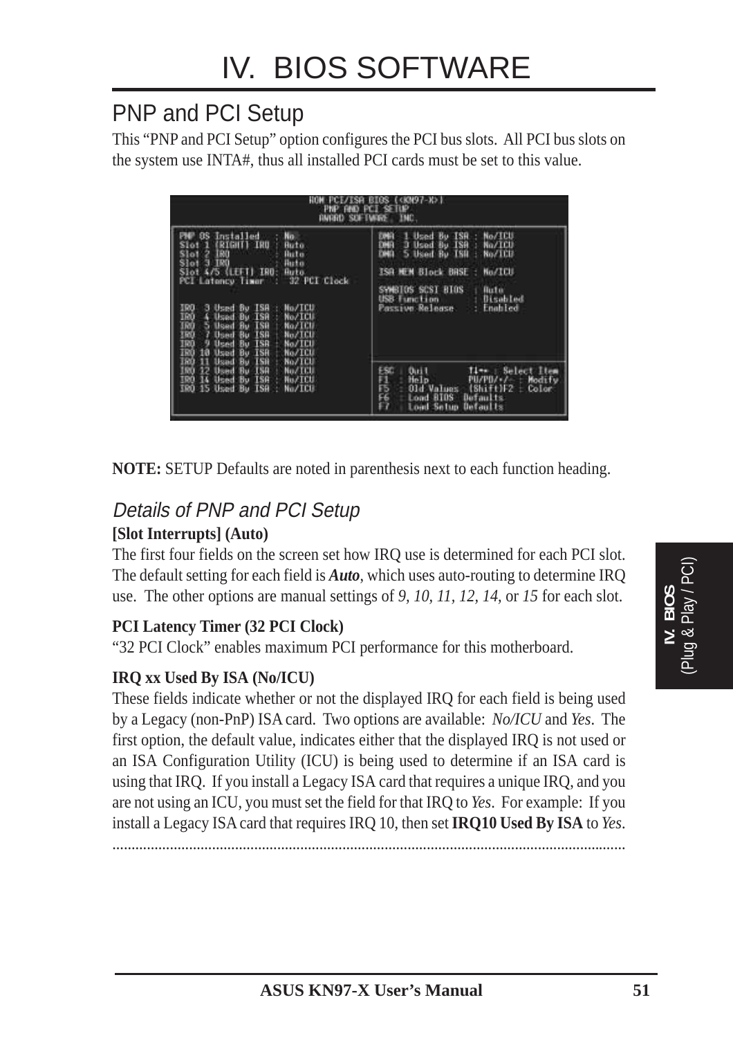# IV. BIOS SOFTWARE

## PNP and PCI Setup

This "PNP and PCI Setup" option configures the PCI bus slots. All PCI bus slots on the system use INTA#, thus all installed PCI cards must be set to this value.

```
ROM PCI/ISA BIOS (<KN97-X>)
PNP AND PCI SETUP
AWARD SOFTWARE, INC.

PNP OS Installed     : No        DMA  1 Used By ISA : No/ICU
Slot 1 (RIGHT) IRQ   : Auto      DMA  3 Used By ISA : No/ICU
Slot 2 IRQ           : Auto      DMA  5 Used By ISA : No/ICU
Slot 3 IRQ           : Auto
Slot 4/5 (LEFT) IRQ: Auto        ISA MEM Block BASE : No/ICU
PCI Latency Timer  :  32 PCI Clock
                                 SYMBIOS SCSI BIOS  : Auto
                                 USB Function       : Disabled
IRQ  3 Used By ISA : No/ICU      Passive Release    : Enabled
IRQ  4 Used By ISA : No/ICU
IRQ  5 Used By ISA : No/ICU
IRQ  7 Used By ISA : No/ICU
IRQ  9 Used By ISA : No/ICU
IRQ 10 Used By ISA : No/ICU
IRQ 11 Used By ISA : No/ICU
IRQ 12 Used By ISA : No/ICU      ESC : Quit       ↑↓→← : Select Item
IRQ 14 Used By ISA : No/ICU      F1  : Help       PU/PD/+/- : Modify
IRQ 15 Used By ISA : No/ICU      F5  : Old Values  (Shift)F2 : Color
                                 F6  : Load BIOS  Defaults
                                 F7  : Load Setup Defaults
```

**NOTE:** SETUP Defaults are noted in parenthesis next to each function heading.

### *Details of PNP and PCI Setup*

**[Slot Interrupts] (Auto)**

The first four fields on the screen set how IRQ use is determined for each PCI slot. The default setting for each field is ***Auto***, which uses auto-routing to determine IRQ use. The other options are manual settings of *9, 10, 11, 12, 14,* or *15* for each slot.

**PCI Latency Timer (32 PCI Clock)**

"32 PCI Clock" enables maximum PCI performance for this motherboard.

**IRQ xx Used By ISA (No/ICU)**

These fields indicate whether or not the displayed IRQ for each field is being used by a Legacy (non-PnP) ISA card. Two options are available: *No/ICU* and *Yes*. The first option, the default value, indicates either that the displayed IRQ is not used or an ISA Configuration Utility (ICU) is being used to determine if an ISA card is using that IRQ. If you install a Legacy ISA card that requires a unique IRQ, and you are not using an ICU, you must set the field for that IRQ to *Yes*. For example: If you install a Legacy ISA card that requires IRQ 10, then set **IRQ10 Used By ISA** to *Yes*.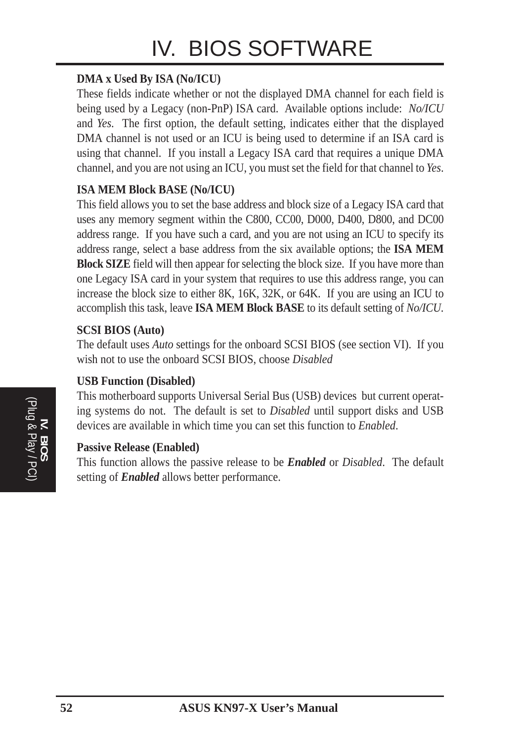**DMA x Used By ISA (No/ICU)**

These fields indicate whether or not the displayed DMA channel for each field is being used by a Legacy (non-PnP) ISA card. Available options include: *No/ICU* and *Yes*. The first option, the default setting, indicates either that the displayed DMA channel is not used or an ICU is being used to determine if an ISA card is using that channel. If you install a Legacy ISA card that requires a unique DMA channel, and you are not using an ICU, you must set the field for that channel to *Yes*.

**ISA MEM Block BASE (No/ICU)**

This field allows you to set the base address and block size of a Legacy ISA card that uses any memory segment within the C800, CC00, D000, D400, D800, and DC00 address range. If you have such a card, and you are not using an ICU to specify its address range, select a base address from the six available options; the **ISA MEM Block SIZE** field will then appear for selecting the block size. If you have more than one Legacy ISA card in your system that requires to use this address range, you can increase the block size to either 8K, 16K, 32K, or 64K. If you are using an ICU to accomplish this task, leave **ISA MEM Block BASE** to its default setting of *No/ICU*.

**SCSI BIOS (Auto)**

The default uses *Auto* settings for the onboard SCSI BIOS (see section VI). If you wish not to use the onboard SCSI BIOS, choose *Disabled*

**USB Function (Disabled)**

This motherboard supports Universal Serial Bus (USB) devices but current operating systems do not. The default is set to *Disabled* until support disks and USB devices are available in which time you can set this function to *Enabled*.

**Passive Release (Enabled)**

This function allows the passive release to be ***Enabled*** or *Disabled*. The default setting of ***Enabled*** allows better performance.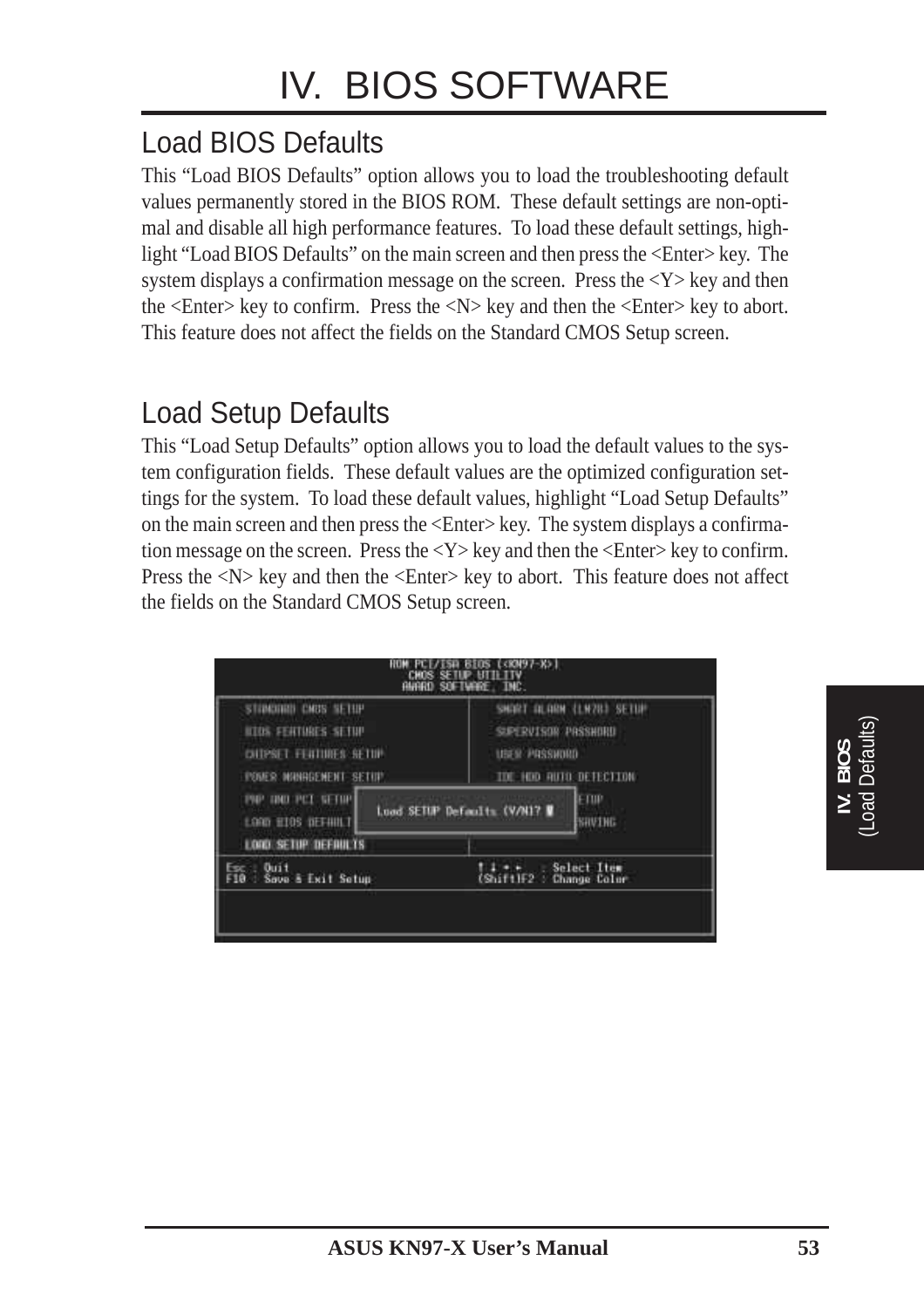# IV. BIOS SOFTWARE

## Load BIOS Defaults

This “Load BIOS Defaults” option allows you to load the troubleshooting default values permanently stored in the BIOS ROM. These default settings are non-optimal and disable all high performance features. To load these default settings, highlight “Load BIOS Defaults” on the main screen and then press the <Enter> key. The system displays a confirmation message on the screen. Press the <Y> key and then the <Enter> key to confirm. Press the <N> key and then the <Enter> key to abort. This feature does not affect the fields on the Standard CMOS Setup screen.

## Load Setup Defaults

This “Load Setup Defaults” option allows you to load the default values to the system configuration fields. These default values are the optimized configuration settings for the system. To load these default values, highlight “Load Setup Defaults” on the main screen and then press the <Enter> key. The system displays a confirmation message on the screen. Press the <Y> key and then the <Enter> key to confirm. Press the <N> key and then the <Enter> key to abort. This feature does not affect the fields on the Standard CMOS Setup screen.

```
ROM PCI/ISA BIOS (<KN97-X>)
CMOS SETUP UTILITY
AWARD SOFTWARE, INC.

STANDARD CMOS SETUP            SMART ALARM (LM78) SETUP
BIOS FEATURES SETUP            SUPERVISOR PASSWORD
CHIPSET FEATURES SETUP         USER PASSWORD
POWER MANAGEMENT SETUP         IDE HDD AUTO DETECTION
PNP AND PCI SETUP              ...ETUP
LOAD BIOS DEFAULT  Load SETUP Defaults (Y/N)? N  ...SAVING
LOAD SETUP DEFAULTS

Esc : Quit                     ↑ ↓ → ←    : Select Item
F10 : Save & Exit Setup        (Shift)F2 : Change Color
```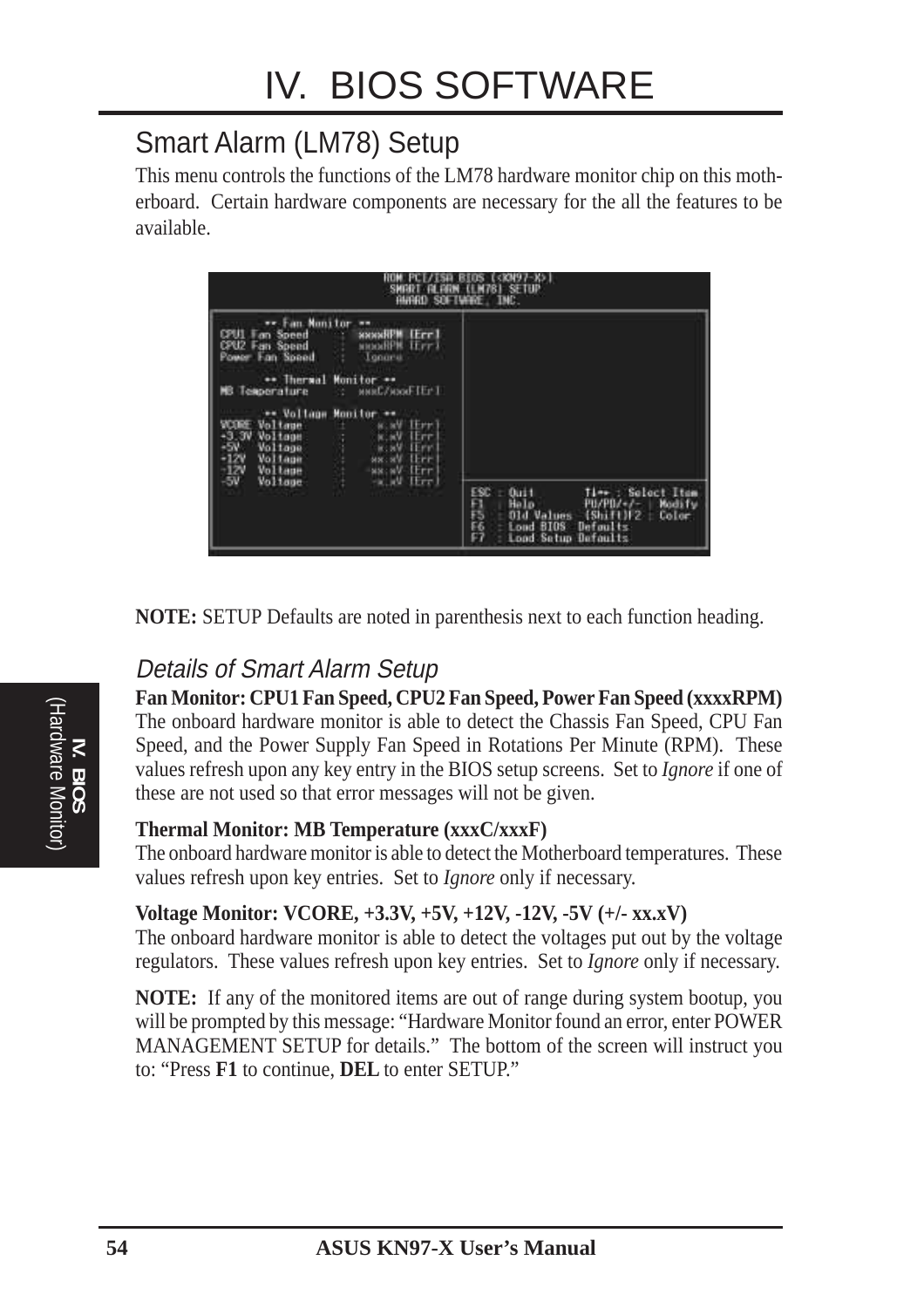# IV. BIOS SOFTWARE

## Smart Alarm (LM78) Setup

This menu controls the functions of the LM78 hardware monitor chip on this motherboard. Certain hardware components are necessary for the all the features to be available.

```
ROM PCI/ISA BIOS (<KN97-X>)
SMART ALARM (LM78) SETUP
AWARD SOFTWARE, INC.

** Fan Monitor **
CPU1 Fan Speed    : xxxxRPM [Err]
CPU2 Fan Speed    : xxxxRPM [Err]
Power Fan Speed   : Ignore

** Thermal Monitor **
MB Temperature    : xxxC/xxxF[Err]

** Voltage Monitor **
VCORE Voltage     : x.xV [Err]
+3.3V Voltage     : x.xV [Err]
+5V   Voltage     : x.xV [Err]
+12V  Voltage     : xx.xV [Err]
-12V  Voltage     : -xx.xV [Err]
-5V   Voltage     : -x.xV [Err]

ESC : Quit         ↑↓→← : Select Item
F1  : Help         PU/PD/+/- : Modify
F5  : Old Values   (Shift)F2 : Color
F6  : Load BIOS  Defaults
F7  : Load Setup Defaults
```

**NOTE:** SETUP Defaults are noted in parenthesis next to each function heading.

### *Details of Smart Alarm Setup*

**Fan Monitor: CPU1 Fan Speed, CPU2 Fan Speed, Power Fan Speed (xxxxRPM)**
The onboard hardware monitor is able to detect the Chassis Fan Speed, CPU Fan Speed, and the Power Supply Fan Speed in Rotations Per Minute (RPM). These values refresh upon any key entry in the BIOS setup screens. Set to *Ignore* if one of these are not used so that error messages will not be given.

**Thermal Monitor: MB Temperature (xxxC/xxxF)**
The onboard hardware monitor is able to detect the Motherboard temperatures. These values refresh upon key entries. Set to *Ignore* only if necessary.

**Voltage Monitor: VCORE, +3.3V, +5V, +12V, -12V, -5V (+/- xx.xV)**
The onboard hardware monitor is able to detect the voltages put out by the voltage regulators. These values refresh upon key entries. Set to *Ignore* only if necessary.

**NOTE:** If any of the monitored items are out of range during system bootup, you will be prompted by this message: "Hardware Monitor found an error, enter POWER MANAGEMENT SETUP for details." The bottom of the screen will instruct you to: "Press **F1** to continue, **DEL** to enter SETUP."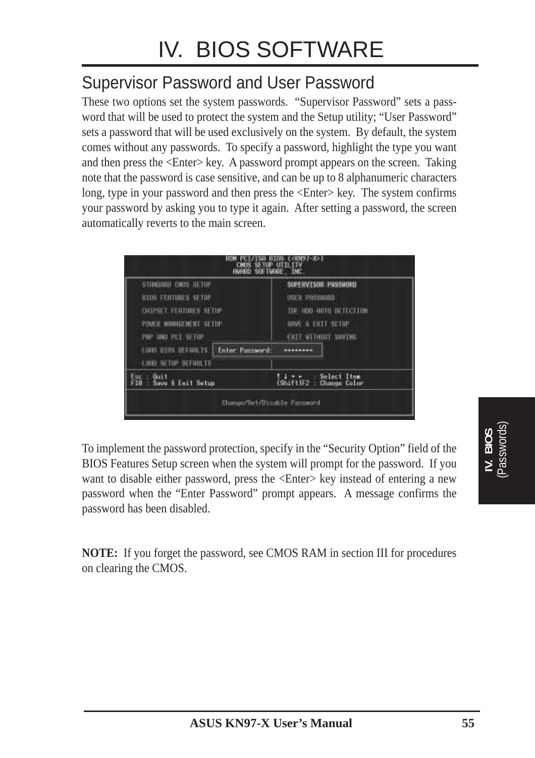# IV. BIOS SOFTWARE

## Supervisor Password and User Password

These two options set the system passwords. "Supervisor Password" sets a password that will be used to protect the system and the Setup utility; "User Password" sets a password that will be used exclusively on the system. By default, the system comes without any passwords. To specify a password, highlight the type you want and then press the <Enter> key. A password prompt appears on the screen. Taking note that the password is case sensitive, and can be up to 8 alphanumeric characters long, type in your password and then press the <Enter> key. The system confirms your password by asking you to type it again. After setting a password, the screen automatically reverts to the main screen.

To implement the password protection, specify in the "Security Option" field of the BIOS Features Setup screen when the system will prompt for the password. If you want to disable either password, press the <Enter> key instead of entering a new password when the "Enter Password" prompt appears. A message confirms the password has been disabled.

**NOTE:** If you forget the password, see CMOS RAM in section III for procedures on clearing the CMOS.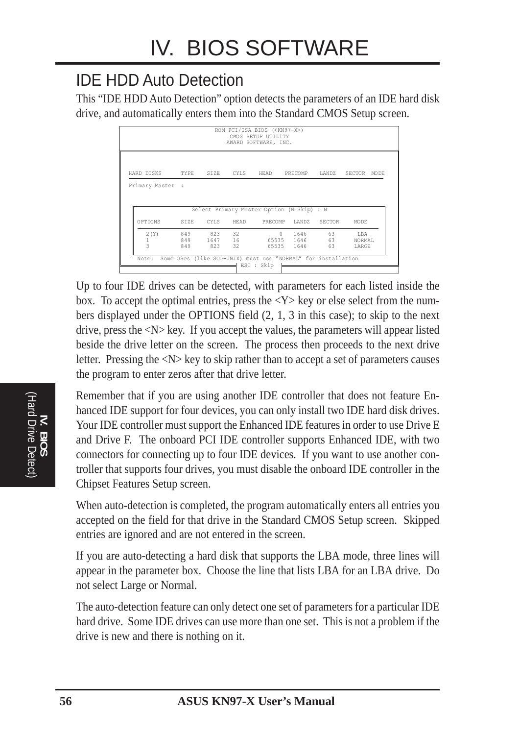# IV. BIOS SOFTWARE

## IDE HDD Auto Detection

This “IDE HDD Auto Detection” option detects the parameters of an IDE hard disk drive, and automatically enters them into the Standard CMOS Setup screen.

```
                    ROM PCI/ISA BIOS (<KN97-X>)
                        CMOS SETUP UTILITY
                       AWARD SOFTWARE, INC.

HARD DISKS      TYPE   SIZE   CYLS   HEAD   PRECOMP   LANDZ   SECTOR  MODE

Primary Master  :

            Select Primary Master Option (N=Skip) : N

  OPTIONS      SIZE   CYLS   HEAD    PRECOMP   LANDZ   SECTOR    MODE

    2(Y)       849     823   32           0    1646      63       LBA
    1          849    1647   16       65535    1646      63      NORMAL
    3          849     823   32       65535    1646      63      LARGE

  Note:  Some OSes (like SCO-UNIX) must use "NORMAL" for installation
                            ESC : Skip
```

Up to four IDE drives can be detected, with parameters for each listed inside the box. To accept the optimal entries, press the <Y> key or else select from the numbers displayed under the OPTIONS field (2, 1, 3 in this case); to skip to the next drive, press the <N> key. If you accept the values, the parameters will appear listed beside the drive letter on the screen. The process then proceeds to the next drive letter. Pressing the <N> key to skip rather than to accept a set of parameters causes the program to enter zeros after that drive letter.

Remember that if you are using another IDE controller that does not feature Enhanced IDE support for four devices, you can only install two IDE hard disk drives. Your IDE controller must support the Enhanced IDE features in order to use Drive E and Drive F. The onboard PCI IDE controller supports Enhanced IDE, with two connectors for connecting up to four IDE devices. If you want to use another controller that supports four drives, you must disable the onboard IDE controller in the Chipset Features Setup screen.

When auto-detection is completed, the program automatically enters all entries you accepted on the field for that drive in the Standard CMOS Setup screen. Skipped entries are ignored and are not entered in the screen.

If you are auto-detecting a hard disk that supports the LBA mode, three lines will appear in the parameter box. Choose the line that lists LBA for an LBA drive. Do not select Large or Normal.

The auto-detection feature can only detect one set of parameters for a particular IDE hard drive. Some IDE drives can use more than one set. This is not a problem if the drive is new and there is nothing on it.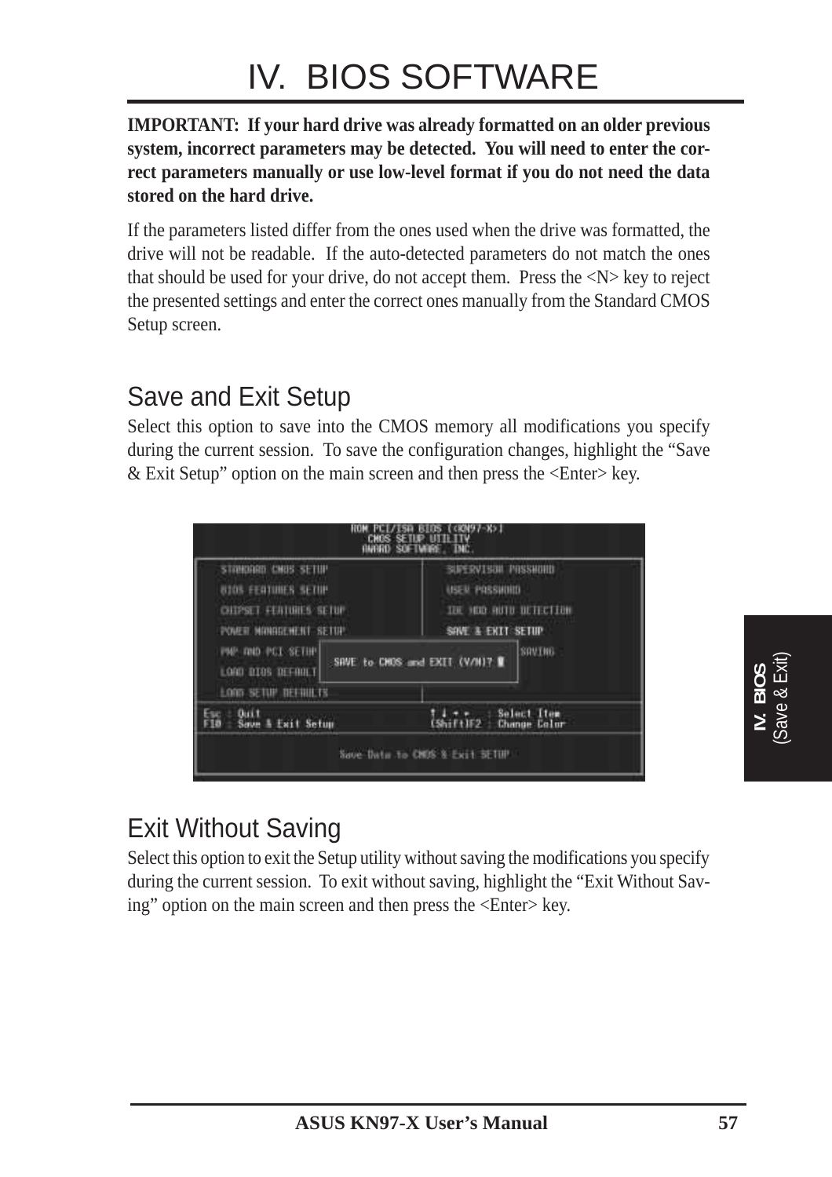# IV. BIOS SOFTWARE

**IMPORTANT: If your hard drive was already formatted on an older previous system, incorrect parameters may be detected. You will need to enter the correct parameters manually or use low-level format if you do not need the data stored on the hard drive.**

If the parameters listed differ from the ones used when the drive was formatted, the drive will not be readable. If the auto-detected parameters do not match the ones that should be used for your drive, do not accept them. Press the <N> key to reject the presented settings and enter the correct ones manually from the Standard CMOS Setup screen.

## Save and Exit Setup

Select this option to save into the CMOS memory all modifications you specify during the current session. To save the configuration changes, highlight the "Save & Exit Setup" option on the main screen and then press the <Enter> key.

## Exit Without Saving

Select this option to exit the Setup utility without saving the modifications you specify during the current session. To exit without saving, highlight the "Exit Without Saving" option on the main screen and then press the <Enter> key.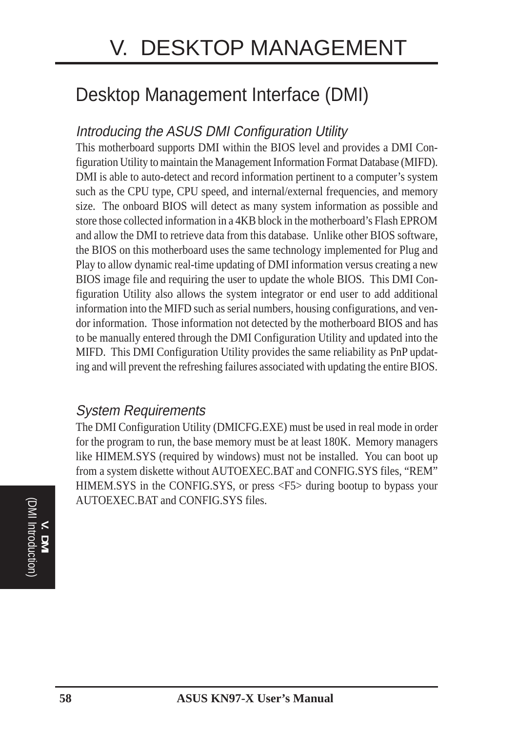# V. DESKTOP MANAGEMENT

## Desktop Management Interface (DMI)

### *Introducing the ASUS DMI Configuration Utility*

This motherboard supports DMI within the BIOS level and provides a DMI Configuration Utility to maintain the Management Information Format Database (MIFD). DMI is able to auto-detect and record information pertinent to a computer's system such as the CPU type, CPU speed, and internal/external frequencies, and memory size. The onboard BIOS will detect as many system information as possible and store those collected information in a 4KB block in the motherboard's Flash EPROM and allow the DMI to retrieve data from this database. Unlike other BIOS software, the BIOS on this motherboard uses the same technology implemented for Plug and Play to allow dynamic real-time updating of DMI information versus creating a new BIOS image file and requiring the user to update the whole BIOS. This DMI Configuration Utility also allows the system integrator or end user to add additional information into the MIFD such as serial numbers, housing configurations, and vendor information. Those information not detected by the motherboard BIOS and has to be manually entered through the DMI Configuration Utility and updated into the MIFD. This DMI Configuration Utility provides the same reliability as PnP updating and will prevent the refreshing failures associated with updating the entire BIOS.

### *System Requirements*

The DMI Configuration Utility (DMICFG.EXE) must be used in real mode in order for the program to run, the base memory must be at least 180K. Memory managers like HIMEM.SYS (required by windows) must not be installed. You can boot up from a system diskette without AUTOEXEC.BAT and CONFIG.SYS files, "REM" HIMEM.SYS in the CONFIG.SYS, or press <F5> during bootup to bypass your AUTOEXEC.BAT and CONFIG.SYS files.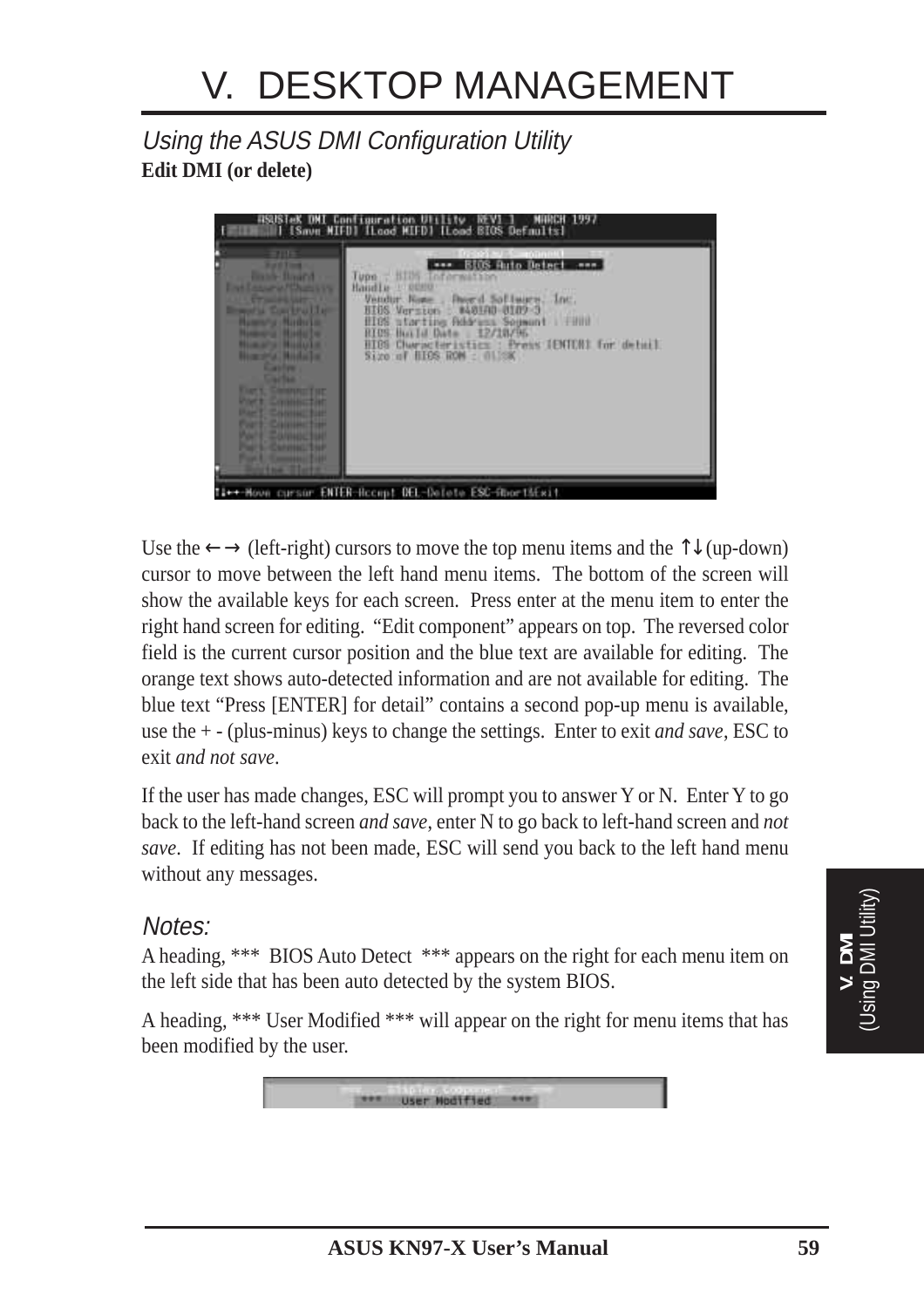# V. DESKTOP MANAGEMENT

## Using the ASUS DMI Configuration Utility

**Edit DMI (or delete)**

Use the ←→ (left-right) cursors to move the top menu items and the ↑↓ (up-down) cursor to move between the left hand menu items. The bottom of the screen will show the available keys for each screen. Press enter at the menu item to enter the right hand screen for editing. “Edit component” appears on top. The reversed color field is the current cursor position and the blue text are available for editing. The orange text shows auto-detected information and are not available for editing. The blue text “Press [ENTER] for detail” contains a second pop-up menu is available, use the + - (plus-minus) keys to change the settings. Enter to exit *and save*, ESC to exit *and not save*.

If the user has made changes, ESC will prompt you to answer Y or N. Enter Y to go back to the left-hand screen *and save*, enter N to go back to left-hand screen and *not save*. If editing has not been made, ESC will send you back to the left hand menu without any messages.

### Notes:

A heading, *** BIOS Auto Detect *** appears on the right for each menu item on the left side that has been auto detected by the system BIOS.

A heading, *** User Modified *** will appear on the right for menu items that has been modified by the user.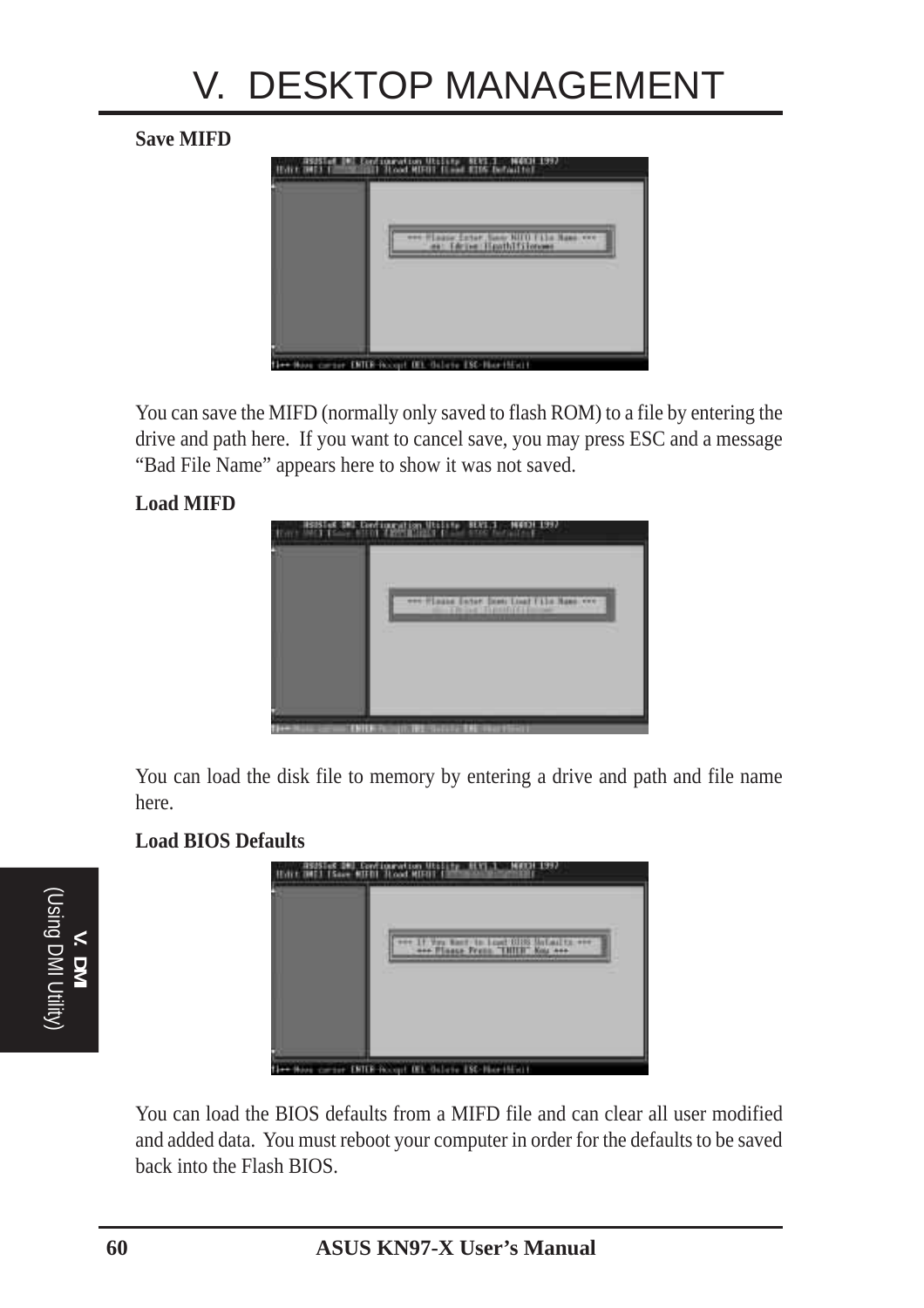**Save MIFD**

You can save the MIFD (normally only saved to flash ROM) to a file by entering the drive and path here. If you want to cancel save, you may press ESC and a message “Bad File Name” appears here to show it was not saved.

**Load MIFD**

You can load the disk file to memory by entering a drive and path and file name here.

**Load BIOS Defaults**

You can load the BIOS defaults from a MIFD file and can clear all user modified and added data. You must reboot your computer in order for the defaults to be saved back into the Flash BIOS.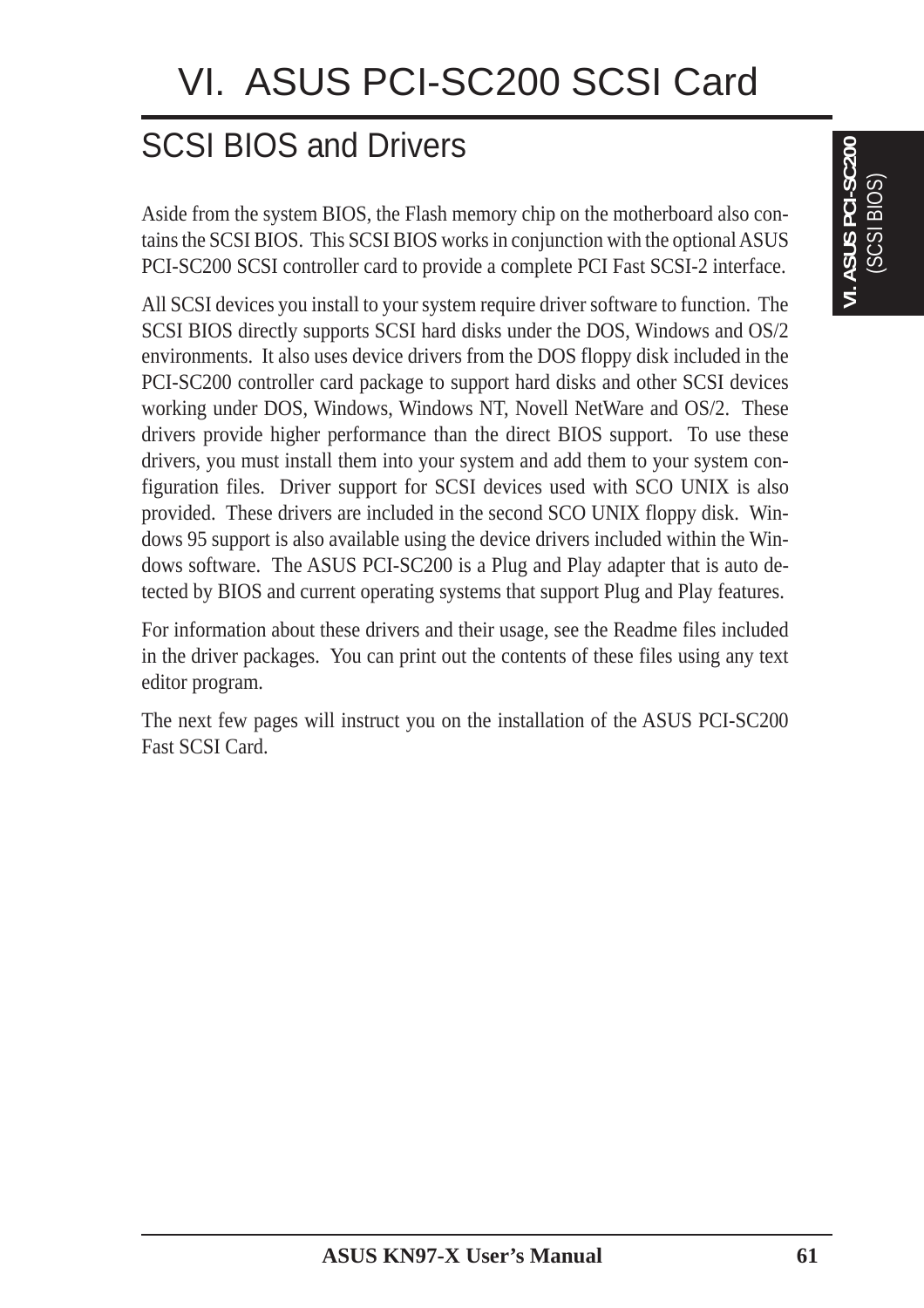# VI. ASUS PCI-SC200 SCSI Card

## SCSI BIOS and Drivers

Aside from the system BIOS, the Flash memory chip on the motherboard also contains the SCSI BIOS. This SCSI BIOS works in conjunction with the optional ASUS PCI-SC200 SCSI controller card to provide a complete PCI Fast SCSI-2 interface.

All SCSI devices you install to your system require driver software to function. The SCSI BIOS directly supports SCSI hard disks under the DOS, Windows and OS/2 environments. It also uses device drivers from the DOS floppy disk included in the PCI-SC200 controller card package to support hard disks and other SCSI devices working under DOS, Windows, Windows NT, Novell NetWare and OS/2. These drivers provide higher performance than the direct BIOS support. To use these drivers, you must install them into your system and add them to your system configuration files. Driver support for SCSI devices used with SCO UNIX is also provided. These drivers are included in the second SCO UNIX floppy disk. Windows 95 support is also available using the device drivers included within the Windows software. The ASUS PCI-SC200 is a Plug and Play adapter that is auto detected by BIOS and current operating systems that support Plug and Play features.

For information about these drivers and their usage, see the Readme files included in the driver packages. You can print out the contents of these files using any text editor program.

The next few pages will instruct you on the installation of the ASUS PCI-SC200 Fast SCSI Card.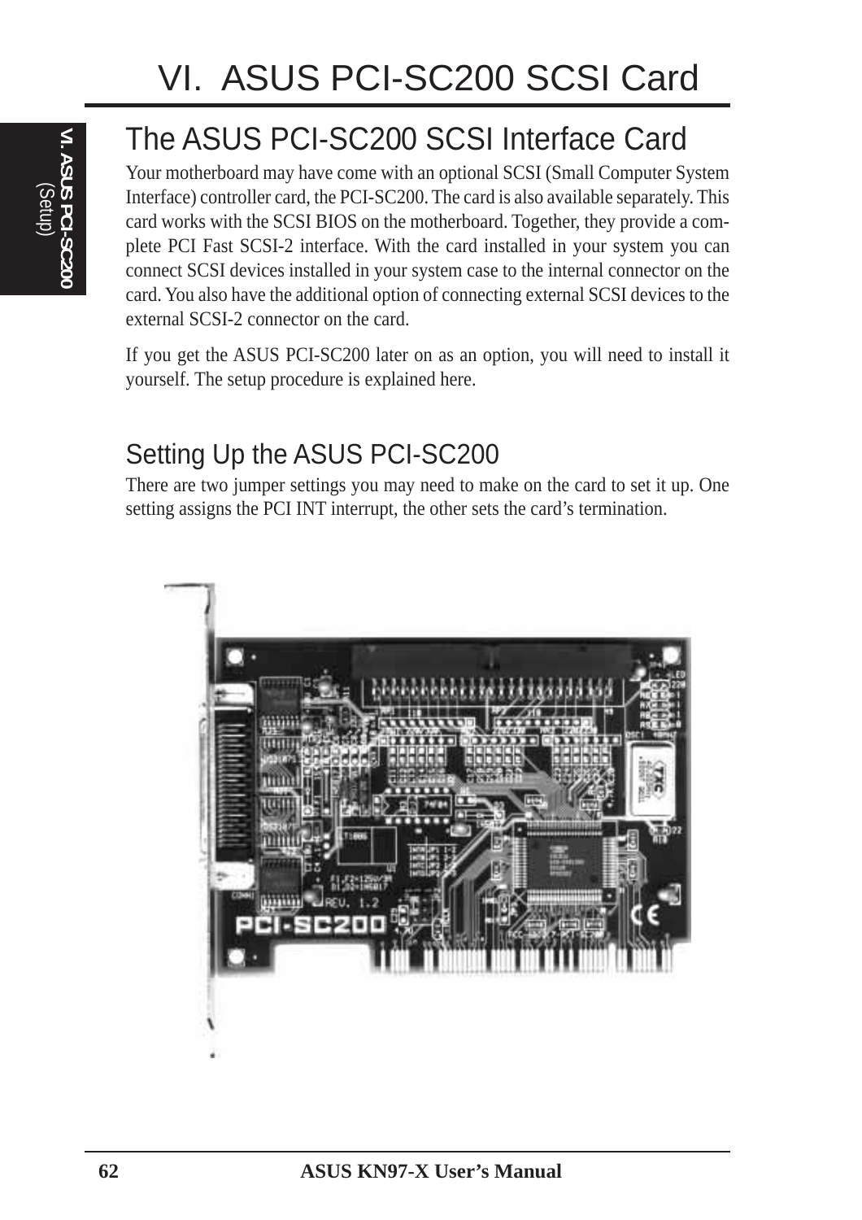# VI. ASUS PCI-SC200 SCSI Card

## The ASUS PCI-SC200 SCSI Interface Card

Your motherboard may have come with an optional SCSI (Small Computer System Interface) controller card, the PCI-SC200. The card is also available separately. This card works with the SCSI BIOS on the motherboard. Together, they provide a complete PCI Fast SCSI-2 interface. With the card installed in your system you can connect SCSI devices installed in your system case to the internal connector on the card. You also have the additional option of connecting external SCSI devices to the external SCSI-2 connector on the card.

If you get the ASUS PCI-SC200 later on as an option, you will need to install it yourself. The setup procedure is explained here.

### Setting Up the ASUS PCI-SC200

There are two jumper settings you may need to make on the card to set it up. One setting assigns the PCI INT interrupt, the other sets the card's termination.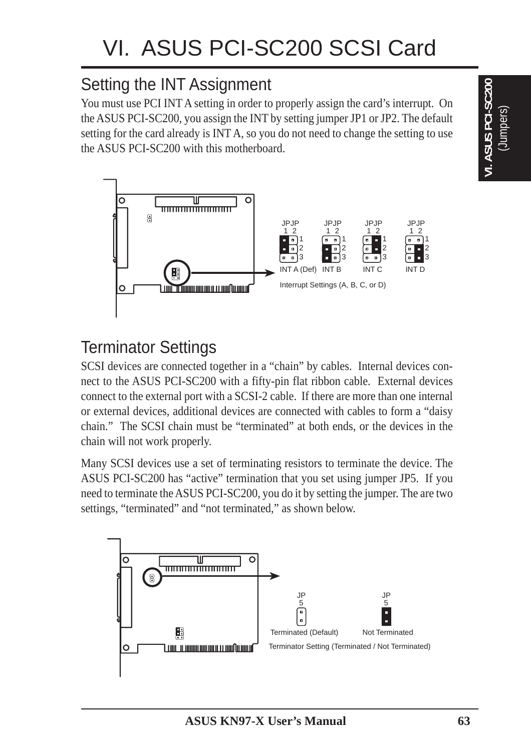# VI. ASUS PCI-SC200 SCSI Card

## Setting the INT Assignment

You must use PCI INT A setting in order to properly assign the card's interrupt. On the ASUS PCI-SC200, you assign the INT by setting jumper JP1 or JP2. The default setting for the card already is INT A, so you do not need to change the setting to use the ASUS PCI-SC200 with this motherboard.

INT A (Def) INT B INT C INT D

Interrupt Settings (A, B, C, or D)

## Terminator Settings

SCSI devices are connected together in a "chain" by cables. Internal devices connect to the ASUS PCI-SC200 with a fifty-pin flat ribbon cable. External devices connect to the external port with a SCSI-2 cable. If there are more than one internal or external devices, additional devices are connected with cables to form a "daisy chain." The SCSI chain must be "terminated" at both ends, or the devices in the chain will not work properly.

Many SCSI devices use a set of terminating resistors to terminate the device. The ASUS PCI-SC200 has "active" termination that you set using jumper JP5. If you need to terminate the ASUS PCI-SC200, you do it by setting the jumper. The are two settings, "terminated" and "not terminated," as shown below.

Terminated (Default) Not Terminated

Terminator Setting (Terminated / Not Terminated)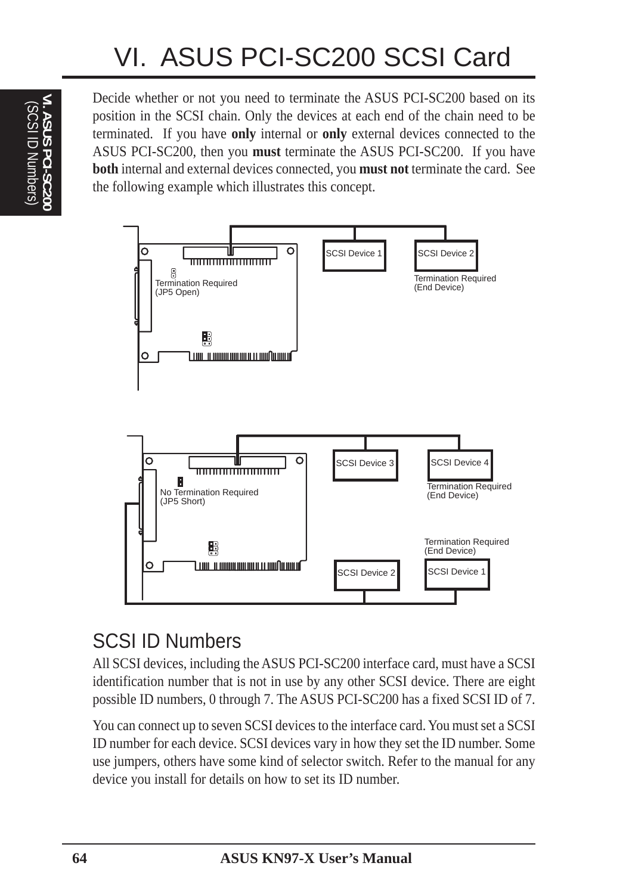# VI. ASUS PCI-SC200 SCSI Card

Decide whether or not you need to terminate the ASUS PCI-SC200 based on its position in the SCSI chain. Only the devices at each end of the chain need to be terminated. If you have **only** internal or **only** external devices connected to the ASUS PCI-SC200, then you **must** terminate the ASUS PCI-SC200. If you have **both** internal and external devices connected, you **must not** terminate the card. See the following example which illustrates this concept.

Termination Required
(JP5 Open)

SCSI Device 1

SCSI Device 2

Termination Required
(End Device)

No Termination Required
(JP5 Short)

SCSI Device 3

SCSI Device 4

Termination Required
(End Device)

Termination Required
(End Device)

SCSI Device 2

SCSI Device 1

## SCSI ID Numbers

All SCSI devices, including the ASUS PCI-SC200 interface card, must have a SCSI identification number that is not in use by any other SCSI device. There are eight possible ID numbers, 0 through 7. The ASUS PCI-SC200 has a fixed SCSI ID of 7.

You can connect up to seven SCSI devices to the interface card. You must set a SCSI ID number for each device. SCSI devices vary in how they set the ID number. Some use jumpers, others have some kind of selector switch. Refer to the manual for any device you install for details on how to set its ID number.